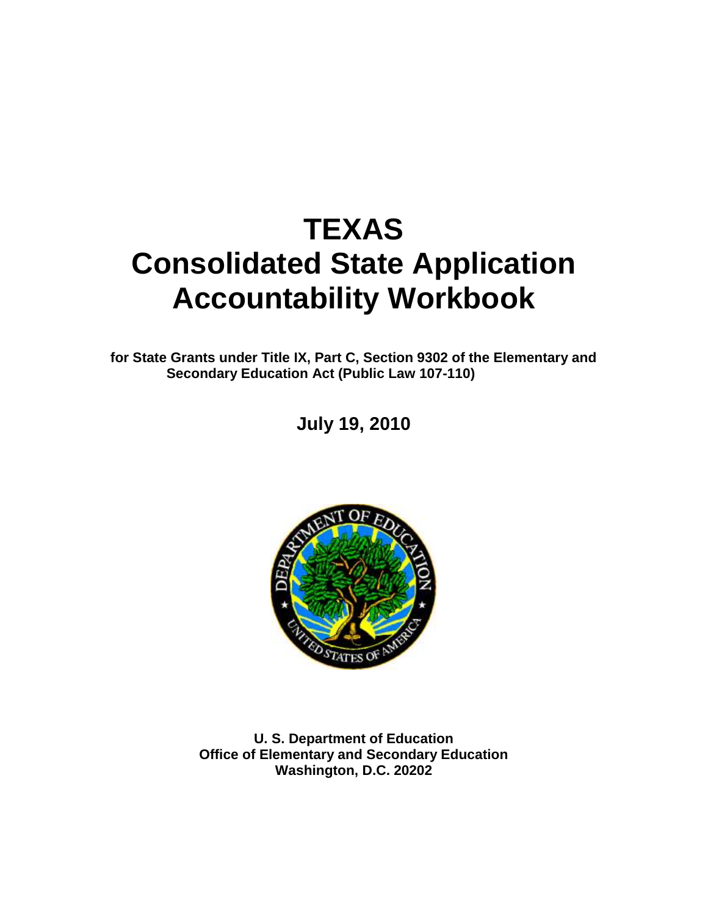# TEXAS
# Consolidated State Application Accountability Workbook

**for State Grants under Title IX, Part C, Section 9302 of the Elementary and Secondary Education Act (Public Law 107-110)**

**July 19, 2010**

**U. S. Department of Education**
**Office of Elementary and Secondary Education**
**Washington, D.C. 20202**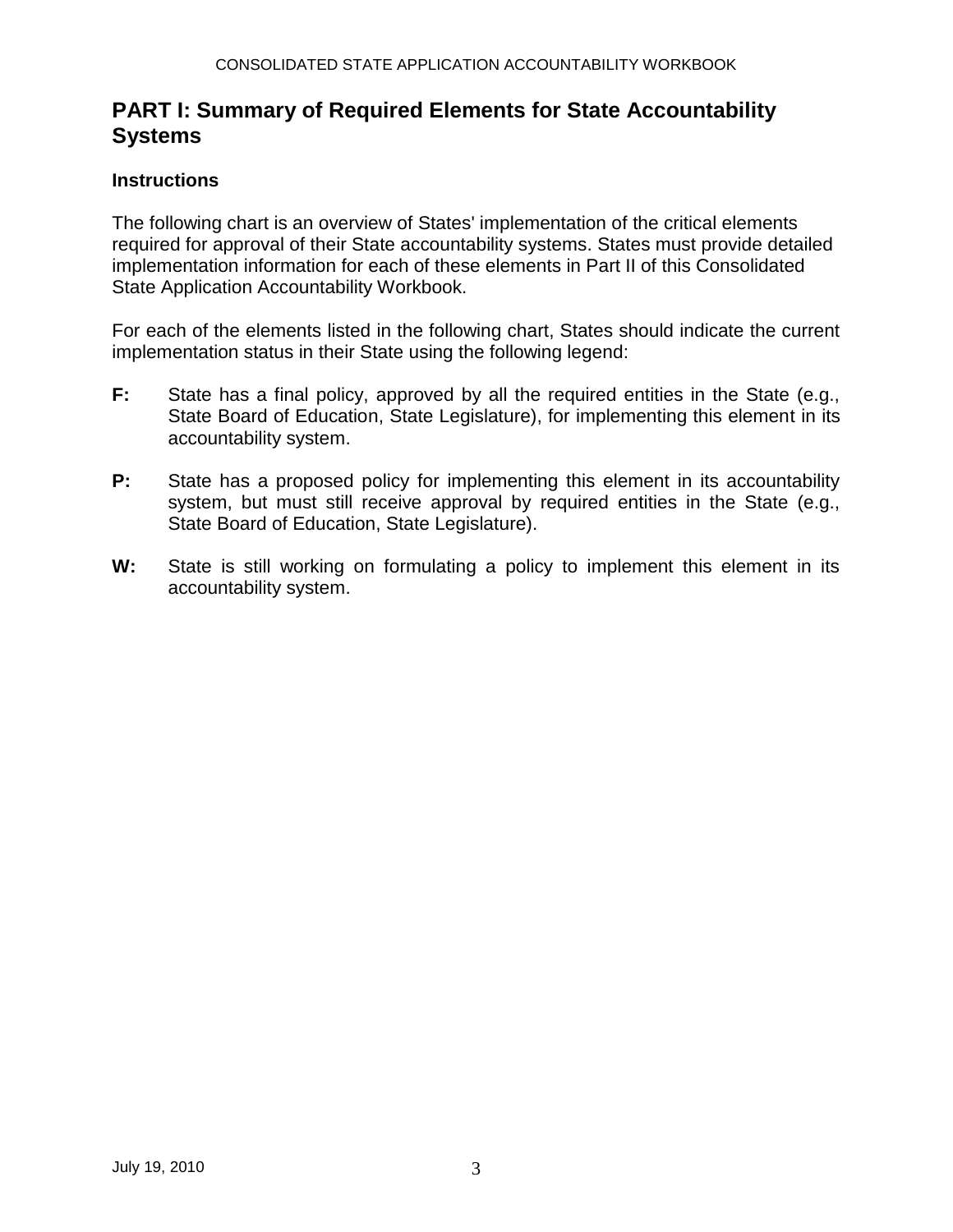## PART I: Summary of Required Elements for State Accountability Systems

### Instructions

The following chart is an overview of States' implementation of the critical elements required for approval of their State accountability systems. States must provide detailed implementation information for each of these elements in Part II of this Consolidated State Application Accountability Workbook.

For each of the elements listed in the following chart, States should indicate the current implementation status in their State using the following legend:

**F:** State has a final policy, approved by all the required entities in the State (e.g., State Board of Education, State Legislature), for implementing this element in its accountability system.

**P:** State has a proposed policy for implementing this element in its accountability system, but must still receive approval by required entities in the State (e.g., State Board of Education, State Legislature).

**W:** State is still working on formulating a policy to implement this element in its accountability system.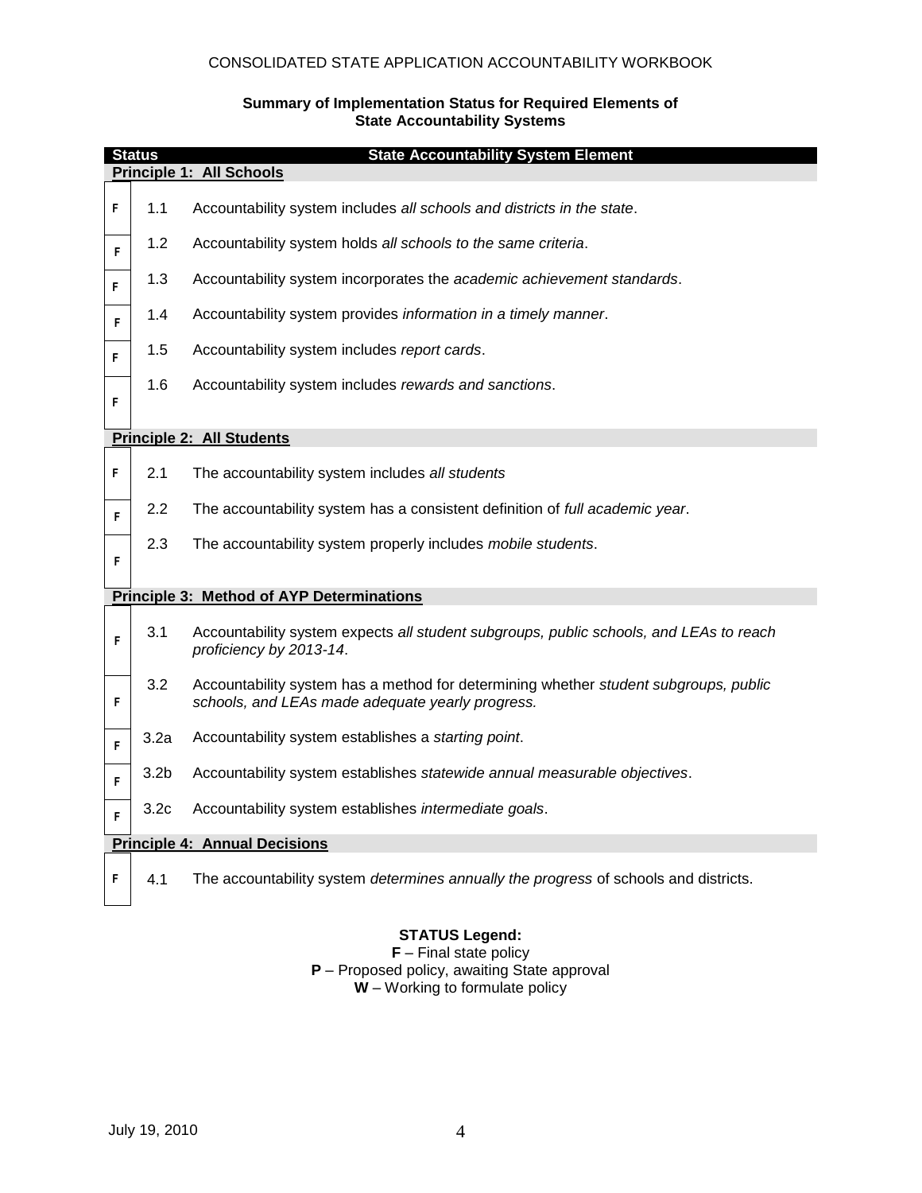**Summary of Implementation Status for Required Elements of State Accountability Systems**

| Status | | State Accountability System Element |
|---|---|---|
| **Principle 1: All Schools** | | |
| F | 1.1 | Accountability system includes *all schools and districts in the state*. |
| F | 1.2 | Accountability system holds *all schools to the same criteria*. |
| F | 1.3 | Accountability system incorporates the *academic achievement standards*. |
| F | 1.4 | Accountability system provides *information in a timely manner*. |
| F | 1.5 | Accountability system includes *report cards*. |
| F | 1.6 | Accountability system includes *rewards and sanctions*. |
| **Principle 2: All Students** | | |
| F | 2.1 | The accountability system includes *all students* |
| F | 2.2 | The accountability system has a consistent definition of *full academic year*. |
| F | 2.3 | The accountability system properly includes *mobile students*. |
| **Principle 3: Method of AYP Determinations** | | |
| F | 3.1 | Accountability system expects *all student subgroups, public schools, and LEAs to reach proficiency by 2013-14*. |
| F | 3.2 | Accountability system has a method for determining whether *student subgroups, public schools, and LEAs made adequate yearly progress.* |
| F | 3.2a | Accountability system establishes a *starting point*. |
| F | 3.2b | Accountability system establishes *statewide annual measurable objectives*. |
| F | 3.2c | Accountability system establishes *intermediate goals*. |
| **Principle 4: Annual Decisions** | | |
| F | 4.1 | The accountability system *determines annually the progress* of schools and districts. |

**STATUS Legend:**

**F** – Final state policy

**P** – Proposed policy, awaiting State approval

**W** – Working to formulate policy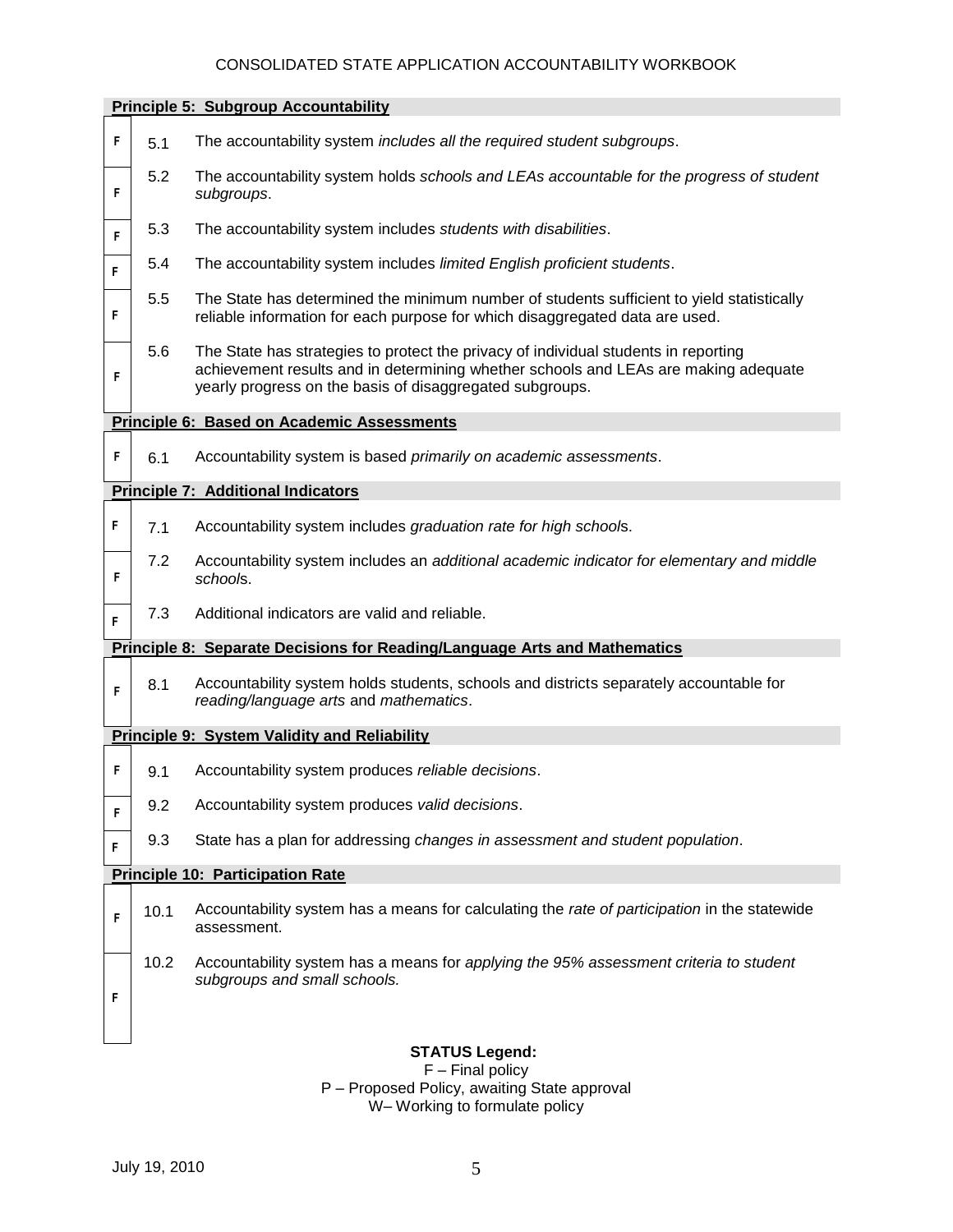| Status | | Principle |
|---|---|---|
| **Principle 5: Subgroup Accountability** | | |
| F | 5.1 | The accountability system *includes all the required student subgroups*. |
| F | 5.2 | The accountability system holds *schools and LEAs accountable for the progress of student subgroups*. |
| F | 5.3 | The accountability system includes *students with disabilities*. |
| F | 5.4 | The accountability system includes *limited English proficient students*. |
| F | 5.5 | The State has determined the minimum number of students sufficient to yield statistically reliable information for each purpose for which disaggregated data are used. |
| F | 5.6 | The State has strategies to protect the privacy of individual students in reporting achievement results and in determining whether schools and LEAs are making adequate yearly progress on the basis of disaggregated subgroups. |
| **Principle 6: Based on Academic Assessments** | | |
| F | 6.1 | Accountability system is based *primarily on academic assessments*. |
| **Principle 7: Additional Indicators** | | |
| F | 7.1 | Accountability system includes *graduation rate for high school*s. |
| F | 7.2 | Accountability system includes an *additional academic indicator for elementary and middle school*s. |
| F | 7.3 | Additional indicators are valid and reliable. |
| **Principle 8: Separate Decisions for Reading/Language Arts and Mathematics** | | |
| F | 8.1 | Accountability system holds students, schools and districts separately accountable for *reading/language arts* and *mathematics*. |
| **Principle 9: System Validity and Reliability** | | |
| F | 9.1 | Accountability system produces *reliable decisions*. |
| F | 9.2 | Accountability system produces *valid decisions*. |
| F | 9.3 | State has a plan for addressing *changes in assessment and student population*. |
| **Principle 10: Participation Rate** | | |
| F | 10.1 | Accountability system has a means for calculating the *rate of participation* in the statewide assessment. |
| F | 10.2 | Accountability system has a means for *applying the 95% assessment criteria to student subgroups and small schools.* |

**STATUS Legend:**
F – Final policy
P – Proposed Policy, awaiting State approval
W– Working to formulate policy

July 19, 2010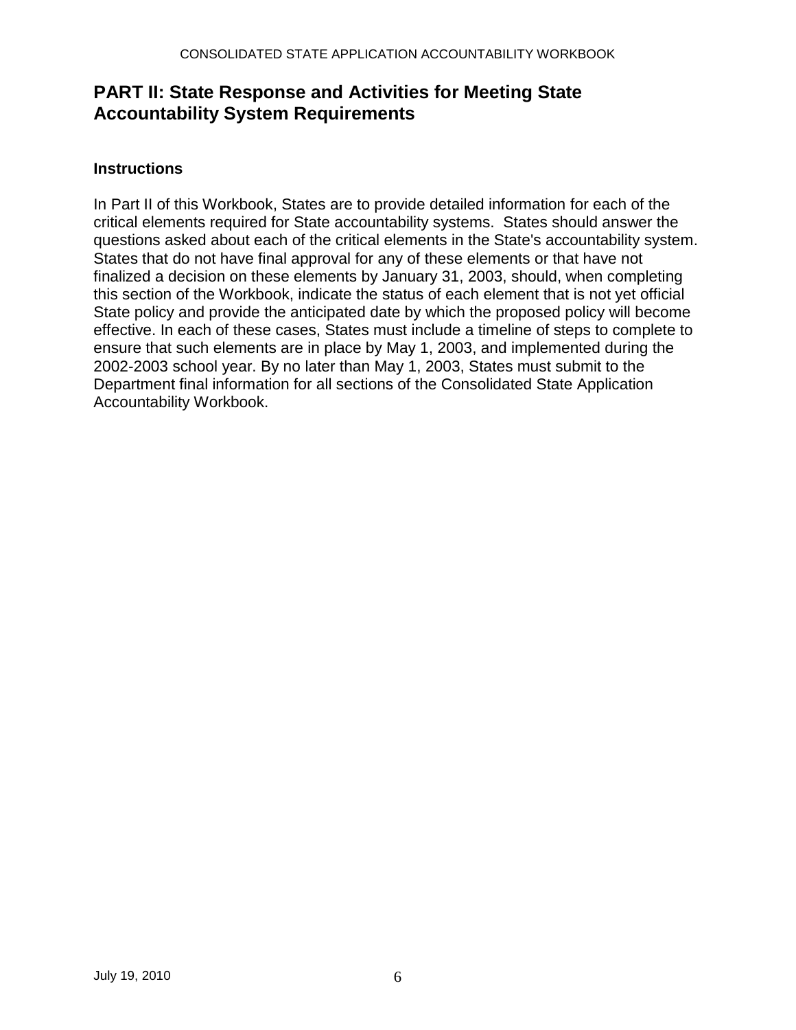## PART II: State Response and Activities for Meeting State Accountability System Requirements

### Instructions

In Part II of this Workbook, States are to provide detailed information for each of the critical elements required for State accountability systems. States should answer the questions asked about each of the critical elements in the State's accountability system. States that do not have final approval for any of these elements or that have not finalized a decision on these elements by January 31, 2003, should, when completing this section of the Workbook, indicate the status of each element that is not yet official State policy and provide the anticipated date by which the proposed policy will become effective. In each of these cases, States must include a timeline of steps to complete to ensure that such elements are in place by May 1, 2003, and implemented during the 2002-2003 school year. By no later than May 1, 2003, States must submit to the Department final information for all sections of the Consolidated State Application Accountability Workbook.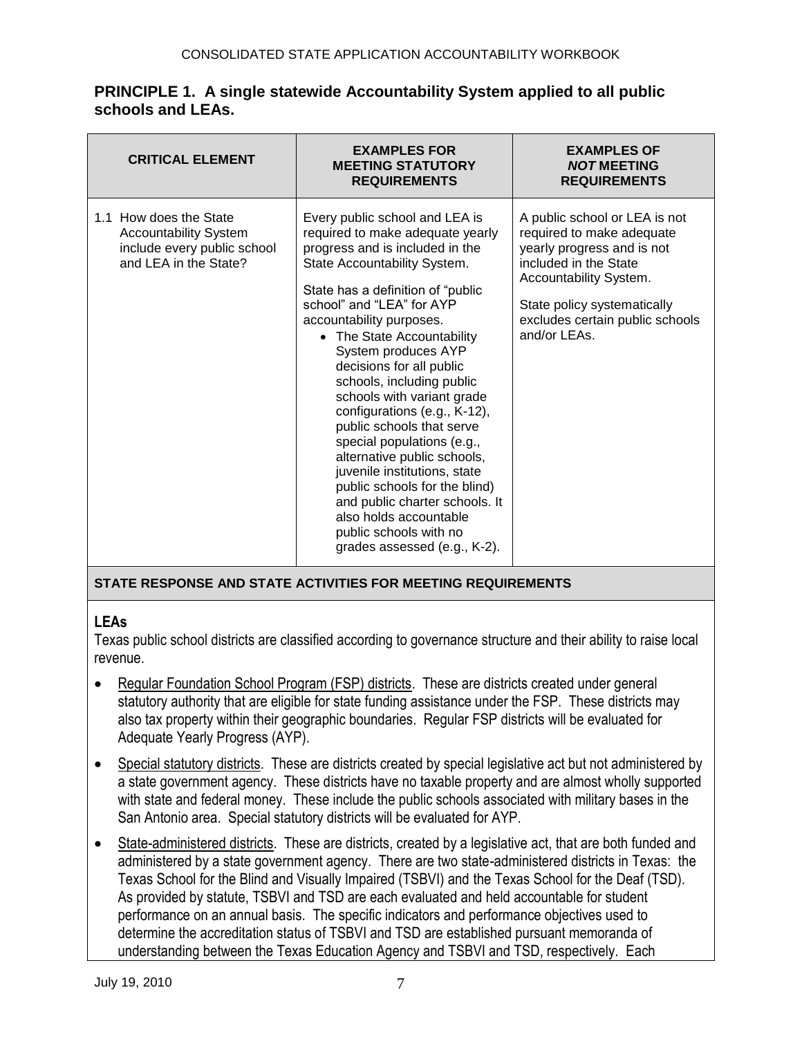## PRINCIPLE 1. A single statewide Accountability System applied to all public schools and LEAs.

| CRITICAL ELEMENT | EXAMPLES FOR MEETING STATUTORY REQUIREMENTS | EXAMPLES OF *NOT* MEETING REQUIREMENTS |
|---|---|---|
| 1.1 How does the State Accountability System include every public school and LEA in the State? | Every public school and LEA is required to make adequate yearly progress and is included in the State Accountability System.<br><br>State has a definition of "public school" and "LEA" for AYP accountability purposes.<br>• The State Accountability System produces AYP decisions for all public schools, including public schools with variant grade configurations (e.g., K-12), public schools that serve special populations (e.g., alternative public schools, juvenile institutions, state public schools for the blind) and public charter schools. It also holds accountable public schools with no grades assessed (e.g., K-2). | A public school or LEA is not required to make adequate yearly progress and is not included in the State Accountability System.<br><br>State policy systematically excludes certain public schools and/or LEAs. |

### STATE RESPONSE AND STATE ACTIVITIES FOR MEETING REQUIREMENTS

**LEAs**

Texas public school districts are classified according to governance structure and their ability to raise local revenue.

- Regular Foundation School Program (FSP) districts. These are districts created under general statutory authority that are eligible for state funding assistance under the FSP. These districts may also tax property within their geographic boundaries. Regular FSP districts will be evaluated for Adequate Yearly Progress (AYP).
- Special statutory districts. These are districts created by special legislative act but not administered by a state government agency. These districts have no taxable property and are almost wholly supported with state and federal money. These include the public schools associated with military bases in the San Antonio area. Special statutory districts will be evaluated for AYP.
- State-administered districts. These are districts, created by a legislative act, that are both funded and administered by a state government agency. There are two state-administered districts in Texas: the Texas School for the Blind and Visually Impaired (TSBVI) and the Texas School for the Deaf (TSD). As provided by statute, TSBVI and TSD are each evaluated and held accountable for student performance on an annual basis. The specific indicators and performance objectives used to determine the accreditation status of TSBVI and TSD are established pursuant memoranda of understanding between the Texas Education Agency and TSBVI and TSD, respectively. Each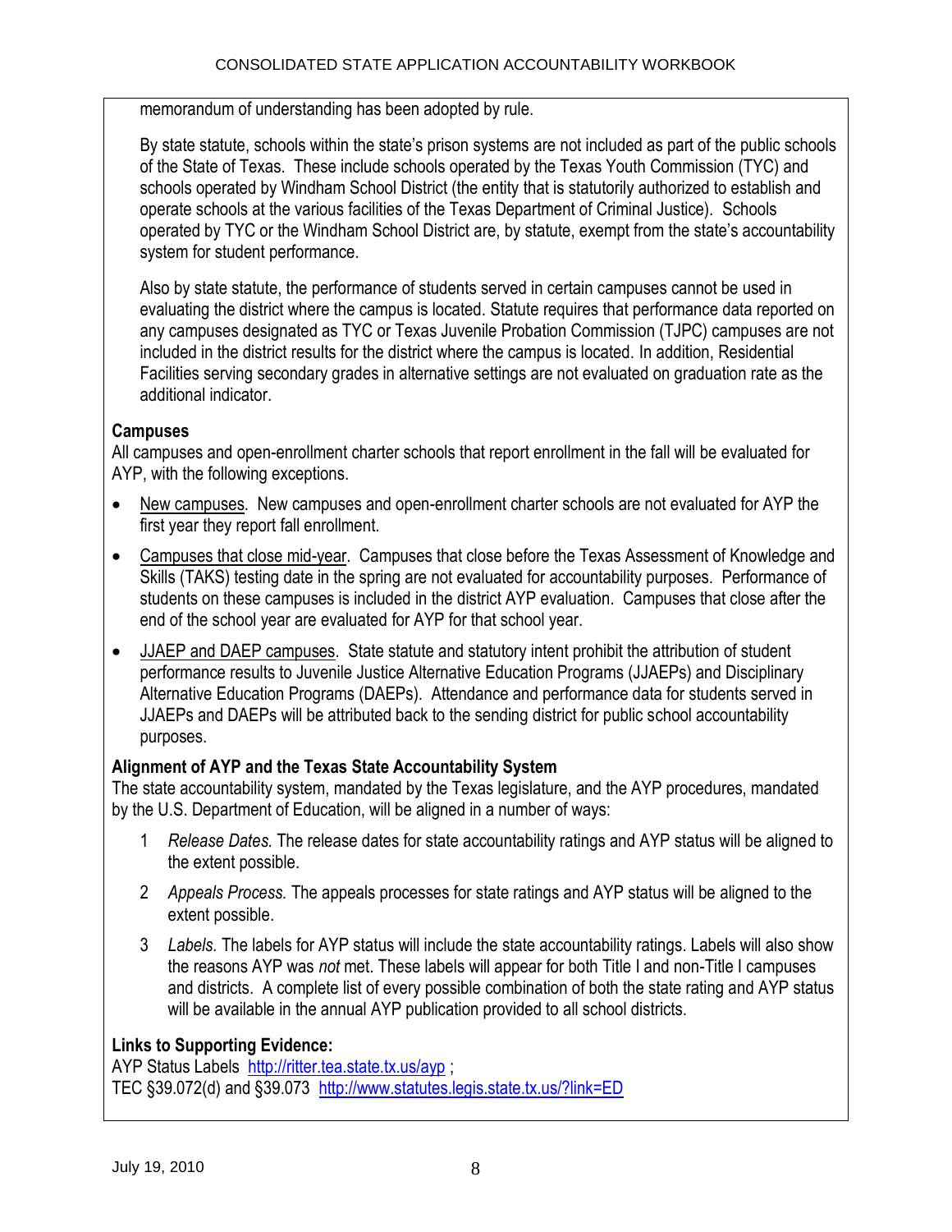memorandum of understanding has been adopted by rule.

By state statute, schools within the state's prison systems are not included as part of the public schools of the State of Texas. These include schools operated by the Texas Youth Commission (TYC) and schools operated by Windham School District (the entity that is statutorily authorized to establish and operate schools at the various facilities of the Texas Department of Criminal Justice). Schools operated by TYC or the Windham School District are, by statute, exempt from the state's accountability system for student performance.

Also by state statute, the performance of students served in certain campuses cannot be used in evaluating the district where the campus is located. Statute requires that performance data reported on any campuses designated as TYC or Texas Juvenile Probation Commission (TJPC) campuses are not included in the district results for the district where the campus is located. In addition, Residential Facilities serving secondary grades in alternative settings are not evaluated on graduation rate as the additional indicator.

**Campuses**

All campuses and open-enrollment charter schools that report enrollment in the fall will be evaluated for AYP, with the following exceptions.

- New campuses. New campuses and open-enrollment charter schools are not evaluated for AYP the first year they report fall enrollment.
- Campuses that close mid-year. Campuses that close before the Texas Assessment of Knowledge and Skills (TAKS) testing date in the spring are not evaluated for accountability purposes. Performance of students on these campuses is included in the district AYP evaluation. Campuses that close after the end of the school year are evaluated for AYP for that school year.
- JJAEP and DAEP campuses. State statute and statutory intent prohibit the attribution of student performance results to Juvenile Justice Alternative Education Programs (JJAEPs) and Disciplinary Alternative Education Programs (DAEPs). Attendance and performance data for students served in JJAEPs and DAEPs will be attributed back to the sending district for public school accountability purposes.

**Alignment of AYP and the Texas State Accountability System**

The state accountability system, mandated by the Texas legislature, and the AYP procedures, mandated by the U.S. Department of Education, will be aligned in a number of ways:

1. *Release Dates.* The release dates for state accountability ratings and AYP status will be aligned to the extent possible.
2. *Appeals Process.* The appeals processes for state ratings and AYP status will be aligned to the extent possible.
3. *Labels.* The labels for AYP status will include the state accountability ratings. Labels will also show the reasons AYP was *not* met. These labels will appear for both Title I and non-Title I campuses and districts. A complete list of every possible combination of both the state rating and AYP status will be available in the annual AYP publication provided to all school districts.

**Links to Supporting Evidence:**

AYP Status Labels http://ritter.tea.state.tx.us/ayp ;
TEC §39.072(d) and §39.073 http://www.statutes.legis.state.tx.us/?link=ED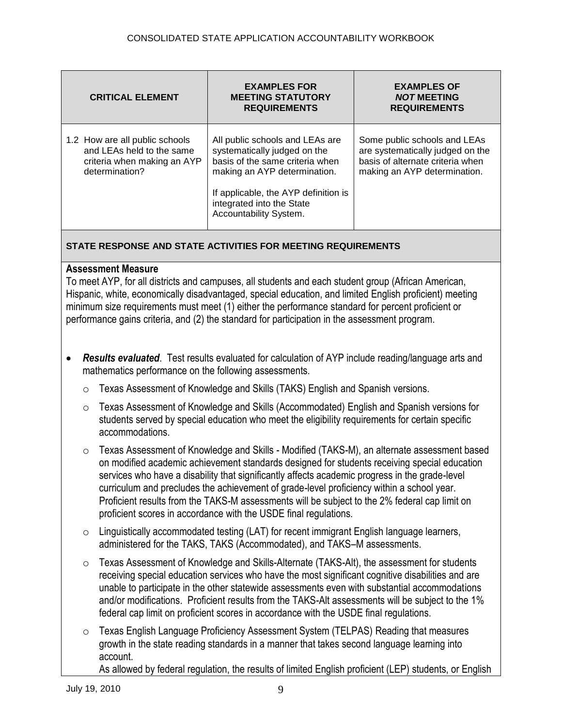| CRITICAL ELEMENT | EXAMPLES FOR MEETING STATUTORY REQUIREMENTS | EXAMPLES OF *NOT* MEETING REQUIREMENTS |
|---|---|---|
| 1.2 How are all public schools and LEAs held to the same criteria when making an AYP determination? | All public schools and LEAs are systematically judged on the basis of the same criteria when making an AYP determination.<br><br>If applicable, the AYP definition is integrated into the State Accountability System. | Some public schools and LEAs are systematically judged on the basis of alternate criteria when making an AYP determination. |

**STATE RESPONSE AND STATE ACTIVITIES FOR MEETING REQUIREMENTS**

**Assessment Measure**

To meet AYP, for all districts and campuses, all students and each student group (African American, Hispanic, white, economically disadvantaged, special education, and limited English proficient) meeting minimum size requirements must meet (1) either the performance standard for percent proficient or performance gains criteria, and (2) the standard for participation in the assessment program.

- ***Results evaluated***. Test results evaluated for calculation of AYP include reading/language arts and mathematics performance on the following assessments.
  - Texas Assessment of Knowledge and Skills (TAKS) English and Spanish versions.
  - Texas Assessment of Knowledge and Skills (Accommodated) English and Spanish versions for students served by special education who meet the eligibility requirements for certain specific accommodations.
  - Texas Assessment of Knowledge and Skills - Modified (TAKS-M), an alternate assessment based on modified academic achievement standards designed for students receiving special education services who have a disability that significantly affects academic progress in the grade-level curriculum and precludes the achievement of grade-level proficiency within a school year. Proficient results from the TAKS-M assessments will be subject to the 2% federal cap limit on proficient scores in accordance with the USDE final regulations.
  - Linguistically accommodated testing (LAT) for recent immigrant English language learners, administered for the TAKS, TAKS (Accommodated), and TAKS–M assessments.
  - Texas Assessment of Knowledge and Skills-Alternate (TAKS-Alt), the assessment for students receiving special education services who have the most significant cognitive disabilities and are unable to participate in the other statewide assessments even with substantial accommodations and/or modifications. Proficient results from the TAKS-Alt assessments will be subject to the 1% federal cap limit on proficient scores in accordance with the USDE final regulations.
  - Texas English Language Proficiency Assessment System (TELPAS) Reading that measures growth in the state reading standards in a manner that takes second language learning into account.

    As allowed by federal regulation, the results of limited English proficient (LEP) students, or English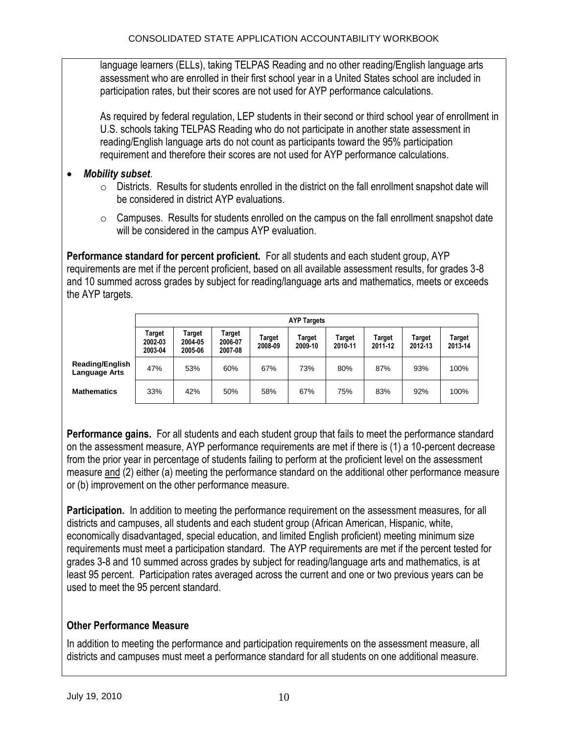language learners (ELLs), taking TELPAS Reading and no other reading/English language arts assessment who are enrolled in their first school year in a United States school are included in participation rates, but their scores are not used for AYP performance calculations.

As required by federal regulation, LEP students in their second or third school year of enrollment in U.S. schools taking TELPAS Reading who do not participate in another state assessment in reading/English language arts do not count as participants toward the 95% participation requirement and therefore their scores are not used for AYP performance calculations.

- ***Mobility subset***.
  - Districts. Results for students enrolled in the district on the fall enrollment snapshot date will be considered in district AYP evaluations.
  - Campuses. Results for students enrolled on the campus on the fall enrollment snapshot date will be considered in the campus AYP evaluation.

**Performance standard for percent proficient.** For all students and each student group, AYP requirements are met if the percent proficient, based on all available assessment results, for grades 3-8 and 10 summed across grades by subject for reading/language arts and mathematics, meets or exceeds the AYP targets.

| | AYP Targets | | | | | | | | |
|---|---|---|---|---|---|---|---|---|---|
| | Target 2002-03 2003-04 | Target 2004-05 2005-06 | Target 2006-07 2007-08 | Target 2008-09 | Target 2009-10 | Target 2010-11 | Target 2011-12 | Target 2012-13 | Target 2013-14 |
| **Reading/English Language Arts** | 47% | 53% | 60% | 67% | 73% | 80% | 87% | 93% | 100% |
| **Mathematics** | 33% | 42% | 50% | 58% | 67% | 75% | 83% | 92% | 100% |

**Performance gains.** For all students and each student group that fails to meet the performance standard on the assessment measure, AYP performance requirements are met if there is (1) a 10-percent decrease from the prior year in percentage of students failing to perform at the proficient level on the assessment measure and (2) either (a) meeting the performance standard on the additional other performance measure or (b) improvement on the other performance measure.

**Participation.** In addition to meeting the performance requirement on the assessment measures, for all districts and campuses, all students and each student group (African American, Hispanic, white, economically disadvantaged, special education, and limited English proficient) meeting minimum size requirements must meet a participation standard. The AYP requirements are met if the percent tested for grades 3-8 and 10 summed across grades by subject for reading/language arts and mathematics, is at least 95 percent. Participation rates averaged across the current and one or two previous years can be used to meet the 95 percent standard.

### Other Performance Measure

In addition to meeting the performance and participation requirements on the assessment measure, all districts and campuses must meet a performance standard for all students on one additional measure.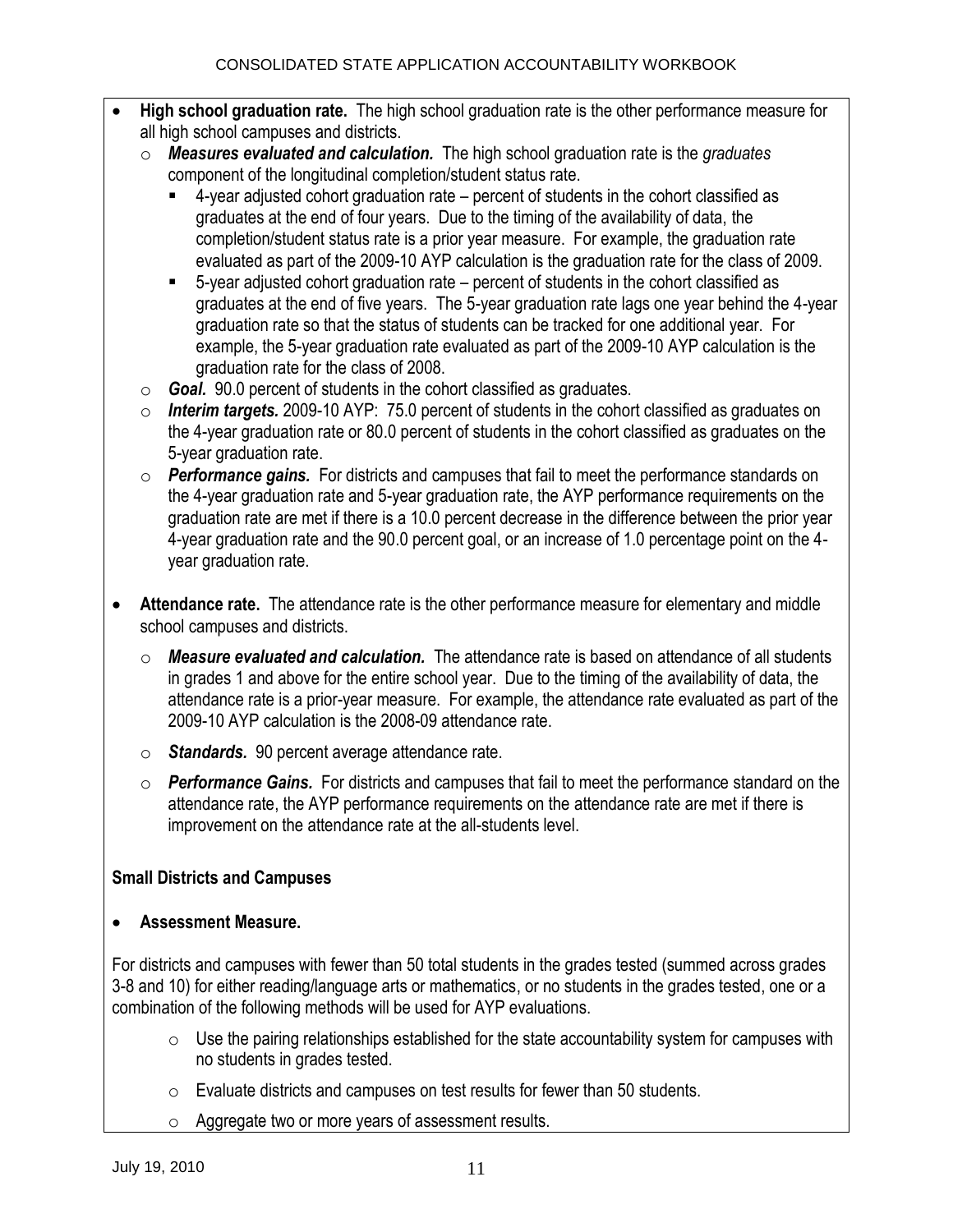- **High school graduation rate.** The high school graduation rate is the other performance measure for all high school campuses and districts.
  - ***Measures evaluated and calculation.*** The high school graduation rate is the *graduates* component of the longitudinal completion/student status rate.
    - 4-year adjusted cohort graduation rate – percent of students in the cohort classified as graduates at the end of four years. Due to the timing of the availability of data, the completion/student status rate is a prior year measure. For example, the graduation rate evaluated as part of the 2009-10 AYP calculation is the graduation rate for the class of 2009.
    - 5-year adjusted cohort graduation rate – percent of students in the cohort classified as graduates at the end of five years. The 5-year graduation rate lags one year behind the 4-year graduation rate so that the status of students can be tracked for one additional year. For example, the 5-year graduation rate evaluated as part of the 2009-10 AYP calculation is the graduation rate for the class of 2008.
  - ***Goal.*** 90.0 percent of students in the cohort classified as graduates.
  - ***Interim targets.*** 2009-10 AYP: 75.0 percent of students in the cohort classified as graduates on the 4-year graduation rate or 80.0 percent of students in the cohort classified as graduates on the 5-year graduation rate.
  - ***Performance gains.*** For districts and campuses that fail to meet the performance standards on the 4-year graduation rate and 5-year graduation rate, the AYP performance requirements on the graduation rate are met if there is a 10.0 percent decrease in the difference between the prior year 4-year graduation rate and the 90.0 percent goal, or an increase of 1.0 percentage point on the 4-year graduation rate.

- **Attendance rate.** The attendance rate is the other performance measure for elementary and middle school campuses and districts.
  - ***Measure evaluated and calculation.*** The attendance rate is based on attendance of all students in grades 1 and above for the entire school year. Due to the timing of the availability of data, the attendance rate is a prior-year measure. For example, the attendance rate evaluated as part of the 2009-10 AYP calculation is the 2008-09 attendance rate.
  - ***Standards.*** 90 percent average attendance rate.
  - ***Performance Gains.*** For districts and campuses that fail to meet the performance standard on the attendance rate, the AYP performance requirements on the attendance rate are met if there is improvement on the attendance rate at the all-students level.

**Small Districts and Campuses**

- **Assessment Measure.**

For districts and campuses with fewer than 50 total students in the grades tested (summed across grades 3-8 and 10) for either reading/language arts or mathematics, or no students in the grades tested, one or a combination of the following methods will be used for AYP evaluations.

- Use the pairing relationships established for the state accountability system for campuses with no students in grades tested.
- Evaluate districts and campuses on test results for fewer than 50 students.
- Aggregate two or more years of assessment results.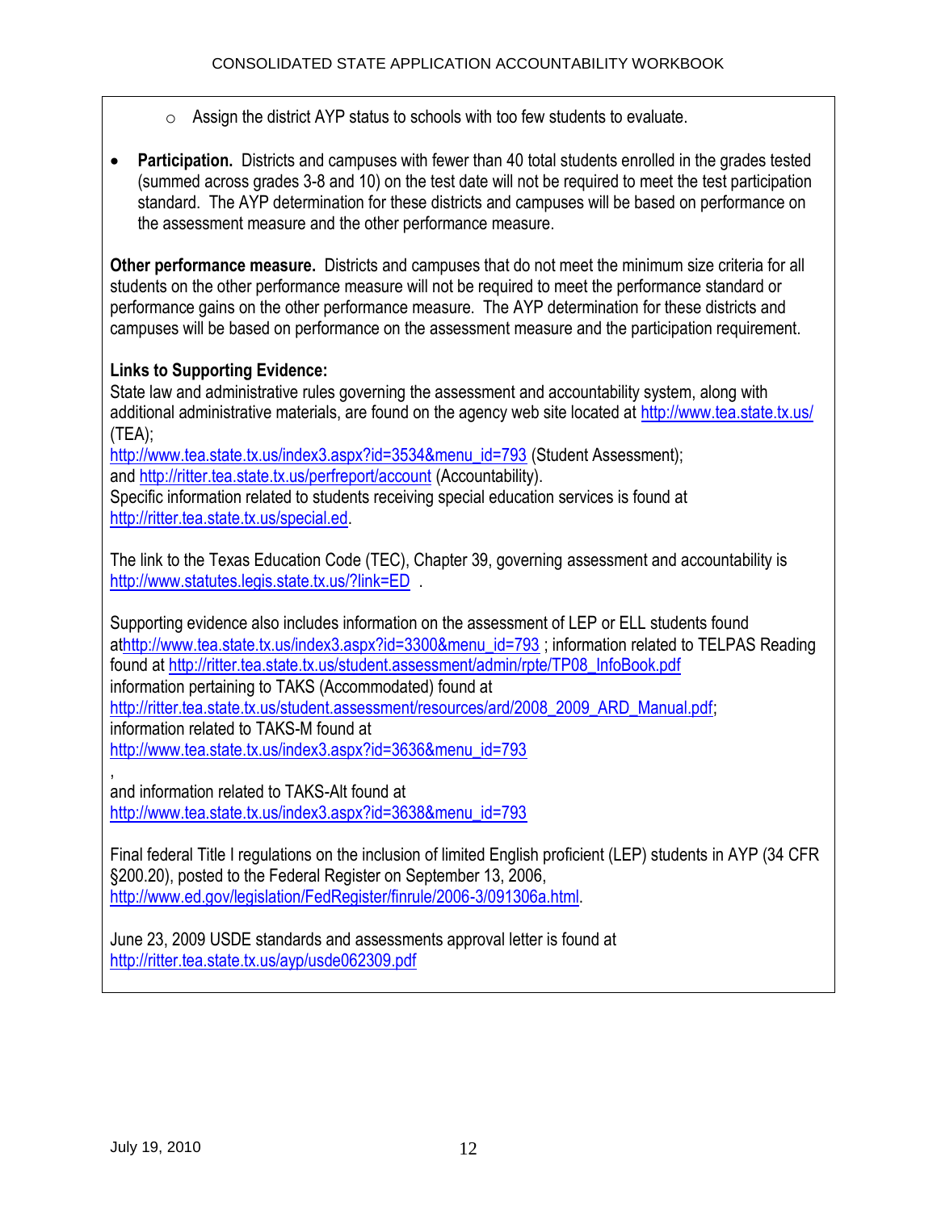- Assign the district AYP status to schools with too few students to evaluate.

- **Participation.** Districts and campuses with fewer than 40 total students enrolled in the grades tested (summed across grades 3-8 and 10) on the test date will not be required to meet the test participation standard. The AYP determination for these districts and campuses will be based on performance on the assessment measure and the other performance measure.

**Other performance measure.** Districts and campuses that do not meet the minimum size criteria for all students on the other performance measure will not be required to meet the performance standard or performance gains on the other performance measure. The AYP determination for these districts and campuses will be based on performance on the assessment measure and the participation requirement.

**Links to Supporting Evidence:**
State law and administrative rules governing the assessment and accountability system, along with additional administrative materials, are found on the agency web site located at http://www.tea.state.tx.us/ (TEA);
http://www.tea.state.tx.us/index3.aspx?id=3534&menu_id=793 (Student Assessment);
and http://ritter.tea.state.tx.us/perfreport/account (Accountability).
Specific information related to students receiving special education services is found at http://ritter.tea.state.tx.us/special.ed.

The link to the Texas Education Code (TEC), Chapter 39, governing assessment and accountability is http://www.statutes.legis.state.tx.us/?link=ED .

Supporting evidence also includes information on the assessment of LEP or ELL students found athttp://www.tea.state.tx.us/index3.aspx?id=3300&menu_id=793 ; information related to TELPAS Reading found at http://ritter.tea.state.tx.us/student.assessment/admin/rpte/TP08_InfoBook.pdf
information pertaining to TAKS (Accommodated) found at
http://ritter.tea.state.tx.us/student.assessment/resources/ard/2008_2009_ARD_Manual.pdf;
information related to TAKS-M found at
http://www.tea.state.tx.us/index3.aspx?id=3636&menu_id=793
,
and information related to TAKS-Alt found at
http://www.tea.state.tx.us/index3.aspx?id=3638&menu_id=793

Final federal Title I regulations on the inclusion of limited English proficient (LEP) students in AYP (34 CFR §200.20), posted to the Federal Register on September 13, 2006,
http://www.ed.gov/legislation/FedRegister/finrule/2006-3/091306a.html.

June 23, 2009 USDE standards and assessments approval letter is found at
http://ritter.tea.state.tx.us/ayp/usde062309.pdf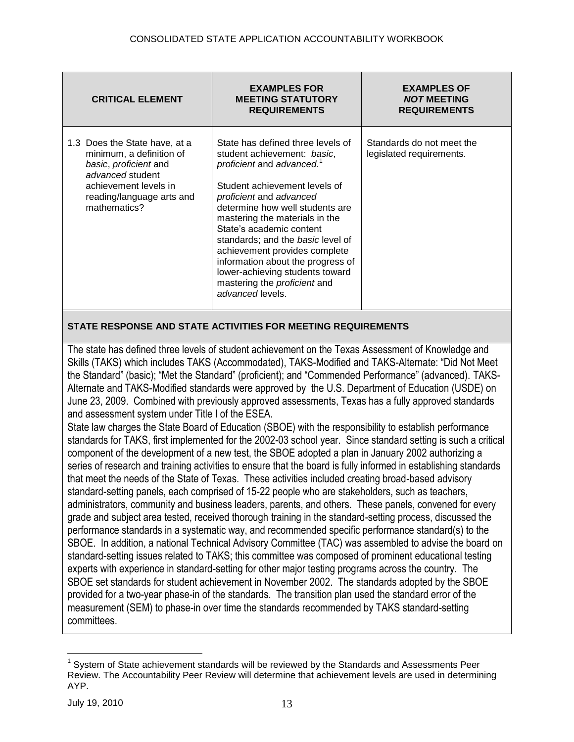| CRITICAL ELEMENT | EXAMPLES FOR MEETING STATUTORY REQUIREMENTS | EXAMPLES OF *NOT* MEETING REQUIREMENTS |
|---|---|---|
| 1.3 Does the State have, at a minimum, a definition of *basic*, *proficient* and *advanced* student achievement levels in reading/language arts and mathematics? | State has defined three levels of student achievement: *basic*, *proficient* and *advanced*.[1]<br><br>Student achievement levels of *proficient* and *advanced* determine how well students are mastering the materials in the State's academic content standards; and the *basic* level of achievement provides complete information about the progress of lower-achieving students toward mastering the *proficient* and *advanced* levels. | Standards do not meet the legislated requirements. |

**STATE RESPONSE AND STATE ACTIVITIES FOR MEETING REQUIREMENTS**

The state has defined three levels of student achievement on the Texas Assessment of Knowledge and Skills (TAKS) which includes TAKS (Accommodated), TAKS-Modified and TAKS-Alternate: "Did Not Meet the Standard" (basic); "Met the Standard" (proficient); and "Commended Performance" (advanced). TAKS-Alternate and TAKS-Modified standards were approved by the U.S. Department of Education (USDE) on June 23, 2009. Combined with previously approved assessments, Texas has a fully approved standards and assessment system under Title I of the ESEA.

State law charges the State Board of Education (SBOE) with the responsibility to establish performance standards for TAKS, first implemented for the 2002-03 school year. Since standard setting is such a critical component of the development of a new test, the SBOE adopted a plan in January 2002 authorizing a series of research and training activities to ensure that the board is fully informed in establishing standards that meet the needs of the State of Texas. These activities included creating broad-based advisory standard-setting panels, each comprised of 15-22 people who are stakeholders, such as teachers, administrators, community and business leaders, parents, and others. These panels, convened for every grade and subject area tested, received thorough training in the standard-setting process, discussed the performance standards in a systematic way, and recommended specific performance standard(s) to the SBOE. In addition, a national Technical Advisory Committee (TAC) was assembled to advise the board on standard-setting issues related to TAKS; this committee was composed of prominent educational testing experts with experience in standard-setting for other major testing programs across the country. The SBOE set standards for student achievement in November 2002. The standards adopted by the SBOE provided for a two-year phase-in of the standards. The transition plan used the standard error of the measurement (SEM) to phase-in over time the standards recommended by TAKS standard-setting committees.

[1] System of State achievement standards will be reviewed by the Standards and Assessments Peer Review. The Accountability Peer Review will determine that achievement levels are used in determining AYP.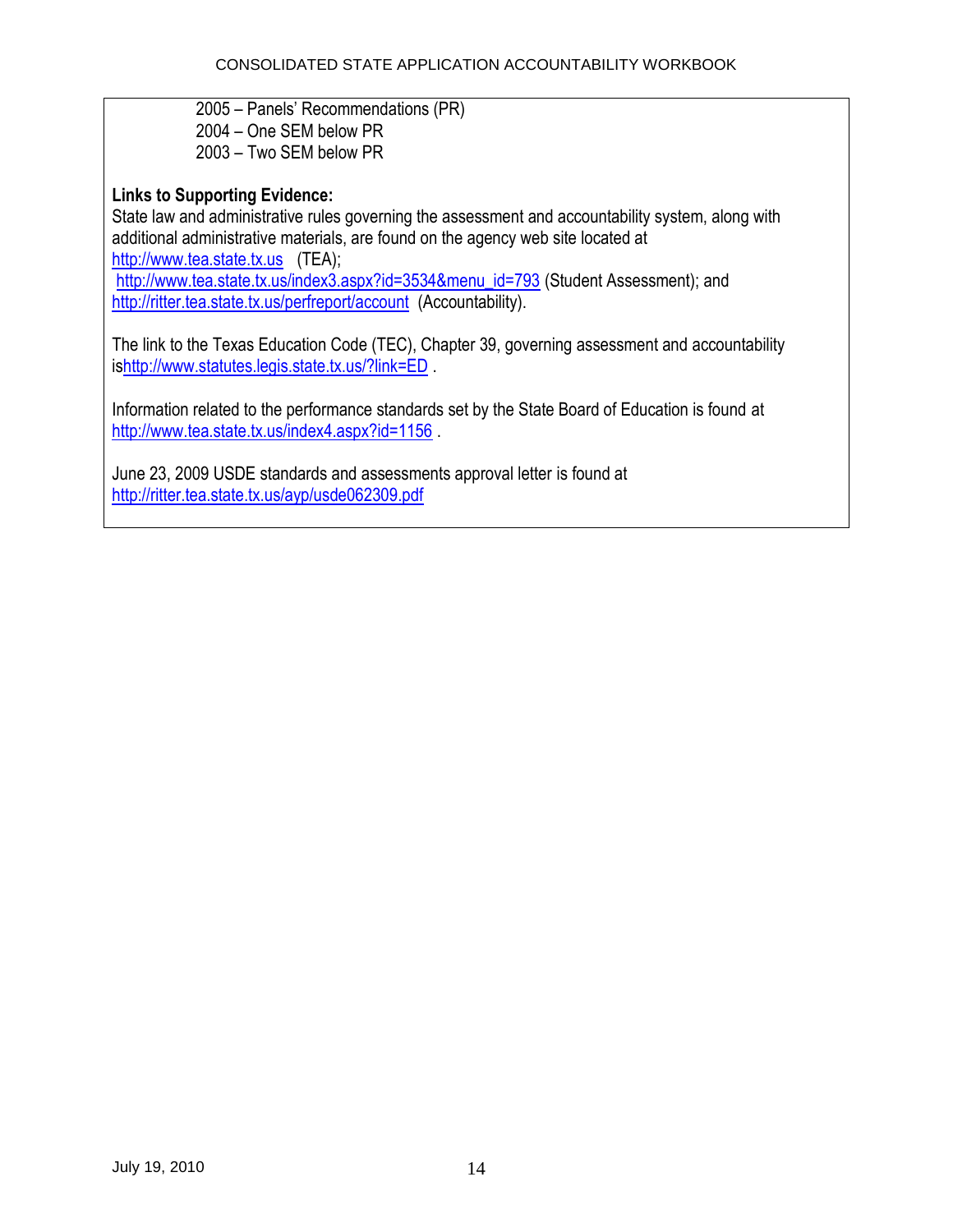2005 – Panels' Recommendations (PR)
2004 – One SEM below PR
2003 – Two SEM below PR

**Links to Supporting Evidence:**
State law and administrative rules governing the assessment and accountability system, along with additional administrative materials, are found on the agency web site located at
http://www.tea.state.tx.us (TEA);
http://www.tea.state.tx.us/index3.aspx?id=3534&menu_id=793 (Student Assessment); and
http://ritter.tea.state.tx.us/perfreport/account (Accountability).

The link to the Texas Education Code (TEC), Chapter 39, governing assessment and accountability ishttp://www.statutes.legis.state.tx.us/?link=ED .

Information related to the performance standards set by the State Board of Education is found at
http://www.tea.state.tx.us/index4.aspx?id=1156 .

June 23, 2009 USDE standards and assessments approval letter is found at
http://ritter.tea.state.tx.us/ayp/usde062309.pdf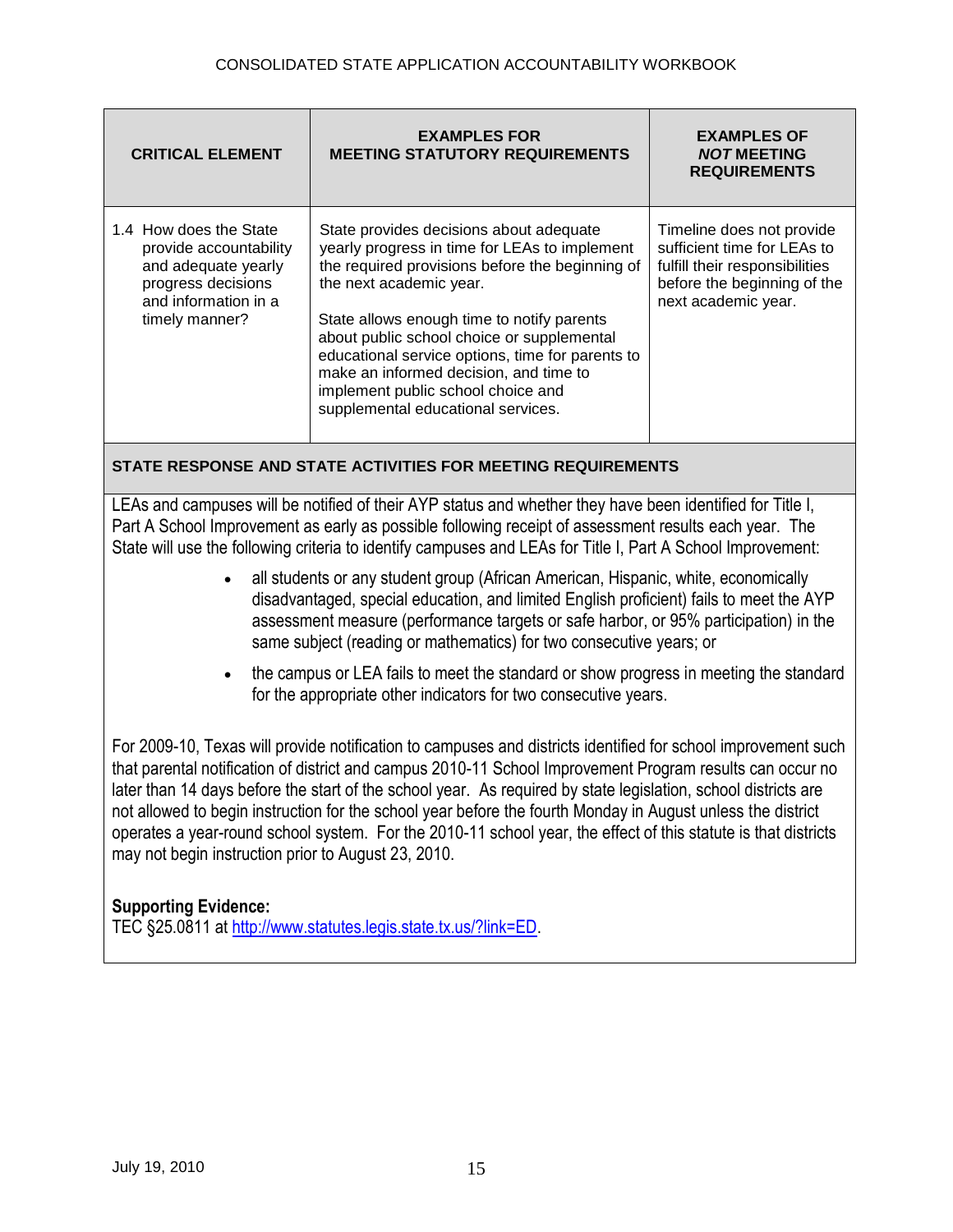| CRITICAL ELEMENT | EXAMPLES FOR MEETING STATUTORY REQUIREMENTS | EXAMPLES OF *NOT* MEETING REQUIREMENTS |
|---|---|---|
| 1.4 How does the State provide accountability and adequate yearly progress decisions and information in a timely manner? | State provides decisions about adequate yearly progress in time for LEAs to implement the required provisions before the beginning of the next academic year.<br><br>State allows enough time to notify parents about public school choice or supplemental educational service options, time for parents to make an informed decision, and time to implement public school choice and supplemental educational services. | Timeline does not provide sufficient time for LEAs to fulfill their responsibilities before the beginning of the next academic year. |

**STATE RESPONSE AND STATE ACTIVITIES FOR MEETING REQUIREMENTS**

LEAs and campuses will be notified of their AYP status and whether they have been identified for Title I, Part A School Improvement as early as possible following receipt of assessment results each year. The State will use the following criteria to identify campuses and LEAs for Title I, Part A School Improvement:

- all students or any student group (African American, Hispanic, white, economically disadvantaged, special education, and limited English proficient) fails to meet the AYP assessment measure (performance targets or safe harbor, or 95% participation) in the same subject (reading or mathematics) for two consecutive years; or
- the campus or LEA fails to meet the standard or show progress in meeting the standard for the appropriate other indicators for two consecutive years.

For 2009-10, Texas will provide notification to campuses and districts identified for school improvement such that parental notification of district and campus 2010-11 School Improvement Program results can occur no later than 14 days before the start of the school year. As required by state legislation, school districts are not allowed to begin instruction for the school year before the fourth Monday in August unless the district operates a year-round school system. For the 2010-11 school year, the effect of this statute is that districts may not begin instruction prior to August 23, 2010.

**Supporting Evidence:**
TEC §25.0811 at http://www.statutes.legis.state.tx.us/?link=ED.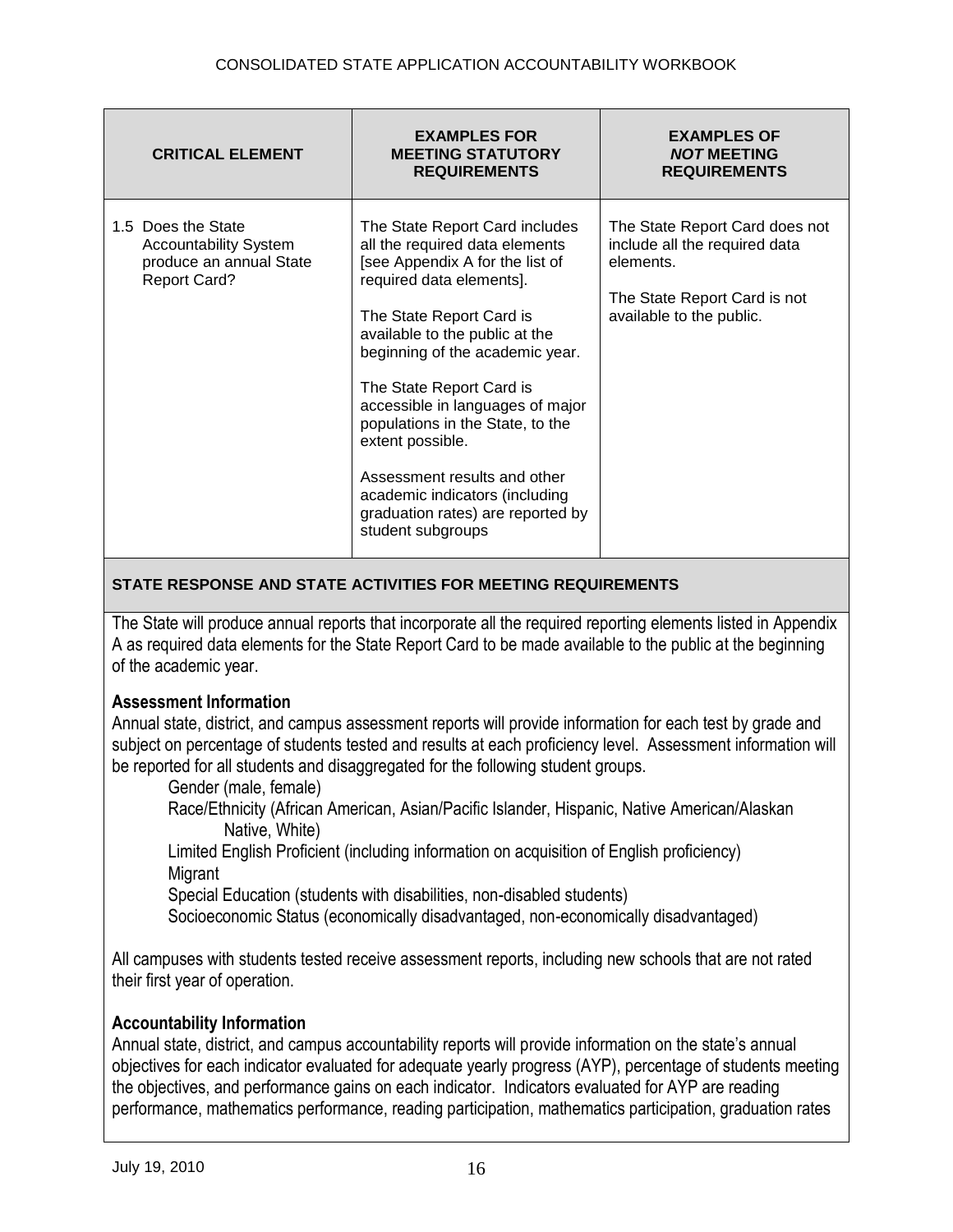| CRITICAL ELEMENT | EXAMPLES FOR MEETING STATUTORY REQUIREMENTS | EXAMPLES OF *NOT* MEETING REQUIREMENTS |
|---|---|---|
| 1.5 Does the State Accountability System produce an annual State Report Card? | The State Report Card includes all the required data elements [see Appendix A for the list of required data elements].<br><br>The State Report Card is available to the public at the beginning of the academic year.<br><br>The State Report Card is accessible in languages of major populations in the State, to the extent possible.<br><br>Assessment results and other academic indicators (including graduation rates) are reported by student subgroups | The State Report Card does not include all the required data elements.<br><br>The State Report Card is not available to the public. |

**STATE RESPONSE AND STATE ACTIVITIES FOR MEETING REQUIREMENTS**

The State will produce annual reports that incorporate all the required reporting elements listed in Appendix A as required data elements for the State Report Card to be made available to the public at the beginning of the academic year.

**Assessment Information**

Annual state, district, and campus assessment reports will provide information for each test by grade and subject on percentage of students tested and results at each proficiency level. Assessment information will be reported for all students and disaggregated for the following student groups.

- Gender (male, female)
- Race/Ethnicity (African American, Asian/Pacific Islander, Hispanic, Native American/Alaskan Native, White)
- Limited English Proficient (including information on acquisition of English proficiency)
- Migrant
- Special Education (students with disabilities, non-disabled students)
- Socioeconomic Status (economically disadvantaged, non-economically disadvantaged)

All campuses with students tested receive assessment reports, including new schools that are not rated their first year of operation.

**Accountability Information**

Annual state, district, and campus accountability reports will provide information on the state's annual objectives for each indicator evaluated for adequate yearly progress (AYP), percentage of students meeting the objectives, and performance gains on each indicator. Indicators evaluated for AYP are reading performance, mathematics performance, reading participation, mathematics participation, graduation rates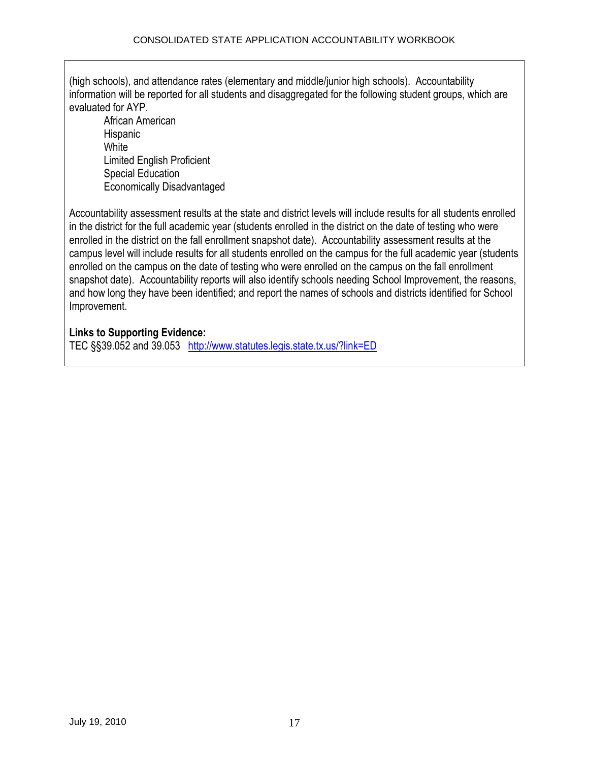(high schools), and attendance rates (elementary and middle/junior high schools). Accountability information will be reported for all students and disaggregated for the following student groups, which are evaluated for AYP.

- African American
- Hispanic
- White
- Limited English Proficient
- Special Education
- Economically Disadvantaged

Accountability assessment results at the state and district levels will include results for all students enrolled in the district for the full academic year (students enrolled in the district on the date of testing who were enrolled in the district on the fall enrollment snapshot date). Accountability assessment results at the campus level will include results for all students enrolled on the campus for the full academic year (students enrolled on the campus on the date of testing who were enrolled on the campus on the fall enrollment snapshot date). Accountability reports will also identify schools needing School Improvement, the reasons, and how long they have been identified; and report the names of schools and districts identified for School Improvement.

**Links to Supporting Evidence:**
TEC §§39.052 and 39.053 [http://www.statutes.legis.state.tx.us/?link=ED](http://www.statutes.legis.state.tx.us/?link=ED)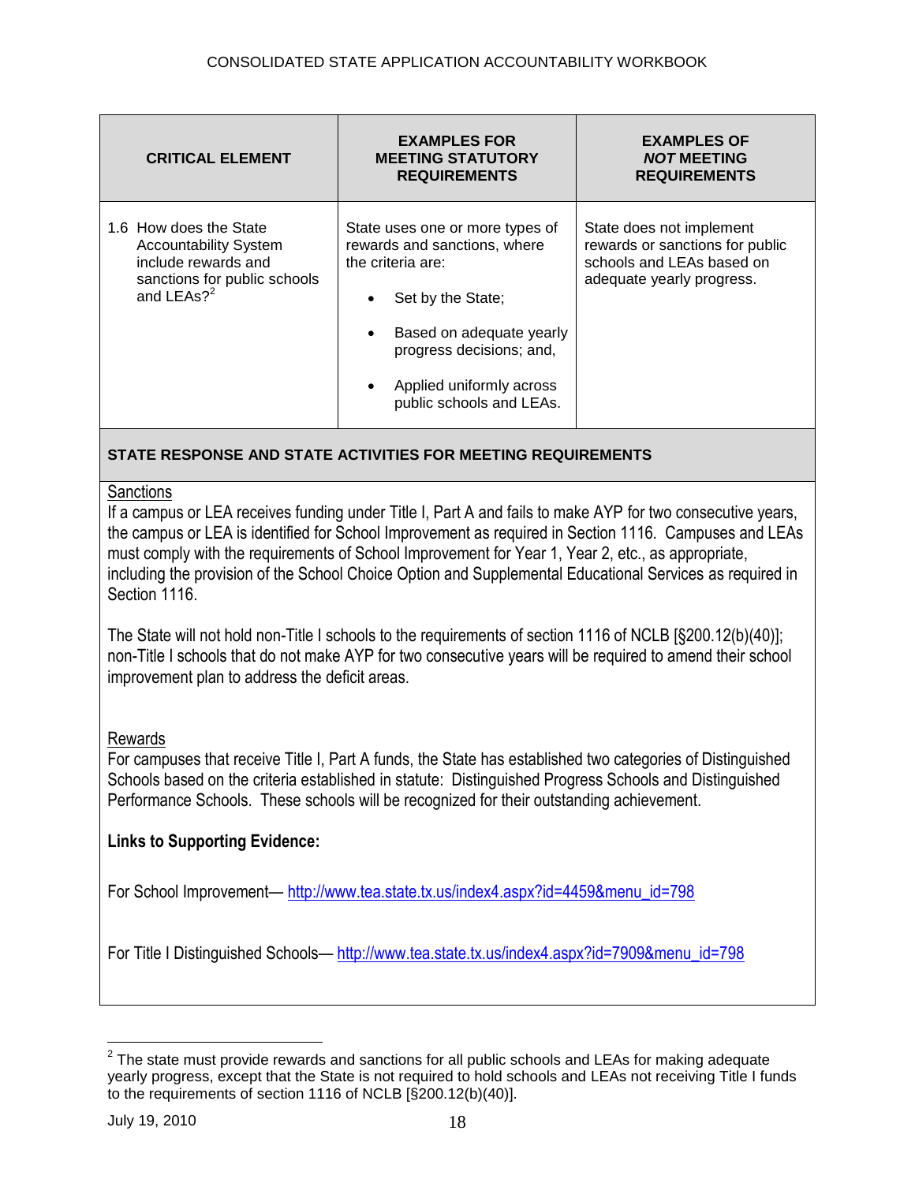| CRITICAL ELEMENT | EXAMPLES FOR MEETING STATUTORY REQUIREMENTS | EXAMPLES OF ***NOT*** MEETING REQUIREMENTS |
|---|---|---|
| 1.6 How does the State Accountability System include rewards and sanctions for public schools and LEAs?[2] | State uses one or more types of rewards and sanctions, where the criteria are:<br>• Set by the State;<br>• Based on adequate yearly progress decisions; and,<br>• Applied uniformly across public schools and LEAs. | State does not implement rewards or sanctions for public schools and LEAs based on adequate yearly progress. |

**STATE RESPONSE AND STATE ACTIVITIES FOR MEETING REQUIREMENTS**

Sanctions

If a campus or LEA receives funding under Title I, Part A and fails to make AYP for two consecutive years, the campus or LEA is identified for School Improvement as required in Section 1116. Campuses and LEAs must comply with the requirements of School Improvement for Year 1, Year 2, etc., as appropriate, including the provision of the School Choice Option and Supplemental Educational Services as required in Section 1116.

The State will not hold non-Title I schools to the requirements of section 1116 of NCLB [§200.12(b)(40)]; non-Title I schools that do not make AYP for two consecutive years will be required to amend their school improvement plan to address the deficit areas.

Rewards

For campuses that receive Title I, Part A funds, the State has established two categories of Distinguished Schools based on the criteria established in statute: Distinguished Progress Schools and Distinguished Performance Schools. These schools will be recognized for their outstanding achievement.

**Links to Supporting Evidence:**

For School Improvement— http://www.tea.state.tx.us/index4.aspx?id=4459&menu_id=798

For Title I Distinguished Schools— http://www.tea.state.tx.us/index4.aspx?id=7909&menu_id=798

[2] The state must provide rewards and sanctions for all public schools and LEAs for making adequate yearly progress, except that the State is not required to hold schools and LEAs not receiving Title I funds to the requirements of section 1116 of NCLB [§200.12(b)(40)].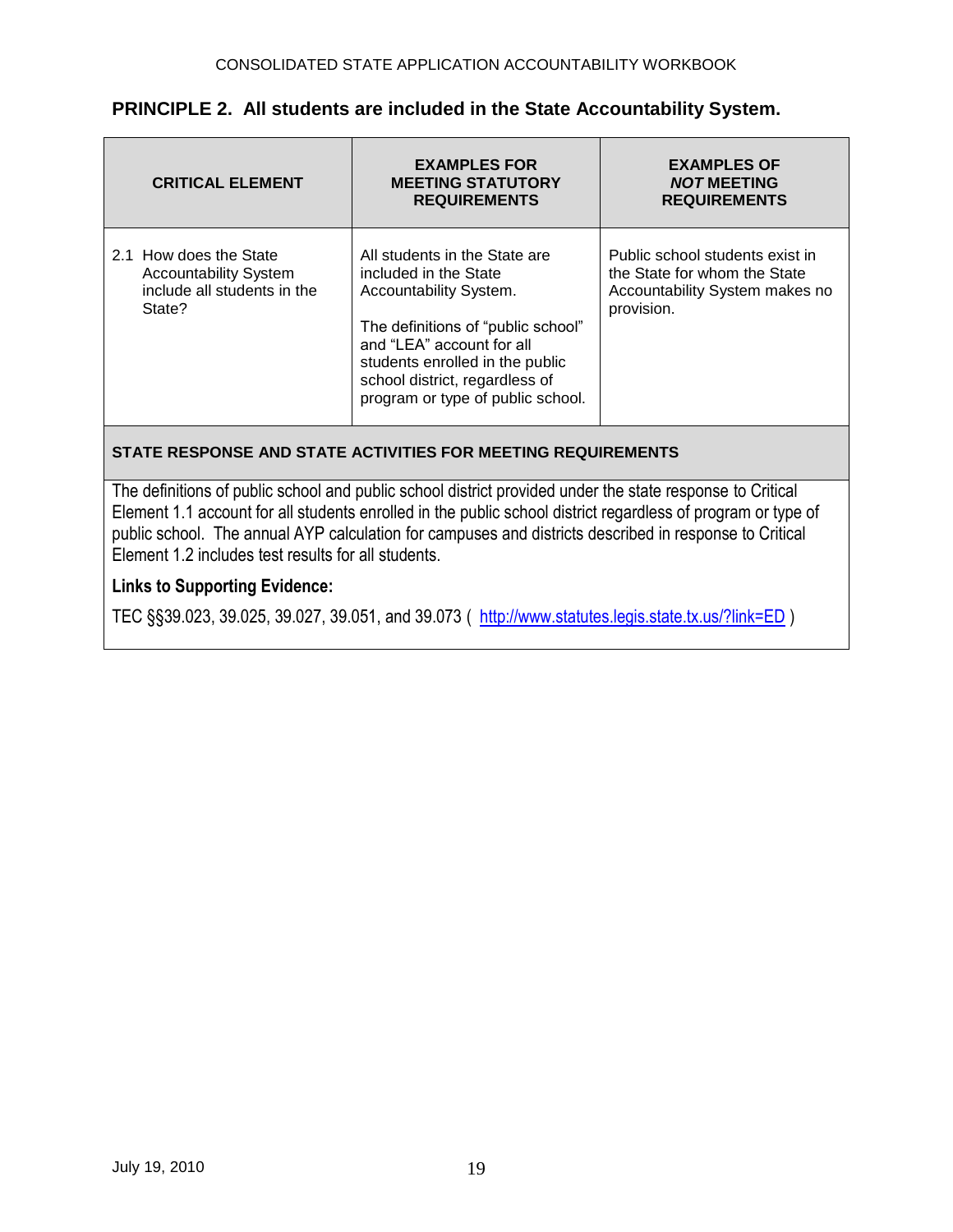## PRINCIPLE 2. All students are included in the State Accountability System.

| CRITICAL ELEMENT | EXAMPLES FOR MEETING STATUTORY REQUIREMENTS | EXAMPLES OF *NOT* MEETING REQUIREMENTS |
|---|---|---|
| 2.1 How does the State Accountability System include all students in the State? | All students in the State are included in the State Accountability System.<br><br>The definitions of "public school" and "LEA" account for all students enrolled in the public school district, regardless of program or type of public school. | Public school students exist in the State for whom the State Accountability System makes no provision. |

**STATE RESPONSE AND STATE ACTIVITIES FOR MEETING REQUIREMENTS**

The definitions of public school and public school district provided under the state response to Critical Element 1.1 account for all students enrolled in the public school district regardless of program or type of public school. The annual AYP calculation for campuses and districts described in response to Critical Element 1.2 includes test results for all students.

**Links to Supporting Evidence:**

TEC §§39.023, 39.025, 39.027, 39.051, and 39.073 ( http://www.statutes.legis.state.tx.us/?link=ED )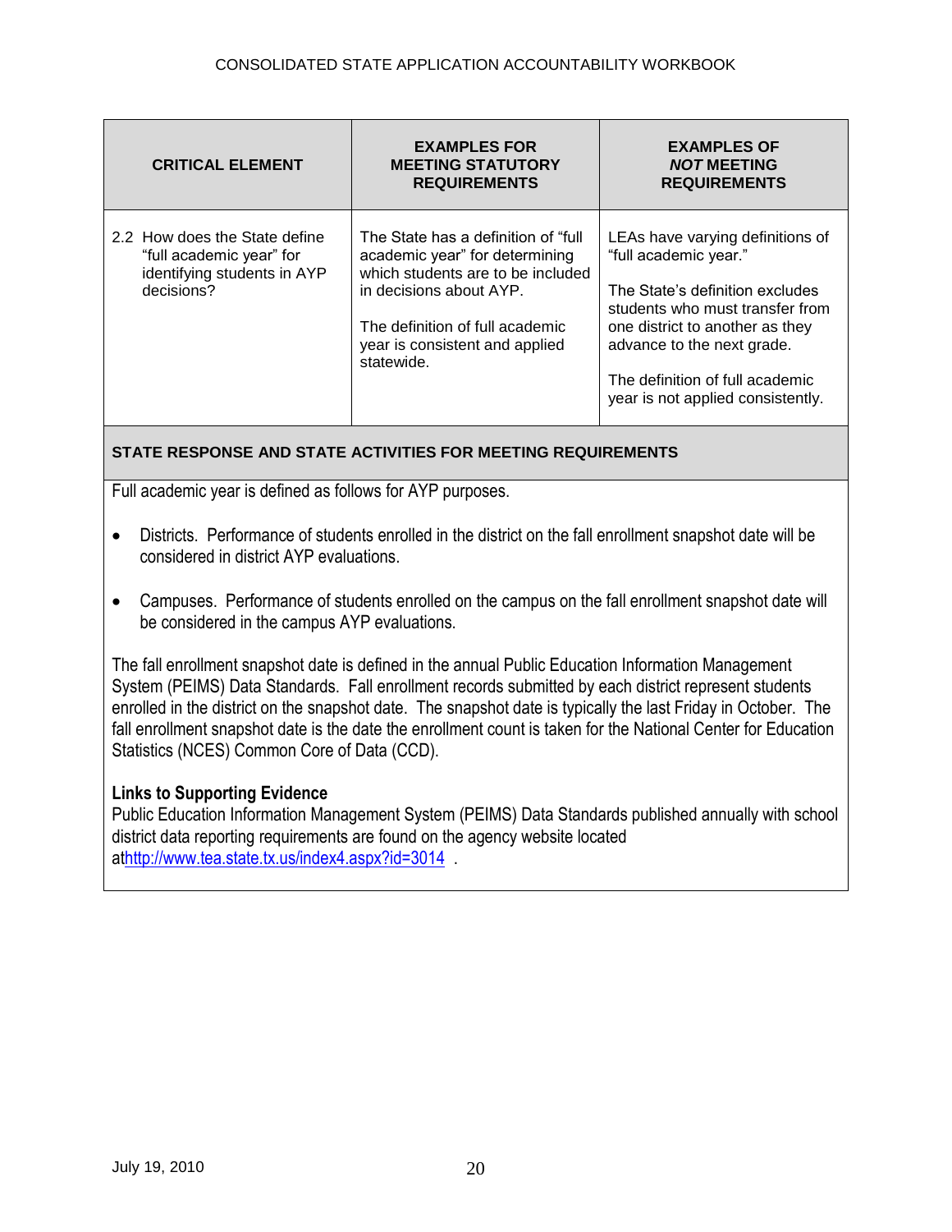| CRITICAL ELEMENT | EXAMPLES FOR MEETING STATUTORY REQUIREMENTS | EXAMPLES OF *NOT* MEETING REQUIREMENTS |
|---|---|---|
| 2.2 How does the State define "full academic year" for identifying students in AYP decisions? | The State has a definition of "full academic year" for determining which students are to be included in decisions about AYP.<br><br>The definition of full academic year is consistent and applied statewide. | LEAs have varying definitions of "full academic year."<br><br>The State's definition excludes students who must transfer from one district to another as they advance to the next grade.<br><br>The definition of full academic year is not applied consistently. |

**STATE RESPONSE AND STATE ACTIVITIES FOR MEETING REQUIREMENTS**

Full academic year is defined as follows for AYP purposes.

- Districts. Performance of students enrolled in the district on the fall enrollment snapshot date will be considered in district AYP evaluations.
- Campuses. Performance of students enrolled on the campus on the fall enrollment snapshot date will be considered in the campus AYP evaluations.

The fall enrollment snapshot date is defined in the annual Public Education Information Management System (PEIMS) Data Standards. Fall enrollment records submitted by each district represent students enrolled in the district on the snapshot date. The snapshot date is typically the last Friday in October. The fall enrollment snapshot date is the date the enrollment count is taken for the National Center for Education Statistics (NCES) Common Core of Data (CCD).

**Links to Supporting Evidence**

Public Education Information Management System (PEIMS) Data Standards published annually with school district data reporting requirements are found on the agency website located at http://www.tea.state.tx.us/index4.aspx?id=3014 .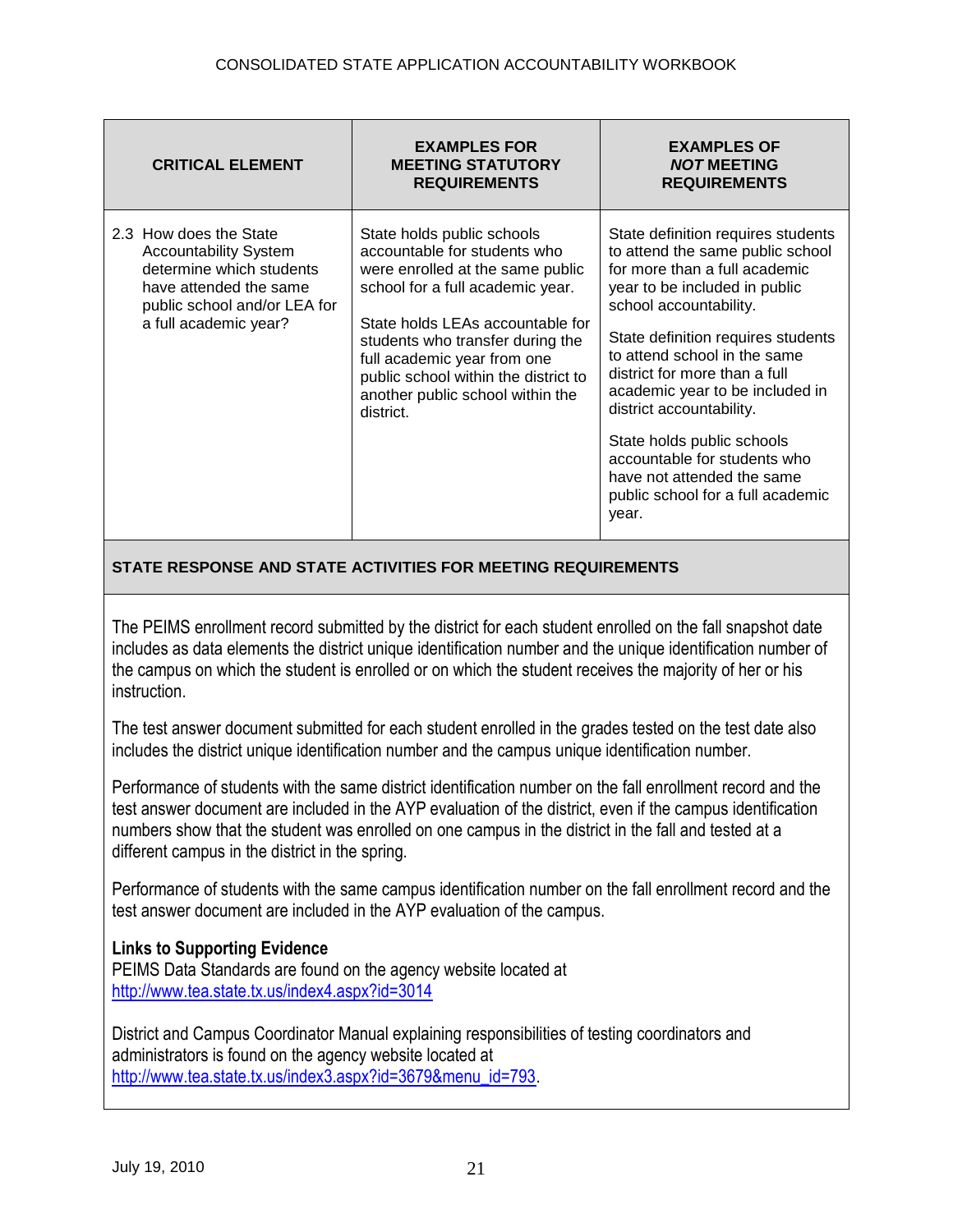| CRITICAL ELEMENT | EXAMPLES FOR MEETING STATUTORY REQUIREMENTS | EXAMPLES OF *NOT* MEETING REQUIREMENTS |
|---|---|---|
| 2.3 How does the State Accountability System determine which students have attended the same public school and/or LEA for a full academic year? | State holds public schools accountable for students who were enrolled at the same public school for a full academic year.<br><br>State holds LEAs accountable for students who transfer during the full academic year from one public school within the district to another public school within the district. | State definition requires students to attend the same public school for more than a full academic year to be included in public school accountability.<br><br>State definition requires students to attend school in the same district for more than a full academic year to be included in district accountability.<br><br>State holds public schools accountable for students who have not attended the same public school for a full academic year. |

**STATE RESPONSE AND STATE ACTIVITIES FOR MEETING REQUIREMENTS**

The PEIMS enrollment record submitted by the district for each student enrolled on the fall snapshot date includes as data elements the district unique identification number and the unique identification number of the campus on which the student is enrolled or on which the student receives the majority of her or his instruction.

The test answer document submitted for each student enrolled in the grades tested on the test date also includes the district unique identification number and the campus unique identification number.

Performance of students with the same district identification number on the fall enrollment record and the test answer document are included in the AYP evaluation of the district, even if the campus identification numbers show that the student was enrolled on one campus in the district in the fall and tested at a different campus in the district in the spring.

Performance of students with the same campus identification number on the fall enrollment record and the test answer document are included in the AYP evaluation of the campus.

**Links to Supporting Evidence**
PEIMS Data Standards are found on the agency website located at
http://www.tea.state.tx.us/index4.aspx?id=3014

District and Campus Coordinator Manual explaining responsibilities of testing coordinators and administrators is found on the agency website located at
http://www.tea.state.tx.us/index3.aspx?id=3679&menu_id=793.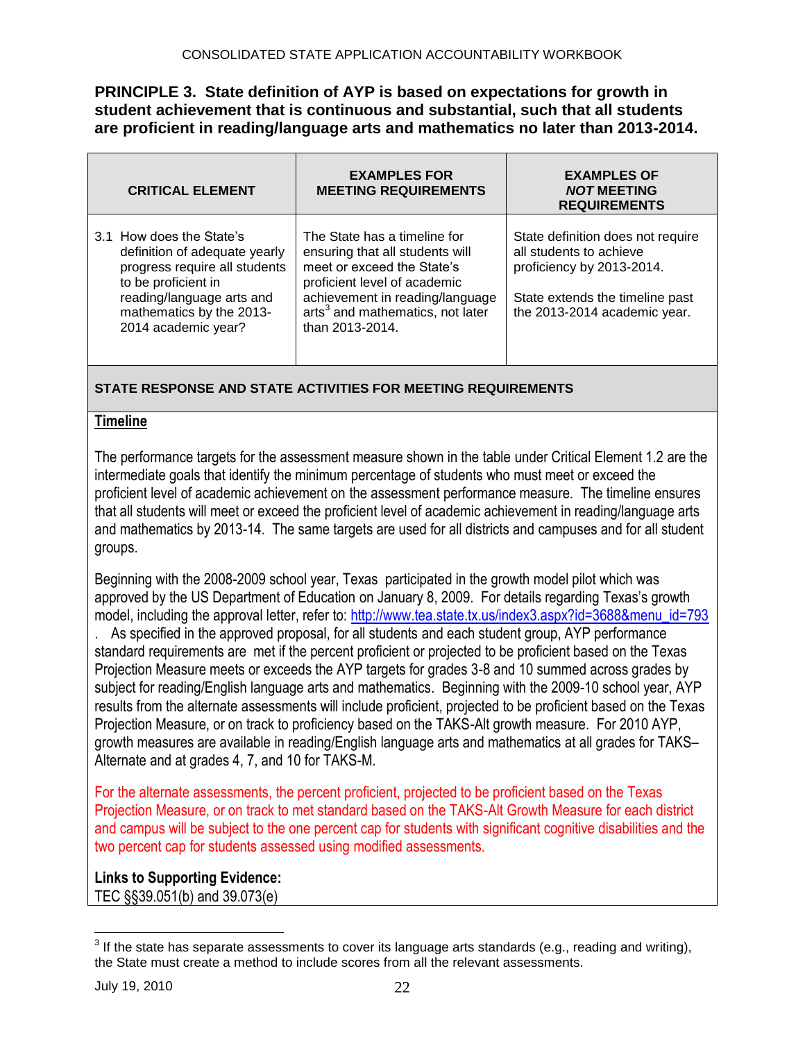## PRINCIPLE 3. State definition of AYP is based on expectations for growth in student achievement that is continuous and substantial, such that all students are proficient in reading/language arts and mathematics no later than 2013-2014.

| CRITICAL ELEMENT | EXAMPLES FOR MEETING REQUIREMENTS | EXAMPLES OF *NOT* MEETING REQUIREMENTS |
|---|---|---|
| 3.1 How does the State's definition of adequate yearly progress require all students to be proficient in reading/language arts and mathematics by the 2013-2014 academic year? | The State has a timeline for ensuring that all students will meet or exceed the State's proficient level of academic achievement in reading/language arts[3] and mathematics, not later than 2013-2014. | State definition does not require all students to achieve proficiency by 2013-2014.<br><br>State extends the timeline past the 2013-2014 academic year. |

**STATE RESPONSE AND STATE ACTIVITIES FOR MEETING REQUIREMENTS**

**Timeline**

The performance targets for the assessment measure shown in the table under Critical Element 1.2 are the intermediate goals that identify the minimum percentage of students who must meet or exceed the proficient level of academic achievement on the assessment performance measure. The timeline ensures that all students will meet or exceed the proficient level of academic achievement in reading/language arts and mathematics by 2013-14. The same targets are used for all districts and campuses and for all student groups.

Beginning with the 2008-2009 school year, Texas participated in the growth model pilot which was approved by the US Department of Education on January 8, 2009. For details regarding Texas's growth model, including the approval letter, refer to: http://www.tea.state.tx.us/index3.aspx?id=3688&menu_id=793 . As specified in the approved proposal, for all students and each student group, AYP performance standard requirements are met if the percent proficient or projected to be proficient based on the Texas Projection Measure meets or exceeds the AYP targets for grades 3-8 and 10 summed across grades by subject for reading/English language arts and mathematics. Beginning with the 2009-10 school year, AYP results from the alternate assessments will include proficient, projected to be proficient based on the Texas Projection Measure, or on track to proficiency based on the TAKS-Alt growth measure. For 2010 AYP, growth measures are available in reading/English language arts and mathematics at all grades for TAKS–Alternate and at grades 4, 7, and 10 for TAKS-M.

For the alternate assessments, the percent proficient, projected to be proficient based on the Texas Projection Measure, or on track to met standard based on the TAKS-Alt Growth Measure for each district and campus will be subject to the one percent cap for students with significant cognitive disabilities and the two percent cap for students assessed using modified assessments.

**Links to Supporting Evidence:**
TEC §§39.051(b) and 39.073(e)

---

[3] If the state has separate assessments to cover its language arts standards (e.g., reading and writing), the State must create a method to include scores from all the relevant assessments.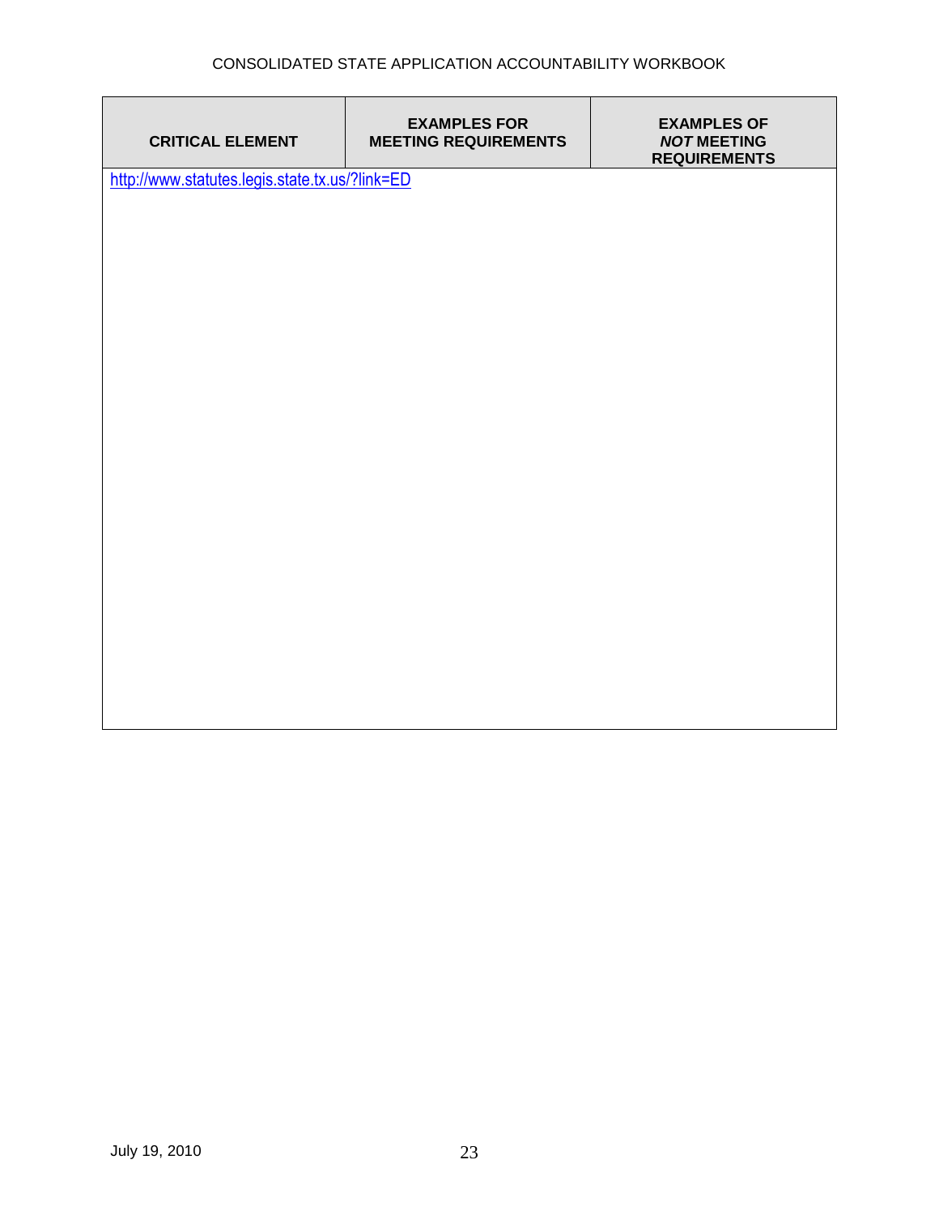| CRITICAL ELEMENT | EXAMPLES FOR MEETING REQUIREMENTS | EXAMPLES OF *NOT* MEETING REQUIREMENTS |
|---|---|---|
| http://www.statutes.legis.state.tx.us/?link=ED | | |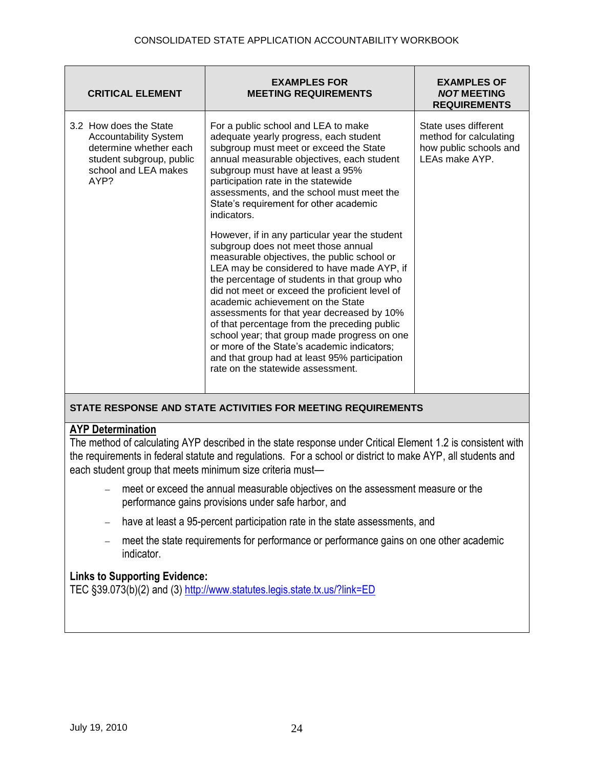| CRITICAL ELEMENT | EXAMPLES FOR MEETING REQUIREMENTS | EXAMPLES OF *NOT* MEETING REQUIREMENTS |
|---|---|---|
| 3.2 How does the State Accountability System determine whether each student subgroup, public school and LEA makes AYP? | For a public school and LEA to make adequate yearly progress, each student subgroup must meet or exceed the State annual measurable objectives, each student subgroup must have at least a 95% participation rate in the statewide assessments, and the school must meet the State's requirement for other academic indicators.<br><br>However, if in any particular year the student subgroup does not meet those annual measurable objectives, the public school or LEA may be considered to have made AYP, if the percentage of students in that group who did not meet or exceed the proficient level of academic achievement on the State assessments for that year decreased by 10% of that percentage from the preceding public school year; that group made progress on one or more of the State's academic indicators; and that group had at least 95% participation rate on the statewide assessment. | State uses different method for calculating how public schools and LEAs make AYP. |

**STATE RESPONSE AND STATE ACTIVITIES FOR MEETING REQUIREMENTS**

**AYP Determination**

The method of calculating AYP described in the state response under Critical Element 1.2 is consistent with the requirements in federal statute and regulations. For a school or district to make AYP, all students and each student group that meets minimum size criteria must—

- meet or exceed the annual measurable objectives on the assessment measure or the performance gains provisions under safe harbor, and
- have at least a 95-percent participation rate in the state assessments, and
- meet the state requirements for performance or performance gains on one other academic indicator.

**Links to Supporting Evidence:**

TEC §39.073(b)(2) and (3) http://www.statutes.legis.state.tx.us/?link=ED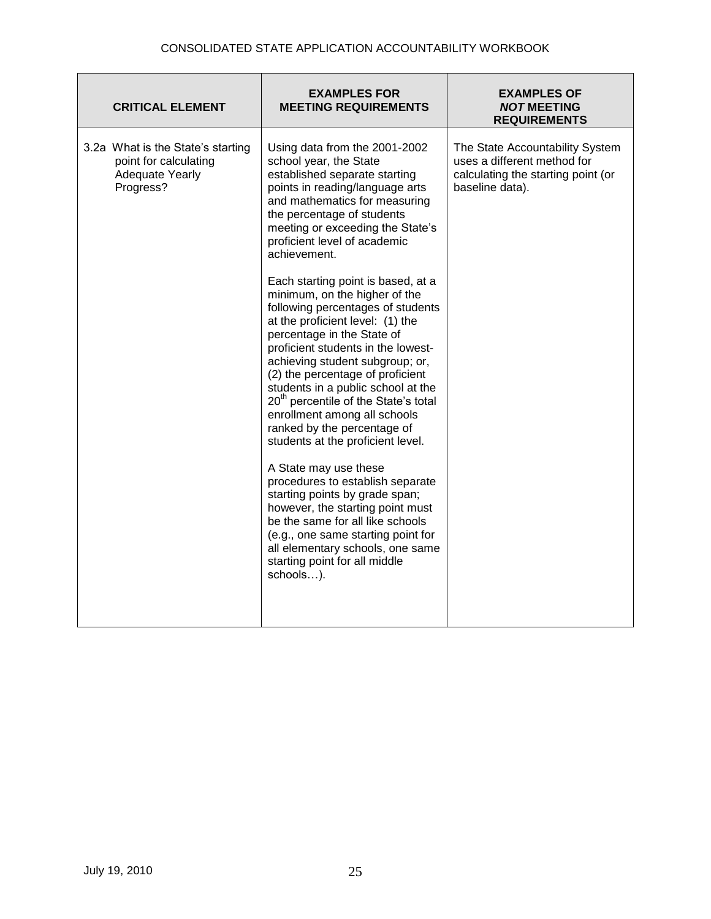| CRITICAL ELEMENT | EXAMPLES FOR MEETING REQUIREMENTS | EXAMPLES OF ***NOT*** MEETING REQUIREMENTS |
|---|---|---|
| 3.2a What is the State's starting point for calculating Adequate Yearly Progress? | Using data from the 2001-2002 school year, the State established separate starting points in reading/language arts and mathematics for measuring the percentage of students meeting or exceeding the State's proficient level of academic achievement.<br><br>Each starting point is based, at a minimum, on the higher of the following percentages of students at the proficient level: (1) the percentage in the State of proficient students in the lowest-achieving student subgroup; or, (2) the percentage of proficient students in a public school at the 20th percentile of the State's total enrollment among all schools ranked by the percentage of students at the proficient level.<br><br>A State may use these procedures to establish separate starting points by grade span; however, the starting point must be the same for all like schools (e.g., one same starting point for all elementary schools, one same starting point for all middle schools…). | The State Accountability System uses a different method for calculating the starting point (or baseline data). |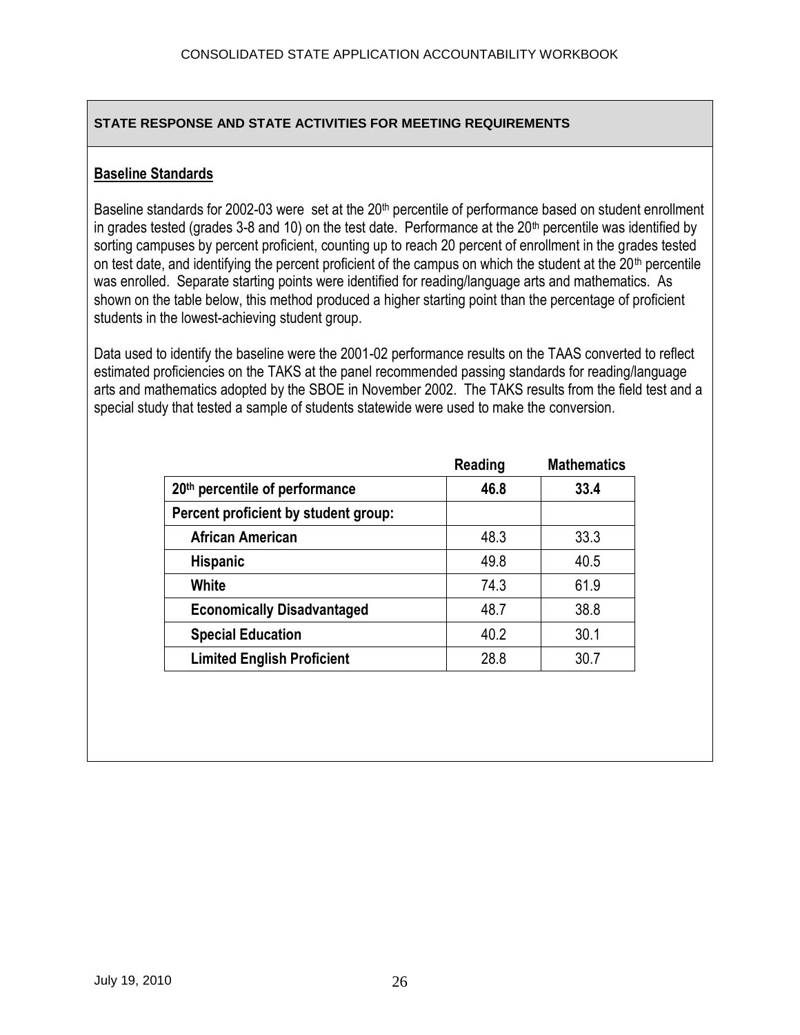**STATE RESPONSE AND STATE ACTIVITIES FOR MEETING REQUIREMENTS**

**Baseline Standards**

Baseline standards for 2002-03 were set at the 20th percentile of performance based on student enrollment in grades tested (grades 3-8 and 10) on the test date. Performance at the 20th percentile was identified by sorting campuses by percent proficient, counting up to reach 20 percent of enrollment in the grades tested on test date, and identifying the percent proficient of the campus on which the student at the 20th percentile was enrolled. Separate starting points were identified for reading/language arts and mathematics. As shown on the table below, this method produced a higher starting point than the percentage of proficient students in the lowest-achieving student group.

Data used to identify the baseline were the 2001-02 performance results on the TAAS converted to reflect estimated proficiencies on the TAKS at the panel recommended passing standards for reading/language arts and mathematics adopted by the SBOE in November 2002. The TAKS results from the field test and a special study that tested a sample of students statewide were used to make the conversion.

| | Reading | Mathematics |
|---|---|---|
| **20th percentile of performance** | **46.8** | **33.4** |
| **Percent proficient by student group:** | | |
| **African American** | 48.3 | 33.3 |
| **Hispanic** | 49.8 | 40.5 |
| **White** | 74.3 | 61.9 |
| **Economically Disadvantaged** | 48.7 | 38.8 |
| **Special Education** | 40.2 | 30.1 |
| **Limited English Proficient** | 28.8 | 30.7 |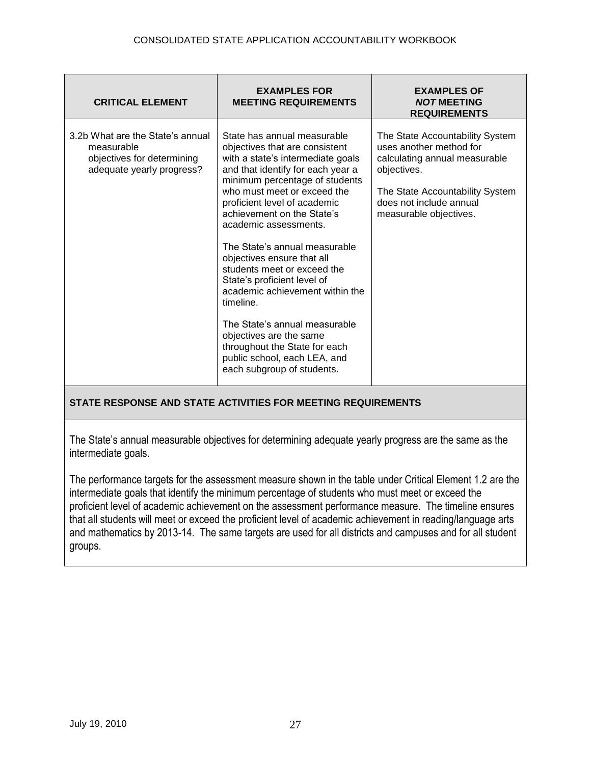| CRITICAL ELEMENT | EXAMPLES FOR MEETING REQUIREMENTS | EXAMPLES OF *NOT* MEETING REQUIREMENTS |
|---|---|---|
| 3.2b What are the State's annual measurable objectives for determining adequate yearly progress? | State has annual measurable objectives that are consistent with a state's intermediate goals and that identify for each year a minimum percentage of students who must meet or exceed the proficient level of academic achievement on the State's academic assessments.<br><br>The State's annual measurable objectives ensure that all students meet or exceed the State's proficient level of academic achievement within the timeline.<br><br>The State's annual measurable objectives are the same throughout the State for each public school, each LEA, and each subgroup of students. | The State Accountability System uses another method for calculating annual measurable objectives.<br><br>The State Accountability System does not include annual measurable objectives. |

**STATE RESPONSE AND STATE ACTIVITIES FOR MEETING REQUIREMENTS**

The State's annual measurable objectives for determining adequate yearly progress are the same as the intermediate goals.

The performance targets for the assessment measure shown in the table under Critical Element 1.2 are the intermediate goals that identify the minimum percentage of students who must meet or exceed the proficient level of academic achievement on the assessment performance measure. The timeline ensures that all students will meet or exceed the proficient level of academic achievement in reading/language arts and mathematics by 2013-14. The same targets are used for all districts and campuses and for all student groups.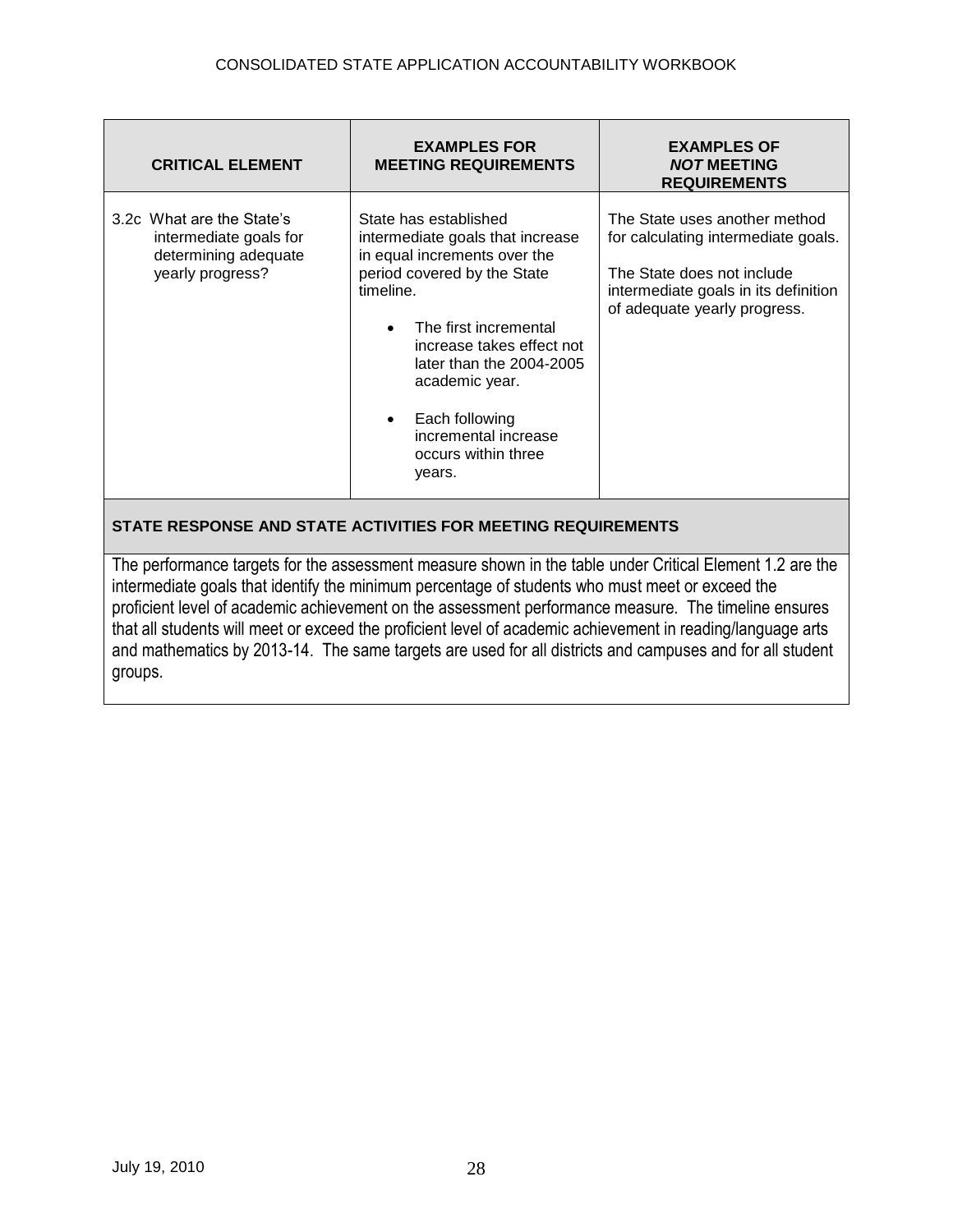| CRITICAL ELEMENT | EXAMPLES FOR MEETING REQUIREMENTS | EXAMPLES OF *NOT* MEETING REQUIREMENTS |
|---|---|---|
| 3.2c What are the State's intermediate goals for determining adequate yearly progress? | State has established intermediate goals that increase in equal increments over the period covered by the State timeline.<br>• The first incremental increase takes effect not later than the 2004-2005 academic year.<br>• Each following incremental increase occurs within three years. | The State uses another method for calculating intermediate goals.<br>The State does not include intermediate goals in its definition of adequate yearly progress. |

**STATE RESPONSE AND STATE ACTIVITIES FOR MEETING REQUIREMENTS**

The performance targets for the assessment measure shown in the table under Critical Element 1.2 are the intermediate goals that identify the minimum percentage of students who must meet or exceed the proficient level of academic achievement on the assessment performance measure. The timeline ensures that all students will meet or exceed the proficient level of academic achievement in reading/language arts and mathematics by 2013-14. The same targets are used for all districts and campuses and for all student groups.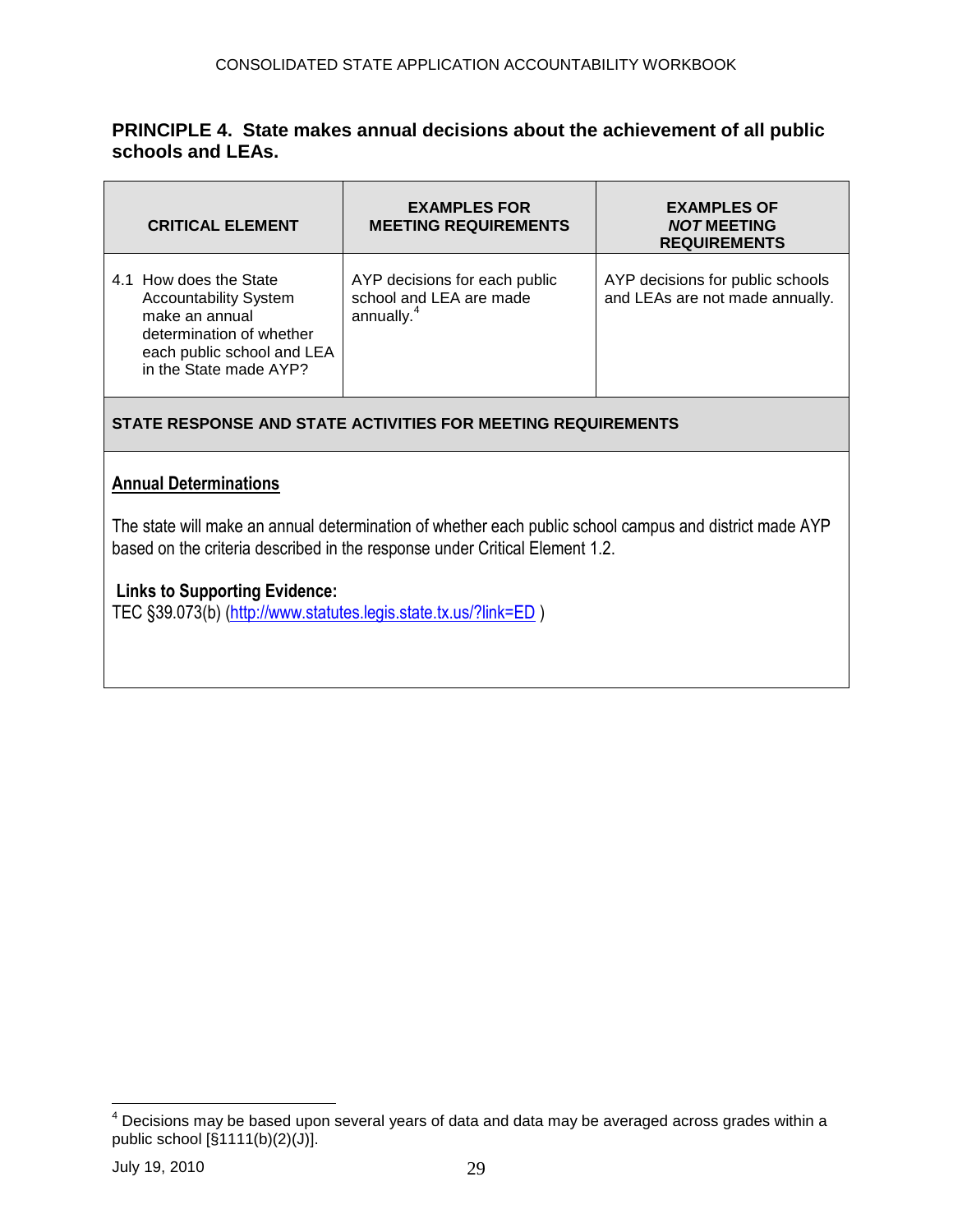## PRINCIPLE 4. State makes annual decisions about the achievement of all public schools and LEAs.

| CRITICAL ELEMENT | EXAMPLES FOR MEETING REQUIREMENTS | EXAMPLES OF *NOT* MEETING REQUIREMENTS |
|---|---|---|
| 4.1 How does the State Accountability System make an annual determination of whether each public school and LEA in the State made AYP? | AYP decisions for each public school and LEA are made annually.[4] | AYP decisions for public schools and LEAs are not made annually. |

**STATE RESPONSE AND STATE ACTIVITIES FOR MEETING REQUIREMENTS**

**Annual Determinations**

The state will make an annual determination of whether each public school campus and district made AYP based on the criteria described in the response under Critical Element 1.2.

**Links to Supporting Evidence:**
TEC §39.073(b) (http://www.statutes.legis.state.tx.us/?link=ED )

[4] Decisions may be based upon several years of data and data may be averaged across grades within a public school [§1111(b)(2)(J)].

July 19, 2010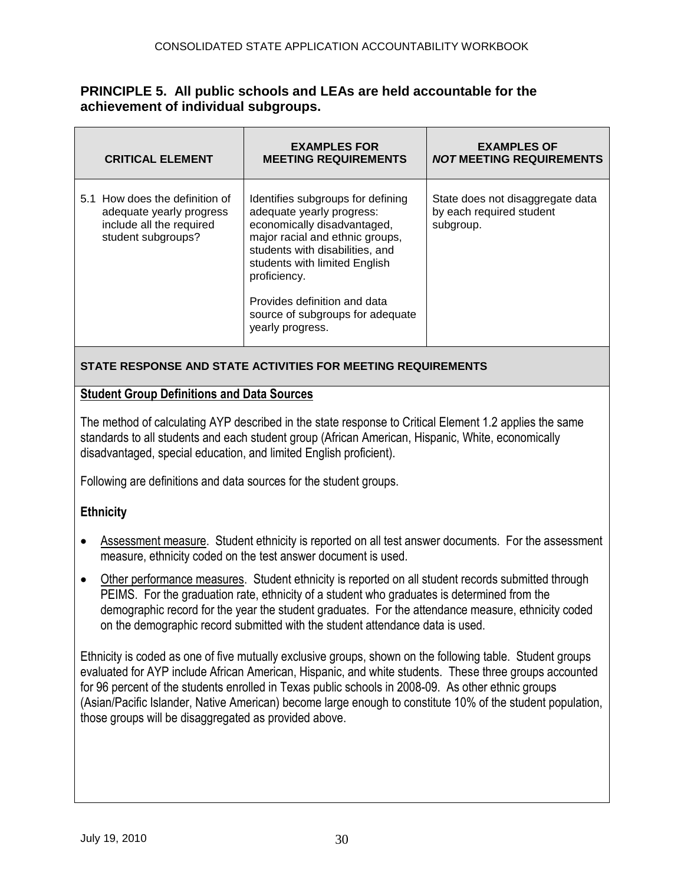## PRINCIPLE 5. All public schools and LEAs are held accountable for the achievement of individual subgroups.

| CRITICAL ELEMENT | EXAMPLES FOR MEETING REQUIREMENTS | EXAMPLES OF *NOT* MEETING REQUIREMENTS |
|---|---|---|
| 5.1 How does the definition of adequate yearly progress include all the required student subgroups? | Identifies subgroups for defining adequate yearly progress: economically disadvantaged, major racial and ethnic groups, students with disabilities, and students with limited English proficiency.<br><br>Provides definition and data source of subgroups for adequate yearly progress. | State does not disaggregate data by each required student subgroup. |

**STATE RESPONSE AND STATE ACTIVITIES FOR MEETING REQUIREMENTS**

**Student Group Definitions and Data Sources**

The method of calculating AYP described in the state response to Critical Element 1.2 applies the same standards to all students and each student group (African American, Hispanic, White, economically disadvantaged, special education, and limited English proficient).

Following are definitions and data sources for the student groups.

**Ethnicity**

- Assessment measure. Student ethnicity is reported on all test answer documents. For the assessment measure, ethnicity coded on the test answer document is used.
- Other performance measures. Student ethnicity is reported on all student records submitted through PEIMS. For the graduation rate, ethnicity of a student who graduates is determined from the demographic record for the year the student graduates. For the attendance measure, ethnicity coded on the demographic record submitted with the student attendance data is used.

Ethnicity is coded as one of five mutually exclusive groups, shown on the following table. Student groups evaluated for AYP include African American, Hispanic, and white students. These three groups accounted for 96 percent of the students enrolled in Texas public schools in 2008-09. As other ethnic groups (Asian/Pacific Islander, Native American) become large enough to constitute 10% of the student population, those groups will be disaggregated as provided above.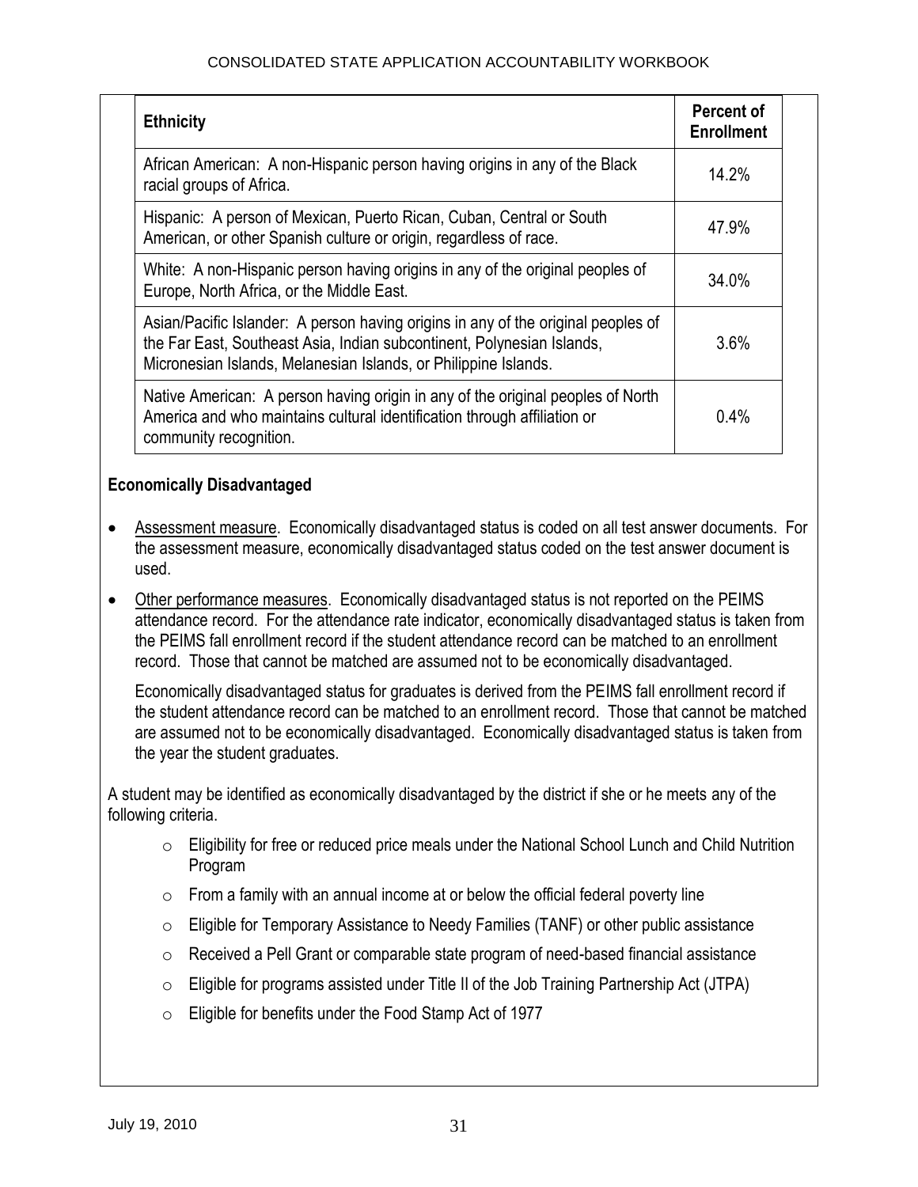| Ethnicity | Percent of Enrollment |
| --- | --- |
| African American: A non-Hispanic person having origins in any of the Black racial groups of Africa. | 14.2% |
| Hispanic: A person of Mexican, Puerto Rican, Cuban, Central or South American, or other Spanish culture or origin, regardless of race. | 47.9% |
| White: A non-Hispanic person having origins in any of the original peoples of Europe, North Africa, or the Middle East. | 34.0% |
| Asian/Pacific Islander: A person having origins in any of the original peoples of the Far East, Southeast Asia, Indian subcontinent, Polynesian Islands, Micronesian Islands, Melanesian Islands, or Philippine Islands. | 3.6% |
| Native American: A person having origin in any of the original peoples of North America and who maintains cultural identification through affiliation or community recognition. | 0.4% |

**Economically Disadvantaged**

- Assessment measure. Economically disadvantaged status is coded on all test answer documents. For the assessment measure, economically disadvantaged status coded on the test answer document is used.
- Other performance measures. Economically disadvantaged status is not reported on the PEIMS attendance record. For the attendance rate indicator, economically disadvantaged status is taken from the PEIMS fall enrollment record if the student attendance record can be matched to an enrollment record. Those that cannot be matched are assumed not to be economically disadvantaged.

  Economically disadvantaged status for graduates is derived from the PEIMS fall enrollment record if the student attendance record can be matched to an enrollment record. Those that cannot be matched are assumed not to be economically disadvantaged. Economically disadvantaged status is taken from the year the student graduates.

A student may be identified as economically disadvantaged by the district if she or he meets any of the following criteria.

- Eligibility for free or reduced price meals under the National School Lunch and Child Nutrition Program
- From a family with an annual income at or below the official federal poverty line
- Eligible for Temporary Assistance to Needy Families (TANF) or other public assistance
- Received a Pell Grant or comparable state program of need-based financial assistance
- Eligible for programs assisted under Title II of the Job Training Partnership Act (JTPA)
- Eligible for benefits under the Food Stamp Act of 1977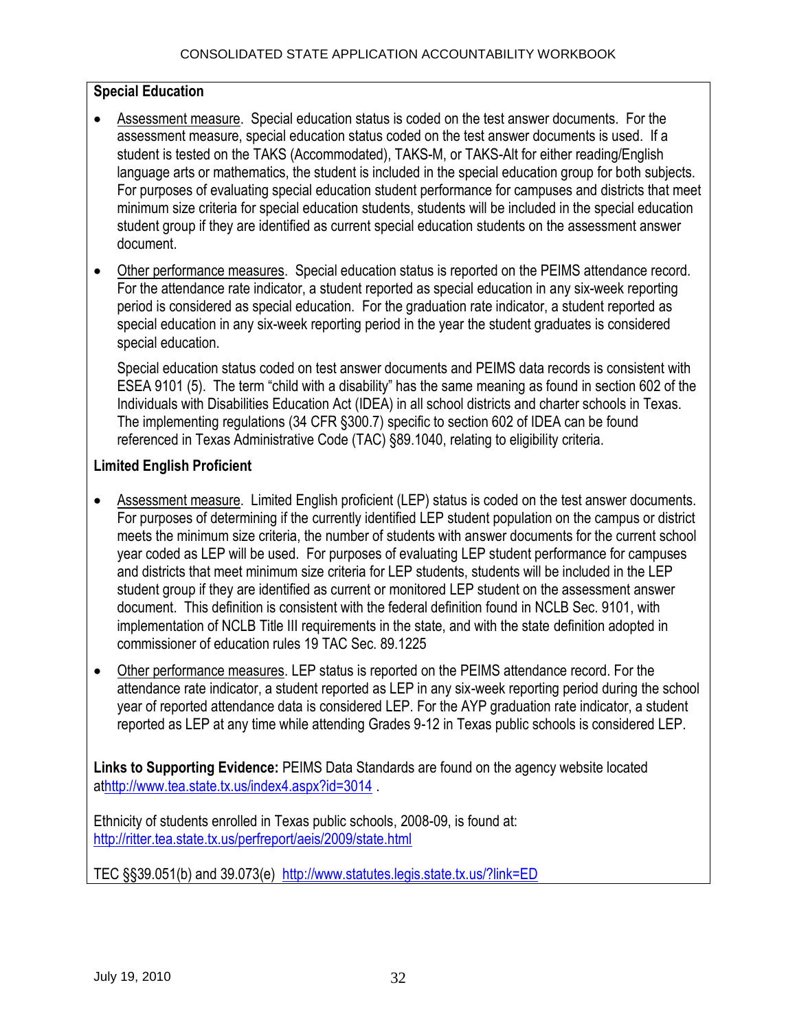**Special Education**

- Assessment measure. Special education status is coded on the test answer documents. For the assessment measure, special education status coded on the test answer documents is used. If a student is tested on the TAKS (Accommodated), TAKS-M, or TAKS-Alt for either reading/English language arts or mathematics, the student is included in the special education group for both subjects. For purposes of evaluating special education student performance for campuses and districts that meet minimum size criteria for special education students, students will be included in the special education student group if they are identified as current special education students on the assessment answer document.

- Other performance measures. Special education status is reported on the PEIMS attendance record. For the attendance rate indicator, a student reported as special education in any six-week reporting period is considered as special education. For the graduation rate indicator, a student reported as special education in any six-week reporting period in the year the student graduates is considered special education.

  Special education status coded on test answer documents and PEIMS data records is consistent with ESEA 9101 (5). The term "child with a disability" has the same meaning as found in section 602 of the Individuals with Disabilities Education Act (IDEA) in all school districts and charter schools in Texas. The implementing regulations (34 CFR §300.7) specific to section 602 of IDEA can be found referenced in Texas Administrative Code (TAC) §89.1040, relating to eligibility criteria.

**Limited English Proficient**

- Assessment measure. Limited English proficient (LEP) status is coded on the test answer documents. For purposes of determining if the currently identified LEP student population on the campus or district meets the minimum size criteria, the number of students with answer documents for the current school year coded as LEP will be used. For purposes of evaluating LEP student performance for campuses and districts that meet minimum size criteria for LEP students, students will be included in the LEP student group if they are identified as current or monitored LEP student on the assessment answer document. This definition is consistent with the federal definition found in NCLB Sec. 9101, with implementation of NCLB Title III requirements in the state, and with the state definition adopted in commissioner of education rules 19 TAC Sec. 89.1225

- Other performance measures. LEP status is reported on the PEIMS attendance record. For the attendance rate indicator, a student reported as LEP in any six-week reporting period during the school year of reported attendance data is considered LEP. For the AYP graduation rate indicator, a student reported as LEP at any time while attending Grades 9-12 in Texas public schools is considered LEP.

**Links to Supporting Evidence:** PEIMS Data Standards are found on the agency website located athttp://www.tea.state.tx.us/index4.aspx?id=3014 .

Ethnicity of students enrolled in Texas public schools, 2008-09, is found at: http://ritter.tea.state.tx.us/perfreport/aeis/2009/state.html

TEC §§39.051(b) and 39.073(e) http://www.statutes.legis.state.tx.us/?link=ED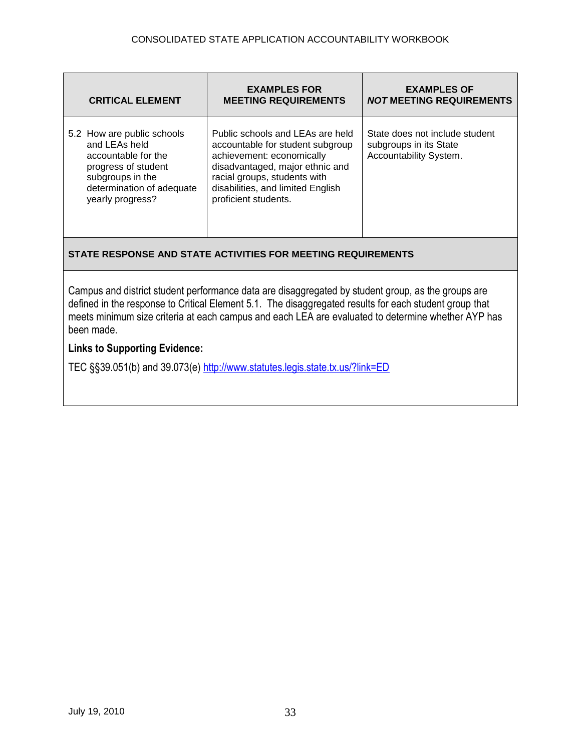| CRITICAL ELEMENT | EXAMPLES FOR MEETING REQUIREMENTS | EXAMPLES OF *NOT* MEETING REQUIREMENTS |
|---|---|---|
| 5.2 How are public schools and LEAs held accountable for the progress of student subgroups in the determination of adequate yearly progress? | Public schools and LEAs are held accountable for student subgroup achievement: economically disadvantaged, major ethnic and racial groups, students with disabilities, and limited English proficient students. | State does not include student subgroups in its State Accountability System. |

**STATE RESPONSE AND STATE ACTIVITIES FOR MEETING REQUIREMENTS**

Campus and district student performance data are disaggregated by student group, as the groups are defined in the response to Critical Element 5.1. The disaggregated results for each student group that meets minimum size criteria at each campus and each LEA are evaluated to determine whether AYP has been made.

**Links to Supporting Evidence:**

TEC §§39.051(b) and 39.073(e) http://www.statutes.legis.state.tx.us/?link=ED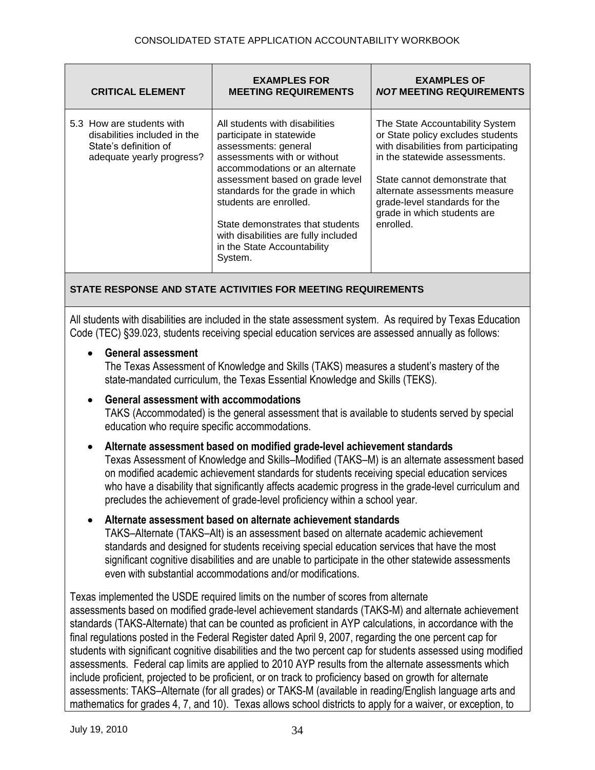| CRITICAL ELEMENT | EXAMPLES FOR MEETING REQUIREMENTS | EXAMPLES OF *NOT* MEETING REQUIREMENTS |
|---|---|---|
| 5.3 How are students with disabilities included in the State's definition of adequate yearly progress? | All students with disabilities participate in statewide assessments: general assessments with or without accommodations or an alternate assessment based on grade level standards for the grade in which students are enrolled.<br><br>State demonstrates that students with disabilities are fully included in the State Accountability System. | The State Accountability System or State policy excludes students with disabilities from participating in the statewide assessments.<br><br>State cannot demonstrate that alternate assessments measure grade-level standards for the grade in which students are enrolled. |

**STATE RESPONSE AND STATE ACTIVITIES FOR MEETING REQUIREMENTS**

All students with disabilities are included in the state assessment system. As required by Texas Education Code (TEC) §39.023, students receiving special education services are assessed annually as follows:

- **General assessment**
  The Texas Assessment of Knowledge and Skills (TAKS) measures a student's mastery of the state-mandated curriculum, the Texas Essential Knowledge and Skills (TEKS).

- **General assessment with accommodations**
  TAKS (Accommodated) is the general assessment that is available to students served by special education who require specific accommodations.

- **Alternate assessment based on modified grade-level achievement standards**
  Texas Assessment of Knowledge and Skills–Modified (TAKS–M) is an alternate assessment based on modified academic achievement standards for students receiving special education services who have a disability that significantly affects academic progress in the grade-level curriculum and precludes the achievement of grade-level proficiency within a school year.

- **Alternate assessment based on alternate achievement standards**
  TAKS–Alternate (TAKS–Alt) is an assessment based on alternate academic achievement standards and designed for students receiving special education services that have the most significant cognitive disabilities and are unable to participate in the other statewide assessments even with substantial accommodations and/or modifications.

Texas implemented the USDE required limits on the number of scores from alternate assessments based on modified grade-level achievement standards (TAKS-M) and alternate achievement standards (TAKS-Alternate) that can be counted as proficient in AYP calculations, in accordance with the final regulations posted in the Federal Register dated April 9, 2007, regarding the one percent cap for students with significant cognitive disabilities and the two percent cap for students assessed using modified assessments. Federal cap limits are applied to 2010 AYP results from the alternate assessments which include proficient, projected to be proficient, or on track to proficiency based on growth for alternate assessments: TAKS–Alternate (for all grades) or TAKS-M (available in reading/English language arts and mathematics for grades 4, 7, and 10). Texas allows school districts to apply for a waiver, or exception, to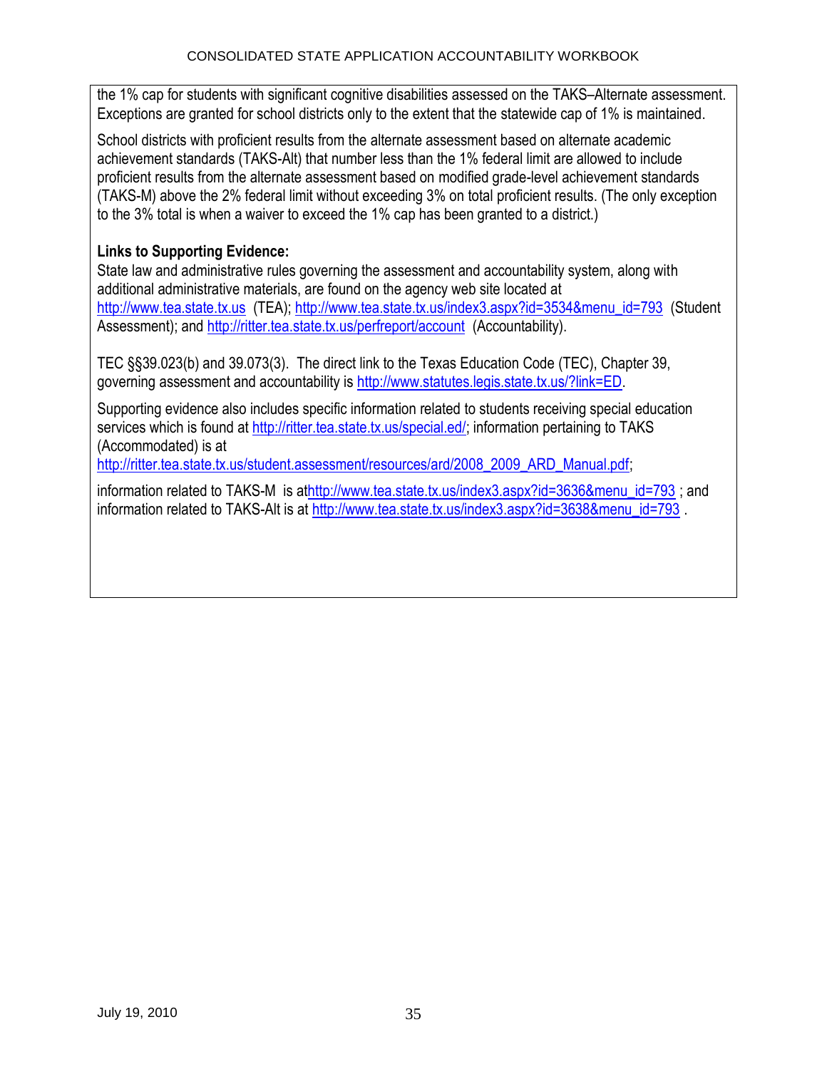the 1% cap for students with significant cognitive disabilities assessed on the TAKS–Alternate assessment. Exceptions are granted for school districts only to the extent that the statewide cap of 1% is maintained.

School districts with proficient results from the alternate assessment based on alternate academic achievement standards (TAKS-Alt) that number less than the 1% federal limit are allowed to include proficient results from the alternate assessment based on modified grade-level achievement standards (TAKS-M) above the 2% federal limit without exceeding 3% on total proficient results. (The only exception to the 3% total is when a waiver to exceed the 1% cap has been granted to a district.)

**Links to Supporting Evidence:**
State law and administrative rules governing the assessment and accountability system, along with additional administrative materials, are found on the agency web site located at http://www.tea.state.tx.us (TEA); http://www.tea.state.tx.us/index3.aspx?id=3534&menu_id=793 (Student Assessment); and http://ritter.tea.state.tx.us/perfreport/account (Accountability).

TEC §§39.023(b) and 39.073(3). The direct link to the Texas Education Code (TEC), Chapter 39, governing assessment and accountability is http://www.statutes.legis.state.tx.us/?link=ED.

Supporting evidence also includes specific information related to students receiving special education services which is found at http://ritter.tea.state.tx.us/special.ed/; information pertaining to TAKS (Accommodated) is at http://ritter.tea.state.tx.us/student.assessment/resources/ard/2008_2009_ARD_Manual.pdf;

information related to TAKS-M is athttp://www.tea.state.tx.us/index3.aspx?id=3636&menu_id=793 ; and information related to TAKS-Alt is at http://www.tea.state.tx.us/index3.aspx?id=3638&menu_id=793 .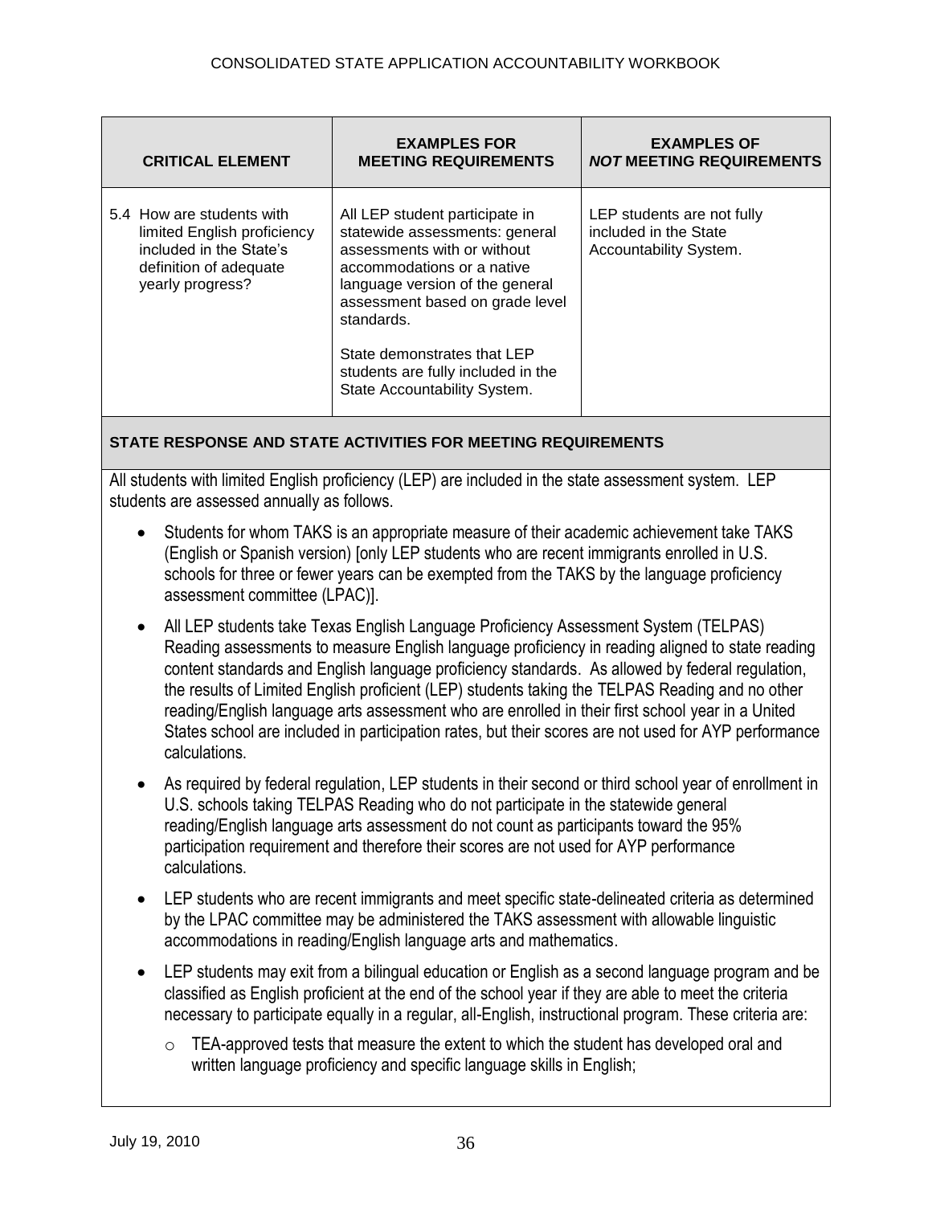| CRITICAL ELEMENT | EXAMPLES FOR MEETING REQUIREMENTS | EXAMPLES OF *NOT* MEETING REQUIREMENTS |
|---|---|---|
| 5.4 How are students with limited English proficiency included in the State's definition of adequate yearly progress? | All LEP student participate in statewide assessments: general assessments with or without accommodations or a native language version of the general assessment based on grade level standards.<br><br>State demonstrates that LEP students are fully included in the State Accountability System. | LEP students are not fully included in the State Accountability System. |

**STATE RESPONSE AND STATE ACTIVITIES FOR MEETING REQUIREMENTS**

All students with limited English proficiency (LEP) are included in the state assessment system. LEP students are assessed annually as follows.

- Students for whom TAKS is an appropriate measure of their academic achievement take TAKS (English or Spanish version) [only LEP students who are recent immigrants enrolled in U.S. schools for three or fewer years can be exempted from the TAKS by the language proficiency assessment committee (LPAC)].
- All LEP students take Texas English Language Proficiency Assessment System (TELPAS) Reading assessments to measure English language proficiency in reading aligned to state reading content standards and English language proficiency standards. As allowed by federal regulation, the results of Limited English proficient (LEP) students taking the TELPAS Reading and no other reading/English language arts assessment who are enrolled in their first school year in a United States school are included in participation rates, but their scores are not used for AYP performance calculations.
- As required by federal regulation, LEP students in their second or third school year of enrollment in U.S. schools taking TELPAS Reading who do not participate in the statewide general reading/English language arts assessment do not count as participants toward the 95% participation requirement and therefore their scores are not used for AYP performance calculations.
- LEP students who are recent immigrants and meet specific state-delineated criteria as determined by the LPAC committee may be administered the TAKS assessment with allowable linguistic accommodations in reading/English language arts and mathematics.
- LEP students may exit from a bilingual education or English as a second language program and be classified as English proficient at the end of the school year if they are able to meet the criteria necessary to participate equally in a regular, all-English, instructional program. These criteria are:
  - TEA-approved tests that measure the extent to which the student has developed oral and written language proficiency and specific language skills in English;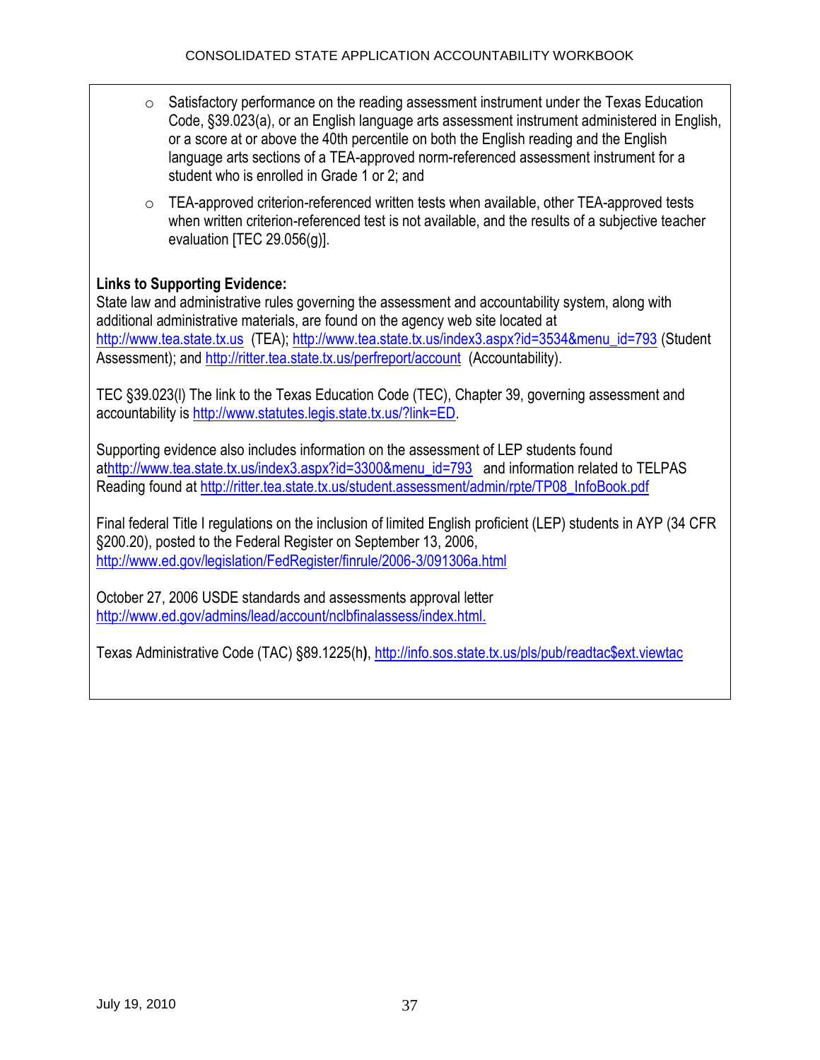- Satisfactory performance on the reading assessment instrument under the Texas Education Code, §39.023(a), or an English language arts assessment instrument administered in English, or a score at or above the 40th percentile on both the English reading and the English language arts sections of a TEA-approved norm-referenced assessment instrument for a student who is enrolled in Grade 1 or 2; and
- TEA-approved criterion-referenced written tests when available, other TEA-approved tests when written criterion-referenced test is not available, and the results of a subjective teacher evaluation [TEC 29.056(g)].

**Links to Supporting Evidence:**
State law and administrative rules governing the assessment and accountability system, along with additional administrative materials, are found on the agency web site located at http://www.tea.state.tx.us (TEA); http://www.tea.state.tx.us/index3.aspx?id=3534&menu_id=793 (Student Assessment); and http://ritter.tea.state.tx.us/perfreport/account (Accountability).

TEC §39.023(l) The link to the Texas Education Code (TEC), Chapter 39, governing assessment and accountability is http://www.statutes.legis.state.tx.us/?link=ED.

Supporting evidence also includes information on the assessment of LEP students found athttp://www.tea.state.tx.us/index3.aspx?id=3300&menu_id=793 and information related to TELPAS Reading found at http://ritter.tea.state.tx.us/student.assessment/admin/rpte/TP08_InfoBook.pdf

Final federal Title I regulations on the inclusion of limited English proficient (LEP) students in AYP (34 CFR §200.20), posted to the Federal Register on September 13, 2006, http://www.ed.gov/legislation/FedRegister/finrule/2006-3/091306a.html

October 27, 2006 USDE standards and assessments approval letter http://www.ed.gov/admins/lead/account/nclbfinalassess/index.html.

Texas Administrative Code (TAC) §89.1225(h**)**, http://info.sos.state.tx.us/pls/pub/readtac$ext.viewtac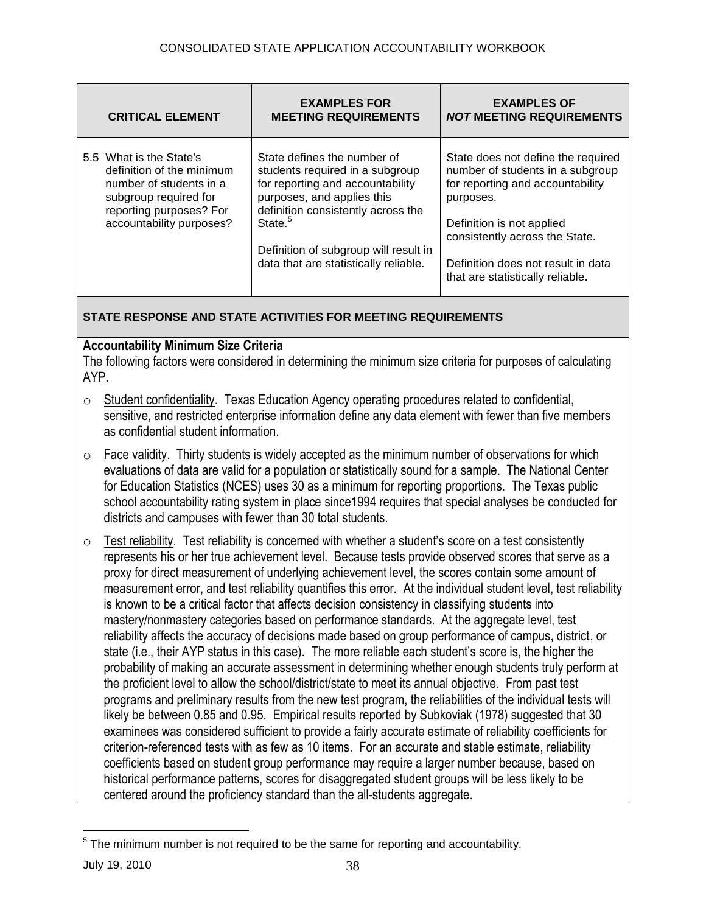| CRITICAL ELEMENT | EXAMPLES FOR MEETING REQUIREMENTS | EXAMPLES OF *NOT* MEETING REQUIREMENTS |
|---|---|---|
| 5.5 What is the State's definition of the minimum number of students in a subgroup required for reporting purposes? For accountability purposes? | State defines the number of students required in a subgroup for reporting and accountability purposes, and applies this definition consistently across the State.[5]<br><br>Definition of subgroup will result in data that are statistically reliable. | State does not define the required number of students in a subgroup for reporting and accountability purposes.<br><br>Definition is not applied consistently across the State.<br><br>Definition does not result in data that are statistically reliable. |

**STATE RESPONSE AND STATE ACTIVITIES FOR MEETING REQUIREMENTS**

**Accountability Minimum Size Criteria**

The following factors were considered in determining the minimum size criteria for purposes of calculating AYP.

- Student confidentiality. Texas Education Agency operating procedures related to confidential, sensitive, and restricted enterprise information define any data element with fewer than five members as confidential student information.
- Face validity. Thirty students is widely accepted as the minimum number of observations for which evaluations of data are valid for a population or statistically sound for a sample. The National Center for Education Statistics (NCES) uses 30 as a minimum for reporting proportions. The Texas public school accountability rating system in place since1994 requires that special analyses be conducted for districts and campuses with fewer than 30 total students.
- Test reliability. Test reliability is concerned with whether a student's score on a test consistently represents his or her true achievement level. Because tests provide observed scores that serve as a proxy for direct measurement of underlying achievement level, the scores contain some amount of measurement error, and test reliability quantifies this error. At the individual student level, test reliability is known to be a critical factor that affects decision consistency in classifying students into mastery/nonmastery categories based on performance standards. At the aggregate level, test reliability affects the accuracy of decisions made based on group performance of campus, district, or state (i.e., their AYP status in this case). The more reliable each student's score is, the higher the probability of making an accurate assessment in determining whether enough students truly perform at the proficient level to allow the school/district/state to meet its annual objective. From past test programs and preliminary results from the new test program, the reliabilities of the individual tests will likely be between 0.85 and 0.95. Empirical results reported by Subkoviak (1978) suggested that 30 examinees was considered sufficient to provide a fairly accurate estimate of reliability coefficients for criterion-referenced tests with as few as 10 items. For an accurate and stable estimate, reliability coefficients based on student group performance may require a larger number because, based on historical performance patterns, scores for disaggregated student groups will be less likely to be centered around the proficiency standard than the all-students aggregate.

[5] The minimum number is not required to be the same for reporting and accountability.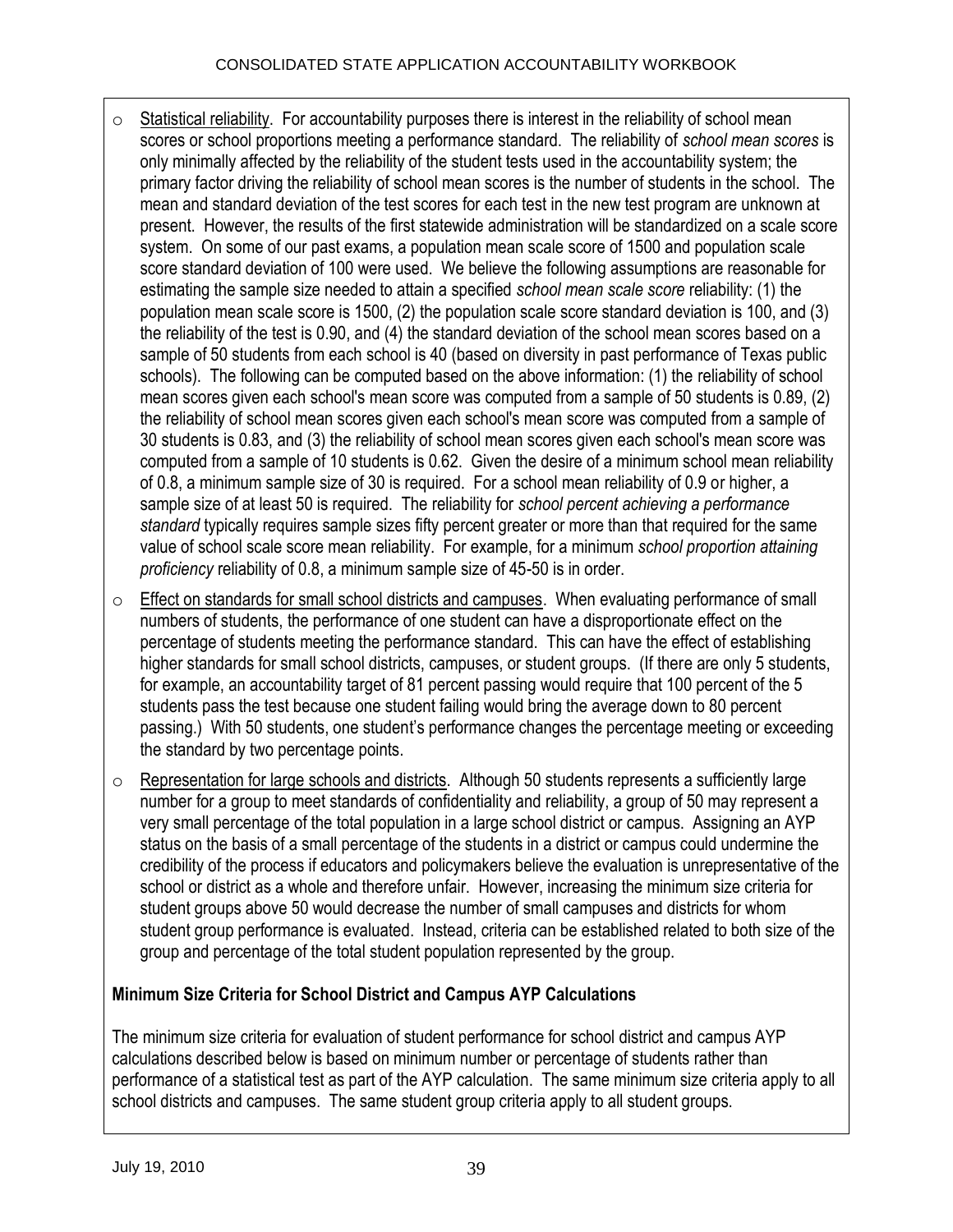- Statistical reliability. For accountability purposes there is interest in the reliability of school mean scores or school proportions meeting a performance standard. The reliability of *school mean scores* is only minimally affected by the reliability of the student tests used in the accountability system; the primary factor driving the reliability of school mean scores is the number of students in the school. The mean and standard deviation of the test scores for each test in the new test program are unknown at present. However, the results of the first statewide administration will be standardized on a scale score system. On some of our past exams, a population mean scale score of 1500 and population scale score standard deviation of 100 were used. We believe the following assumptions are reasonable for estimating the sample size needed to attain a specified *school mean scale score* reliability: (1) the population mean scale score is 1500, (2) the population scale score standard deviation is 100, and (3) the reliability of the test is 0.90, and (4) the standard deviation of the school mean scores based on a sample of 50 students from each school is 40 (based on diversity in past performance of Texas public schools). The following can be computed based on the above information: (1) the reliability of school mean scores given each school's mean score was computed from a sample of 50 students is 0.89, (2) the reliability of school mean scores given each school's mean score was computed from a sample of 30 students is 0.83, and (3) the reliability of school mean scores given each school's mean score was computed from a sample of 10 students is 0.62. Given the desire of a minimum school mean reliability of 0.8, a minimum sample size of 30 is required. For a school mean reliability of 0.9 or higher, a sample size of at least 50 is required. The reliability for *school percent achieving a performance standard* typically requires sample sizes fifty percent greater or more than that required for the same value of school scale score mean reliability. For example, for a minimum *school proportion attaining proficiency* reliability of 0.8, a minimum sample size of 45-50 is in order.
- Effect on standards for small school districts and campuses. When evaluating performance of small numbers of students, the performance of one student can have a disproportionate effect on the percentage of students meeting the performance standard. This can have the effect of establishing higher standards for small school districts, campuses, or student groups. (If there are only 5 students, for example, an accountability target of 81 percent passing would require that 100 percent of the 5 students pass the test because one student failing would bring the average down to 80 percent passing.) With 50 students, one student's performance changes the percentage meeting or exceeding the standard by two percentage points.
- Representation for large schools and districts. Although 50 students represents a sufficiently large number for a group to meet standards of confidentiality and reliability, a group of 50 may represent a very small percentage of the total population in a large school district or campus. Assigning an AYP status on the basis of a small percentage of the students in a district or campus could undermine the credibility of the process if educators and policymakers believe the evaluation is unrepresentative of the school or district as a whole and therefore unfair. However, increasing the minimum size criteria for student groups above 50 would decrease the number of small campuses and districts for whom student group performance is evaluated. Instead, criteria can be established related to both size of the group and percentage of the total student population represented by the group.

**Minimum Size Criteria for School District and Campus AYP Calculations**

The minimum size criteria for evaluation of student performance for school district and campus AYP calculations described below is based on minimum number or percentage of students rather than performance of a statistical test as part of the AYP calculation. The same minimum size criteria apply to all school districts and campuses. The same student group criteria apply to all student groups.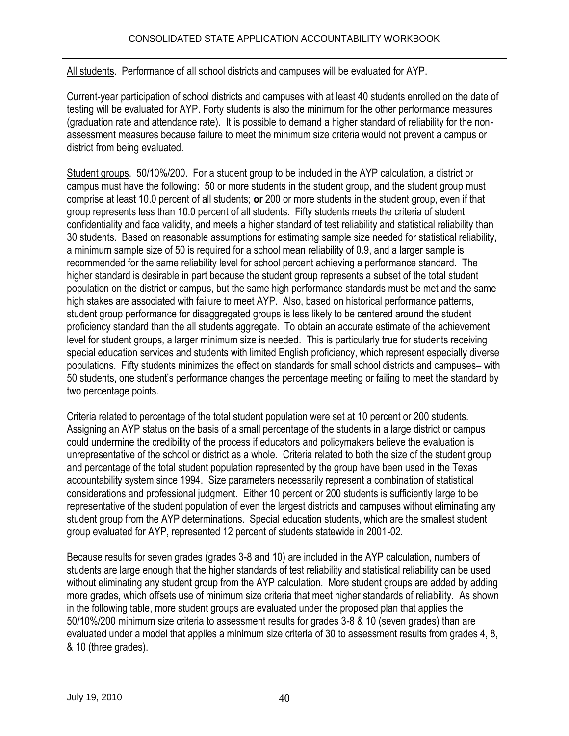<u>All students</u>. Performance of all school districts and campuses will be evaluated for AYP.

Current-year participation of school districts and campuses with at least 40 students enrolled on the date of testing will be evaluated for AYP. Forty students is also the minimum for the other performance measures (graduation rate and attendance rate). It is possible to demand a higher standard of reliability for the non-assessment measures because failure to meet the minimum size criteria would not prevent a campus or district from being evaluated.

<u>Student groups</u>. 50/10%/200. For a student group to be included in the AYP calculation, a district or campus must have the following: 50 or more students in the student group, and the student group must comprise at least 10.0 percent of all students; **or** 200 or more students in the student group, even if that group represents less than 10.0 percent of all students. Fifty students meets the criteria of student confidentiality and face validity, and meets a higher standard of test reliability and statistical reliability than 30 students. Based on reasonable assumptions for estimating sample size needed for statistical reliability, a minimum sample size of 50 is required for a school mean reliability of 0.9, and a larger sample is recommended for the same reliability level for school percent achieving a performance standard. The higher standard is desirable in part because the student group represents a subset of the total student population on the district or campus, but the same high performance standards must be met and the same high stakes are associated with failure to meet AYP. Also, based on historical performance patterns, student group performance for disaggregated groups is less likely to be centered around the student proficiency standard than the all students aggregate. To obtain an accurate estimate of the achievement level for student groups, a larger minimum size is needed. This is particularly true for students receiving special education services and students with limited English proficiency, which represent especially diverse populations. Fifty students minimizes the effect on standards for small school districts and campuses– with 50 students, one student's performance changes the percentage meeting or failing to meet the standard by two percentage points.

Criteria related to percentage of the total student population were set at 10 percent or 200 students. Assigning an AYP status on the basis of a small percentage of the students in a large district or campus could undermine the credibility of the process if educators and policymakers believe the evaluation is unrepresentative of the school or district as a whole. Criteria related to both the size of the student group and percentage of the total student population represented by the group have been used in the Texas accountability system since 1994. Size parameters necessarily represent a combination of statistical considerations and professional judgment. Either 10 percent or 200 students is sufficiently large to be representative of the student population of even the largest districts and campuses without eliminating any student group from the AYP determinations. Special education students, which are the smallest student group evaluated for AYP, represented 12 percent of students statewide in 2001-02.

Because results for seven grades (grades 3-8 and 10) are included in the AYP calculation, numbers of students are large enough that the higher standards of test reliability and statistical reliability can be used without eliminating any student group from the AYP calculation. More student groups are added by adding more grades, which offsets use of minimum size criteria that meet higher standards of reliability. As shown in the following table, more student groups are evaluated under the proposed plan that applies the 50/10%/200 minimum size criteria to assessment results for grades 3-8 & 10 (seven grades) than are evaluated under a model that applies a minimum size criteria of 30 to assessment results from grades 4, 8, & 10 (three grades).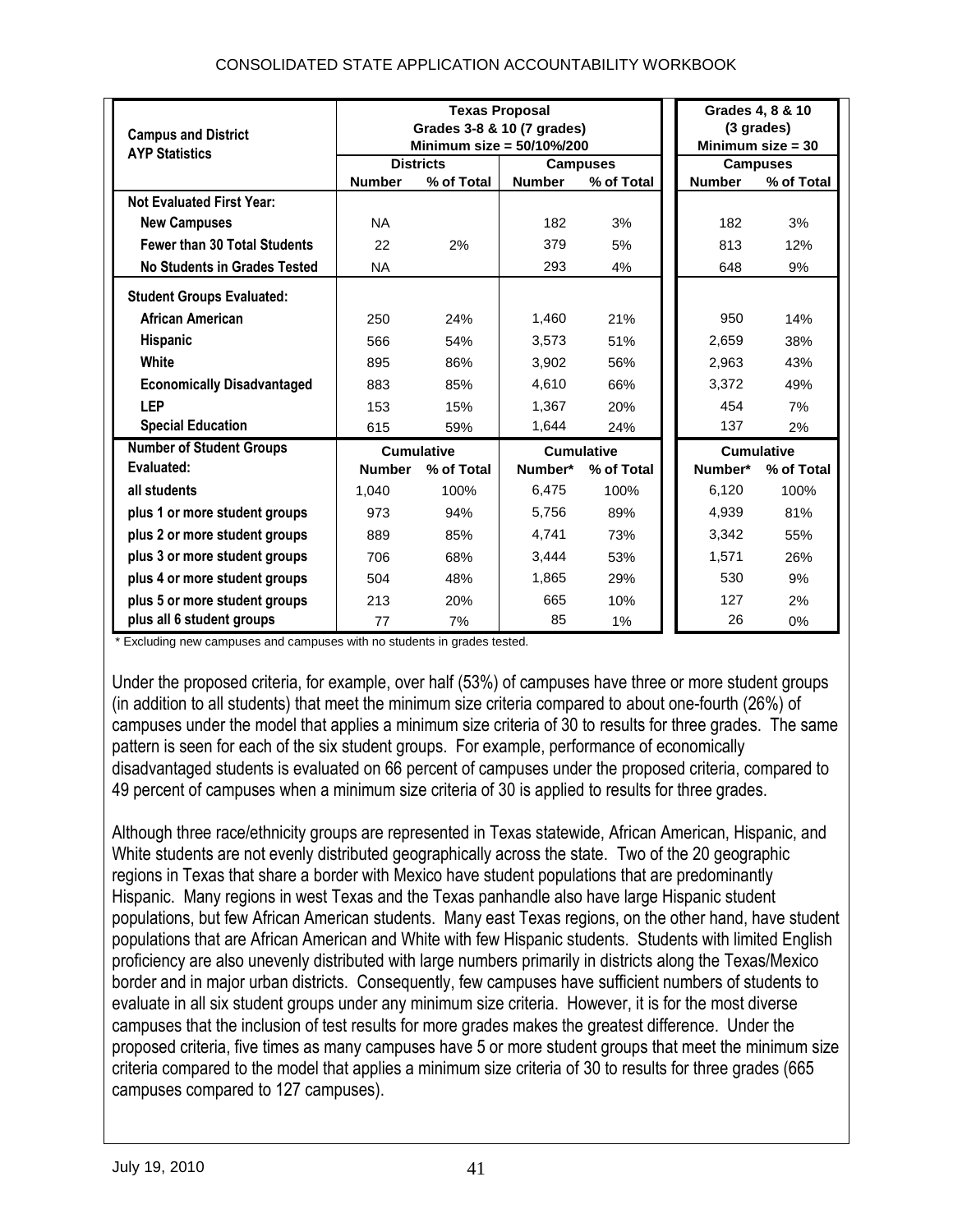| Campus and District AYP Statistics | Texas Proposal Grades 3-8 & 10 (7 grades) Minimum size = 50/10%/200 | | | | Grades 4, 8 & 10 (3 grades) Minimum size = 30 | |
|---|---|---|---|---|---|---|
| | Districts | | Campuses | | Campuses | |
| | Number | % of Total | Number | % of Total | Number | % of Total |
| **Not Evaluated First Year:** | | | | | | |
| **New Campuses** | NA | | 182 | 3% | 182 | 3% |
| **Fewer than 30 Total Students** | 22 | 2% | 379 | 5% | 813 | 12% |
| **No Students in Grades Tested** | NA | | 293 | 4% | 648 | 9% |
| **Student Groups Evaluated:** | | | | | | |
| **African American** | 250 | 24% | 1,460 | 21% | 950 | 14% |
| **Hispanic** | 566 | 54% | 3,573 | 51% | 2,659 | 38% |
| **White** | 895 | 86% | 3,902 | 56% | 2,963 | 43% |
| **Economically Disadvantaged** | 883 | 85% | 4,610 | 66% | 3,372 | 49% |
| **LEP** | 153 | 15% | 1,367 | 20% | 454 | 7% |
| **Special Education** | 615 | 59% | 1,644 | 24% | 137 | 2% |
| **Number of Student Groups Evaluated:** | Cumulative | | Cumulative | | Cumulative | |
| | Number | % of Total | Number* | % of Total | Number* | % of Total |
| **all students** | 1,040 | 100% | 6,475 | 100% | 6,120 | 100% |
| **plus 1 or more student groups** | 973 | 94% | 5,756 | 89% | 4,939 | 81% |
| **plus 2 or more student groups** | 889 | 85% | 4,741 | 73% | 3,342 | 55% |
| **plus 3 or more student groups** | 706 | 68% | 3,444 | 53% | 1,571 | 26% |
| **plus 4 or more student groups** | 504 | 48% | 1,865 | 29% | 530 | 9% |
| **plus 5 or more student groups** | 213 | 20% | 665 | 10% | 127 | 2% |
| **plus all 6 student groups** | 77 | 7% | 85 | 1% | 26 | 0% |

\* Excluding new campuses and campuses with no students in grades tested.

Under the proposed criteria, for example, over half (53%) of campuses have three or more student groups (in addition to all students) that meet the minimum size criteria compared to about one-fourth (26%) of campuses under the model that applies a minimum size criteria of 30 to results for three grades. The same pattern is seen for each of the six student groups. For example, performance of economically disadvantaged students is evaluated on 66 percent of campuses under the proposed criteria, compared to 49 percent of campuses when a minimum size criteria of 30 is applied to results for three grades.

Although three race/ethnicity groups are represented in Texas statewide, African American, Hispanic, and White students are not evenly distributed geographically across the state. Two of the 20 geographic regions in Texas that share a border with Mexico have student populations that are predominantly Hispanic. Many regions in west Texas and the Texas panhandle also have large Hispanic student populations, but few African American students. Many east Texas regions, on the other hand, have student populations that are African American and White with few Hispanic students. Students with limited English proficiency are also unevenly distributed with large numbers primarily in districts along the Texas/Mexico border and in major urban districts. Consequently, few campuses have sufficient numbers of students to evaluate in all six student groups under any minimum size criteria. However, it is for the most diverse campuses that the inclusion of test results for more grades makes the greatest difference. Under the proposed criteria, five times as many campuses have 5 or more student groups that meet the minimum size criteria compared to the model that applies a minimum size criteria of 30 to results for three grades (665 campuses compared to 127 campuses).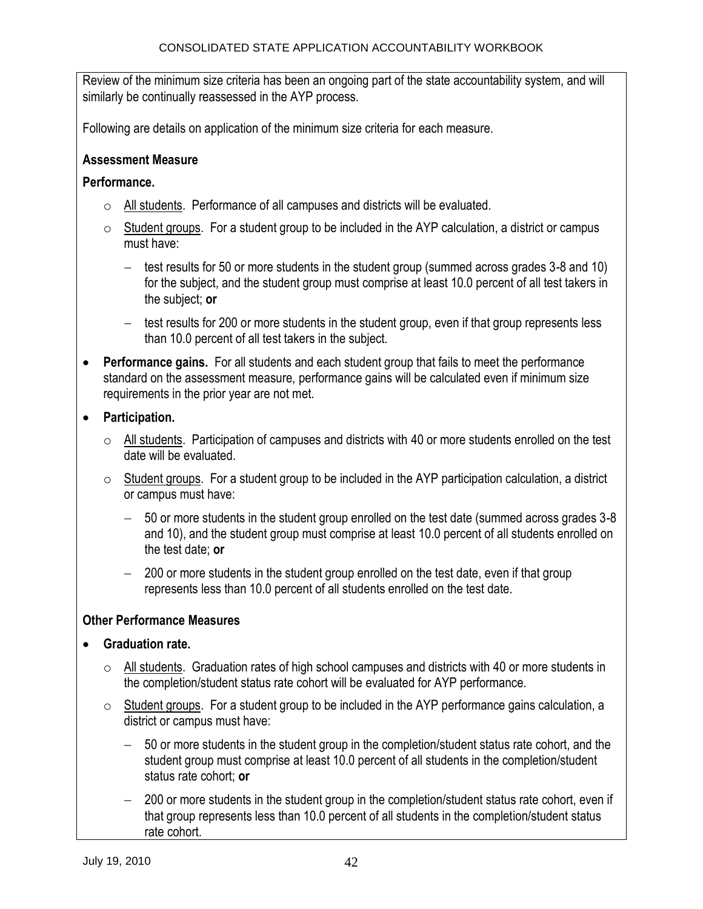Review of the minimum size criteria has been an ongoing part of the state accountability system, and will similarly be continually reassessed in the AYP process.

Following are details on application of the minimum size criteria for each measure.

**Assessment Measure**

**Performance.**

- All students. Performance of all campuses and districts will be evaluated.
- Student groups. For a student group to be included in the AYP calculation, a district or campus must have:
  - test results for 50 or more students in the student group (summed across grades 3-8 and 10) for the subject, and the student group must comprise at least 10.0 percent of all test takers in the subject; **or**
  - test results for 200 or more students in the student group, even if that group represents less than 10.0 percent of all test takers in the subject.

- **Performance gains.** For all students and each student group that fails to meet the performance standard on the assessment measure, performance gains will be calculated even if minimum size requirements in the prior year are not met.
- **Participation.**
  - All students. Participation of campuses and districts with 40 or more students enrolled on the test date will be evaluated.
  - Student groups. For a student group to be included in the AYP participation calculation, a district or campus must have:
    - 50 or more students in the student group enrolled on the test date (summed across grades 3-8 and 10), and the student group must comprise at least 10.0 percent of all students enrolled on the test date; **or**
    - 200 or more students in the student group enrolled on the test date, even if that group represents less than 10.0 percent of all students enrolled on the test date.

**Other Performance Measures**

- **Graduation rate.**
  - All students. Graduation rates of high school campuses and districts with 40 or more students in the completion/student status rate cohort will be evaluated for AYP performance.
  - Student groups. For a student group to be included in the AYP performance gains calculation, a district or campus must have:
    - 50 or more students in the student group in the completion/student status rate cohort, and the student group must comprise at least 10.0 percent of all students in the completion/student status rate cohort; **or**
    - 200 or more students in the student group in the completion/student status rate cohort, even if that group represents less than 10.0 percent of all students in the completion/student status rate cohort.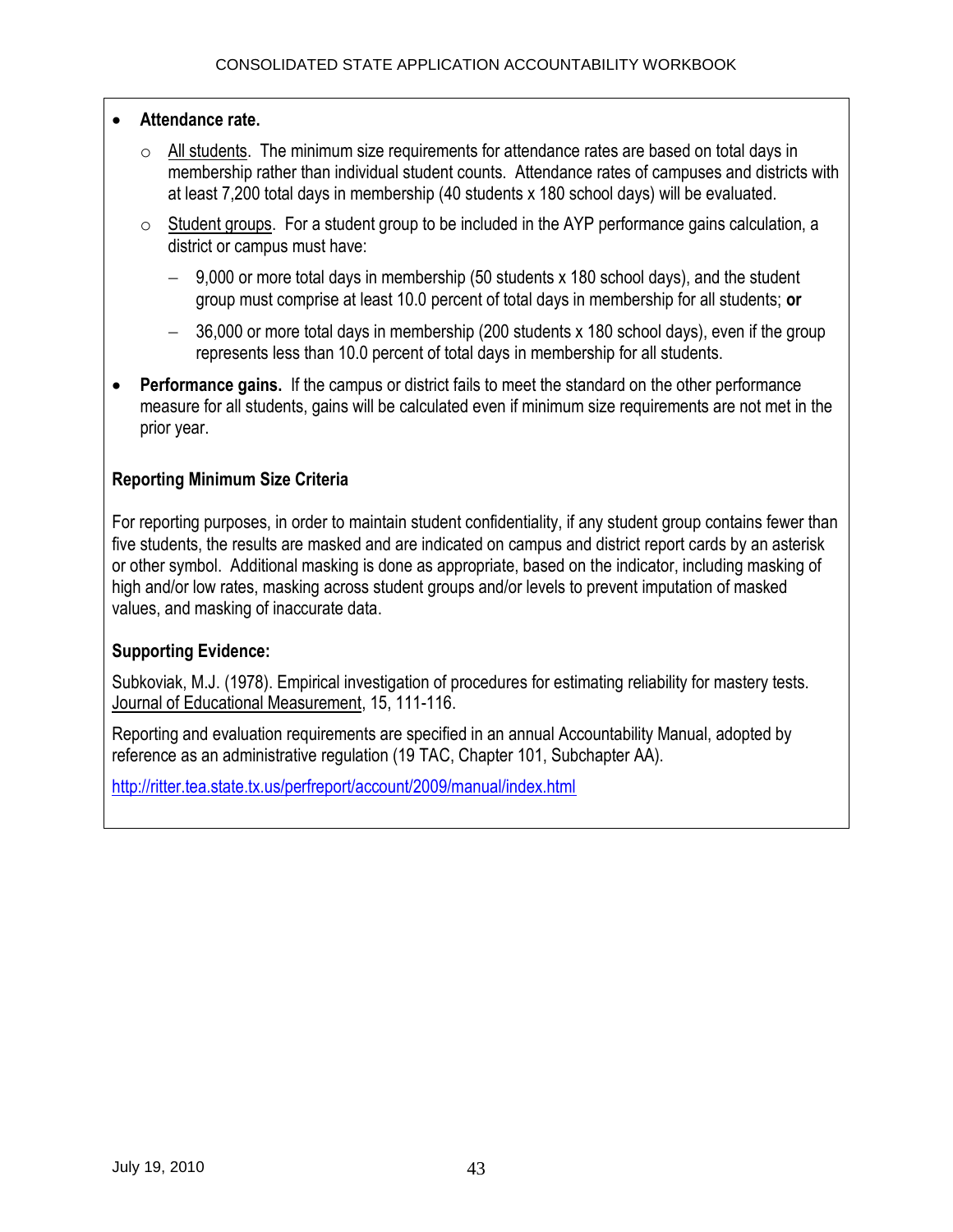- **Attendance rate.**
  - All students. The minimum size requirements for attendance rates are based on total days in membership rather than individual student counts. Attendance rates of campuses and districts with at least 7,200 total days in membership (40 students x 180 school days) will be evaluated.
  - Student groups. For a student group to be included in the AYP performance gains calculation, a district or campus must have:
    - 9,000 or more total days in membership (50 students x 180 school days), and the student group must comprise at least 10.0 percent of total days in membership for all students; **or**
    - 36,000 or more total days in membership (200 students x 180 school days), even if the group represents less than 10.0 percent of total days in membership for all students.
- **Performance gains.** If the campus or district fails to meet the standard on the other performance measure for all students, gains will be calculated even if minimum size requirements are not met in the prior year.

**Reporting Minimum Size Criteria**

For reporting purposes, in order to maintain student confidentiality, if any student group contains fewer than five students, the results are masked and are indicated on campus and district report cards by an asterisk or other symbol. Additional masking is done as appropriate, based on the indicator, including masking of high and/or low rates, masking across student groups and/or levels to prevent imputation of masked values, and masking of inaccurate data.

**Supporting Evidence:**

Subkoviak, M.J. (1978). Empirical investigation of procedures for estimating reliability for mastery tests. Journal of Educational Measurement, 15, 111-116.

Reporting and evaluation requirements are specified in an annual Accountability Manual, adopted by reference as an administrative regulation (19 TAC, Chapter 101, Subchapter AA).

http://ritter.tea.state.tx.us/perfreport/account/2009/manual/index.html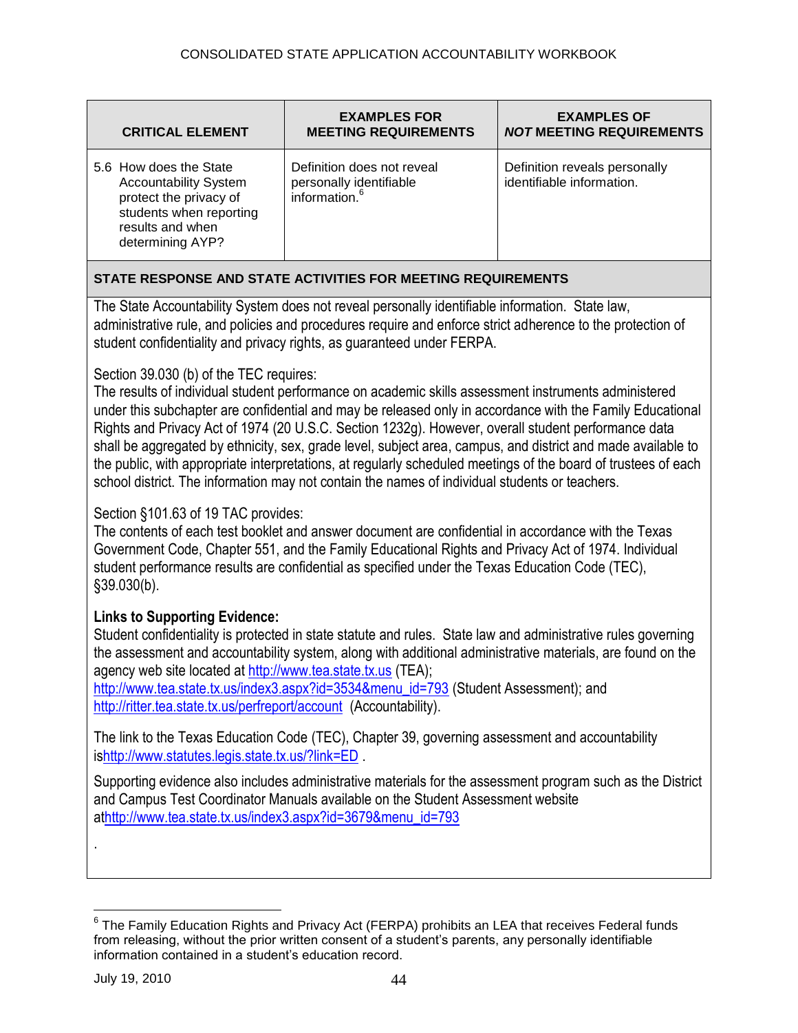| CRITICAL ELEMENT | EXAMPLES FOR MEETING REQUIREMENTS | EXAMPLES OF *NOT* MEETING REQUIREMENTS |
|---|---|---|
| 5.6 How does the State Accountability System protect the privacy of students when reporting results and when determining AYP? | Definition does not reveal personally identifiable information.[6] | Definition reveals personally identifiable information. |

**STATE RESPONSE AND STATE ACTIVITIES FOR MEETING REQUIREMENTS**

The State Accountability System does not reveal personally identifiable information. State law, administrative rule, and policies and procedures require and enforce strict adherence to the protection of student confidentiality and privacy rights, as guaranteed under FERPA.

Section 39.030 (b) of the TEC requires:
The results of individual student performance on academic skills assessment instruments administered under this subchapter are confidential and may be released only in accordance with the Family Educational Rights and Privacy Act of 1974 (20 U.S.C. Section 1232g). However, overall student performance data shall be aggregated by ethnicity, sex, grade level, subject area, campus, and district and made available to the public, with appropriate interpretations, at regularly scheduled meetings of the board of trustees of each school district. The information may not contain the names of individual students or teachers.

Section §101.63 of 19 TAC provides:
The contents of each test booklet and answer document are confidential in accordance with the Texas Government Code, Chapter 551, and the Family Educational Rights and Privacy Act of 1974. Individual student performance results are confidential as specified under the Texas Education Code (TEC), §39.030(b).

**Links to Supporting Evidence:**
Student confidentiality is protected in state statute and rules. State law and administrative rules governing the assessment and accountability system, along with additional administrative materials, are found on the agency web site located at http://www.tea.state.tx.us (TEA);
http://www.tea.state.tx.us/index3.aspx?id=3534&menu_id=793 (Student Assessment); and
http://ritter.tea.state.tx.us/perfreport/account (Accountability).

The link to the Texas Education Code (TEC), Chapter 39, governing assessment and accountability is http://www.statutes.legis.state.tx.us/?link=ED .

Supporting evidence also includes administrative materials for the assessment program such as the District and Campus Test Coordinator Manuals available on the Student Assessment website at http://www.tea.state.tx.us/index3.aspx?id=3679&menu_id=793

.

[6] The Family Education Rights and Privacy Act (FERPA) prohibits an LEA that receives Federal funds from releasing, without the prior written consent of a student's parents, any personally identifiable information contained in a student's education record.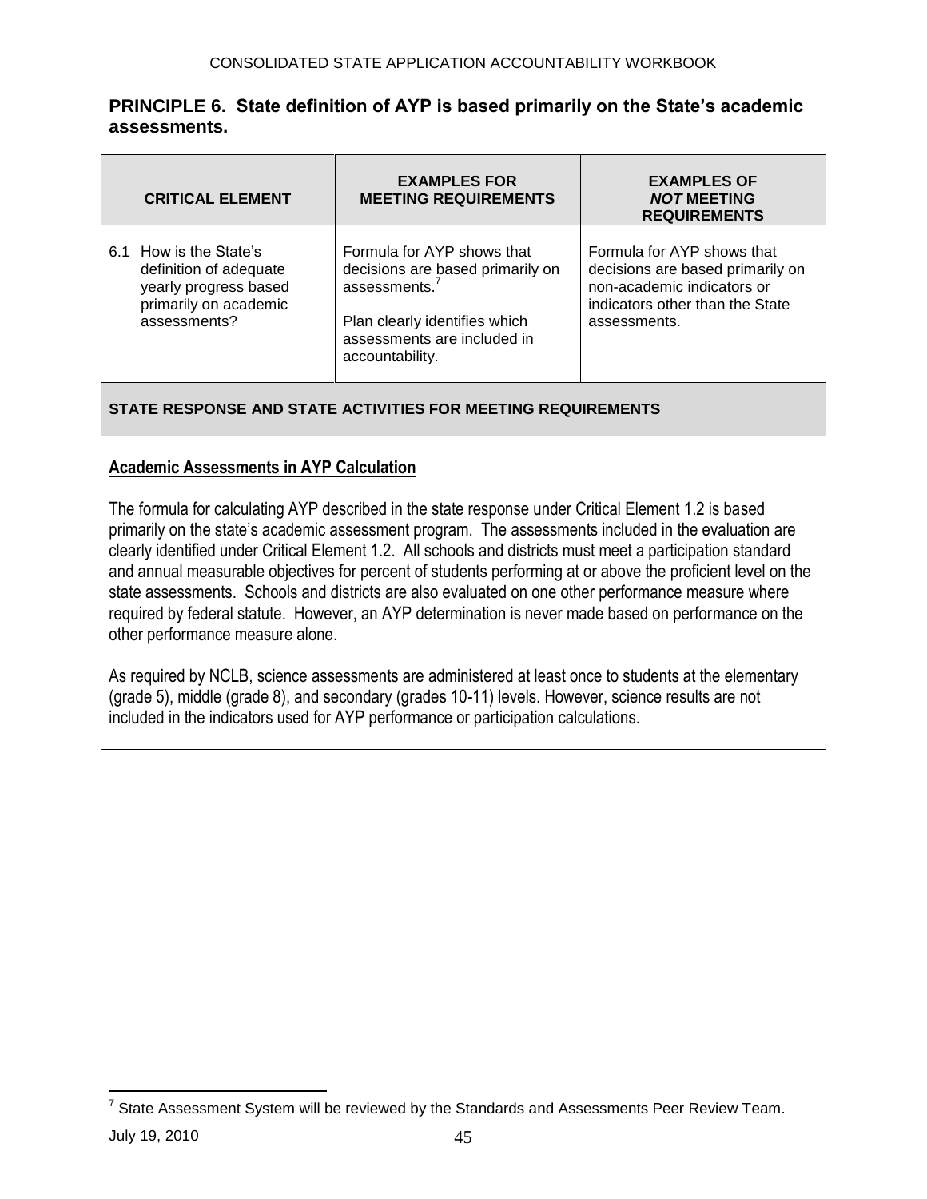## PRINCIPLE 6. State definition of AYP is based primarily on the State's academic assessments.

| CRITICAL ELEMENT | EXAMPLES FOR MEETING REQUIREMENTS | EXAMPLES OF *NOT* MEETING REQUIREMENTS |
|---|---|---|
| 6.1 How is the State's definition of adequate yearly progress based primarily on academic assessments? | Formula for AYP shows that decisions are based primarily on assessments.[7]<br><br>Plan clearly identifies which assessments are included in accountability. | Formula for AYP shows that decisions are based primarily on non-academic indicators or indicators other than the State assessments. |

**STATE RESPONSE AND STATE ACTIVITIES FOR MEETING REQUIREMENTS**

**Academic Assessments in AYP Calculation**

The formula for calculating AYP described in the state response under Critical Element 1.2 is based primarily on the state's academic assessment program. The assessments included in the evaluation are clearly identified under Critical Element 1.2. All schools and districts must meet a participation standard and annual measurable objectives for percent of students performing at or above the proficient level on the state assessments. Schools and districts are also evaluated on one other performance measure where required by federal statute. However, an AYP determination is never made based on performance on the other performance measure alone.

As required by NCLB, science assessments are administered at least once to students at the elementary (grade 5), middle (grade 8), and secondary (grades 10-11) levels. However, science results are not included in the indicators used for AYP performance or participation calculations.

[7] State Assessment System will be reviewed by the Standards and Assessments Peer Review Team.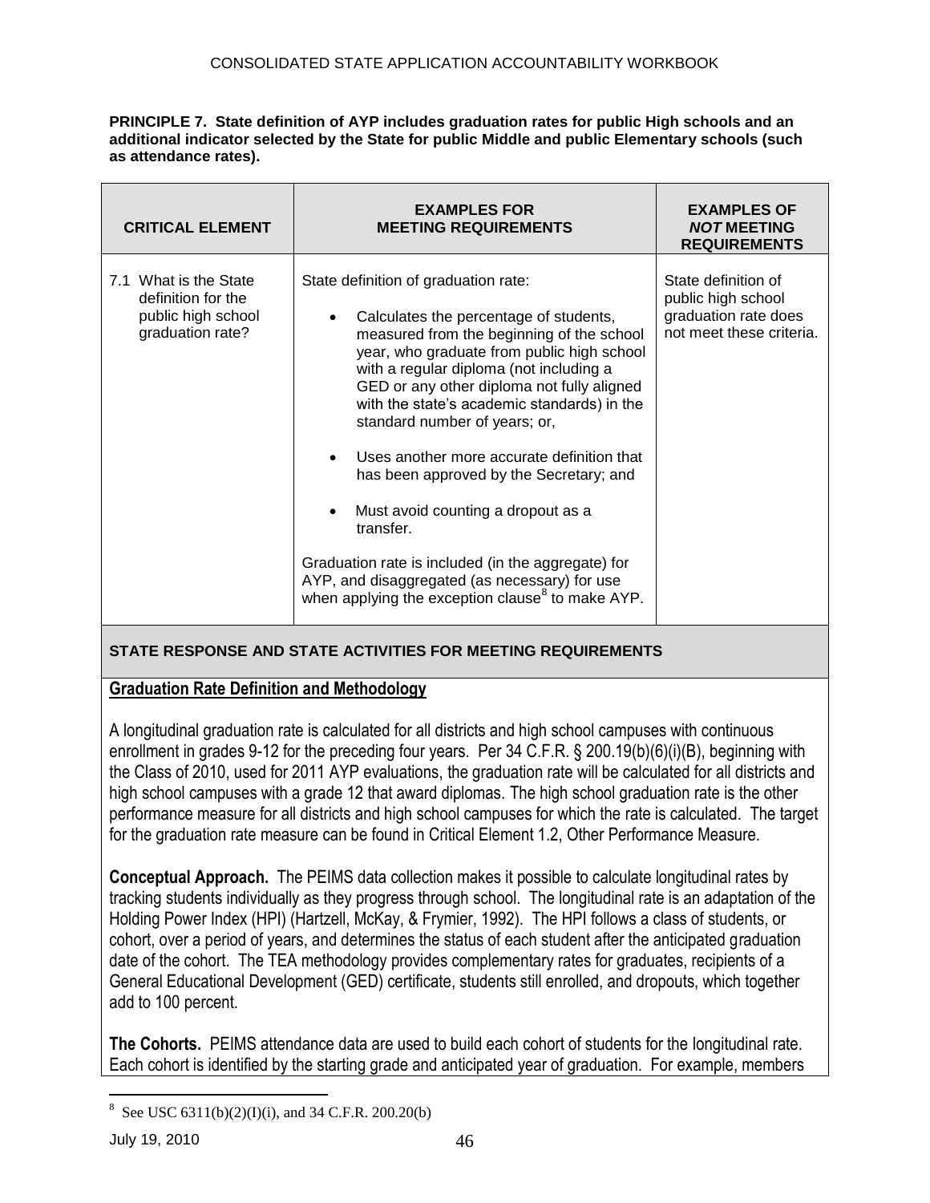**PRINCIPLE 7. State definition of AYP includes graduation rates for public High schools and an additional indicator selected by the State for public Middle and public Elementary schools (such as attendance rates).**

| CRITICAL ELEMENT | EXAMPLES FOR MEETING REQUIREMENTS | EXAMPLES OF *NOT* MEETING REQUIREMENTS |
|---|---|---|
| 7.1 What is the State definition for the public high school graduation rate? | State definition of graduation rate:<br><br>• Calculates the percentage of students, measured from the beginning of the school year, who graduate from public high school with a regular diploma (not including a GED or any other diploma not fully aligned with the state's academic standards) in the standard number of years; or,<br><br>• Uses another more accurate definition that has been approved by the Secretary; and<br><br>• Must avoid counting a dropout as a transfer.<br><br>Graduation rate is included (in the aggregate) for AYP, and disaggregated (as necessary) for use when applying the exception clause[8] to make AYP. | State definition of public high school graduation rate does not meet these criteria. |

**STATE RESPONSE AND STATE ACTIVITIES FOR MEETING REQUIREMENTS**

**Graduation Rate Definition and Methodology**

A longitudinal graduation rate is calculated for all districts and high school campuses with continuous enrollment in grades 9-12 for the preceding four years. Per 34 C.F.R. § 200.19(b)(6)(i)(B), beginning with the Class of 2010, used for 2011 AYP evaluations, the graduation rate will be calculated for all districts and high school campuses with a grade 12 that award diplomas. The high school graduation rate is the other performance measure for all districts and high school campuses for which the rate is calculated. The target for the graduation rate measure can be found in Critical Element 1.2, Other Performance Measure.

**Conceptual Approach.** The PEIMS data collection makes it possible to calculate longitudinal rates by tracking students individually as they progress through school. The longitudinal rate is an adaptation of the Holding Power Index (HPI) (Hartzell, McKay, & Frymier, 1992). The HPI follows a class of students, or cohort, over a period of years, and determines the status of each student after the anticipated graduation date of the cohort. The TEA methodology provides complementary rates for graduates, recipients of a General Educational Development (GED) certificate, students still enrolled, and dropouts, which together add to 100 percent.

**The Cohorts.** PEIMS attendance data are used to build each cohort of students for the longitudinal rate. Each cohort is identified by the starting grade and anticipated year of graduation. For example, members

[8] See USC 6311(b)(2)(I)(i), and 34 C.F.R. 200.20(b)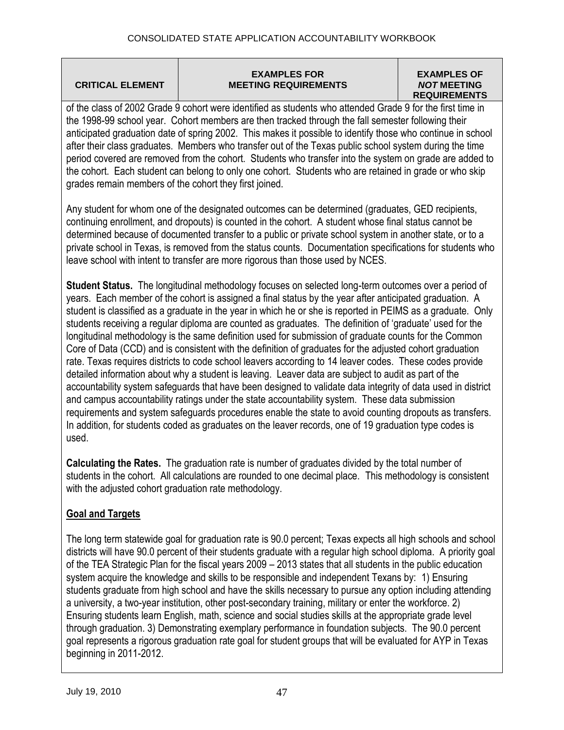| CRITICAL ELEMENT | EXAMPLES FOR MEETING REQUIREMENTS | EXAMPLES OF *NOT* MEETING REQUIREMENTS |
|---|---|---|

of the class of 2002 Grade 9 cohort were identified as students who attended Grade 9 for the first time in the 1998-99 school year. Cohort members are then tracked through the fall semester following their anticipated graduation date of spring 2002. This makes it possible to identify those who continue in school after their class graduates. Members who transfer out of the Texas public school system during the time period covered are removed from the cohort. Students who transfer into the system on grade are added to the cohort. Each student can belong to only one cohort. Students who are retained in grade or who skip grades remain members of the cohort they first joined.

Any student for whom one of the designated outcomes can be determined (graduates, GED recipients, continuing enrollment, and dropouts) is counted in the cohort. A student whose final status cannot be determined because of documented transfer to a public or private school system in another state, or to a private school in Texas, is removed from the status counts. Documentation specifications for students who leave school with intent to transfer are more rigorous than those used by NCES.

**Student Status.** The longitudinal methodology focuses on selected long-term outcomes over a period of years. Each member of the cohort is assigned a final status by the year after anticipated graduation. A student is classified as a graduate in the year in which he or she is reported in PEIMS as a graduate. Only students receiving a regular diploma are counted as graduates. The definition of 'graduate' used for the longitudinal methodology is the same definition used for submission of graduate counts for the Common Core of Data (CCD) and is consistent with the definition of graduates for the adjusted cohort graduation rate. Texas requires districts to code school leavers according to 14 leaver codes. These codes provide detailed information about why a student is leaving. Leaver data are subject to audit as part of the accountability system safeguards that have been designed to validate data integrity of data used in district and campus accountability ratings under the state accountability system. These data submission requirements and system safeguards procedures enable the state to avoid counting dropouts as transfers. In addition, for students coded as graduates on the leaver records, one of 19 graduation type codes is used.

**Calculating the Rates.** The graduation rate is number of graduates divided by the total number of students in the cohort. All calculations are rounded to one decimal place. This methodology is consistent with the adjusted cohort graduation rate methodology.

**Goal and Targets**

The long term statewide goal for graduation rate is 90.0 percent; Texas expects all high schools and school districts will have 90.0 percent of their students graduate with a regular high school diploma. A priority goal of the TEA Strategic Plan for the fiscal years 2009 – 2013 states that all students in the public education system acquire the knowledge and skills to be responsible and independent Texans by: 1) Ensuring students graduate from high school and have the skills necessary to pursue any option including attending a university, a two-year institution, other post-secondary training, military or enter the workforce. 2) Ensuring students learn English, math, science and social studies skills at the appropriate grade level through graduation. 3) Demonstrating exemplary performance in foundation subjects. The 90.0 percent goal represents a rigorous graduation rate goal for student groups that will be evaluated for AYP in Texas beginning in 2011-2012.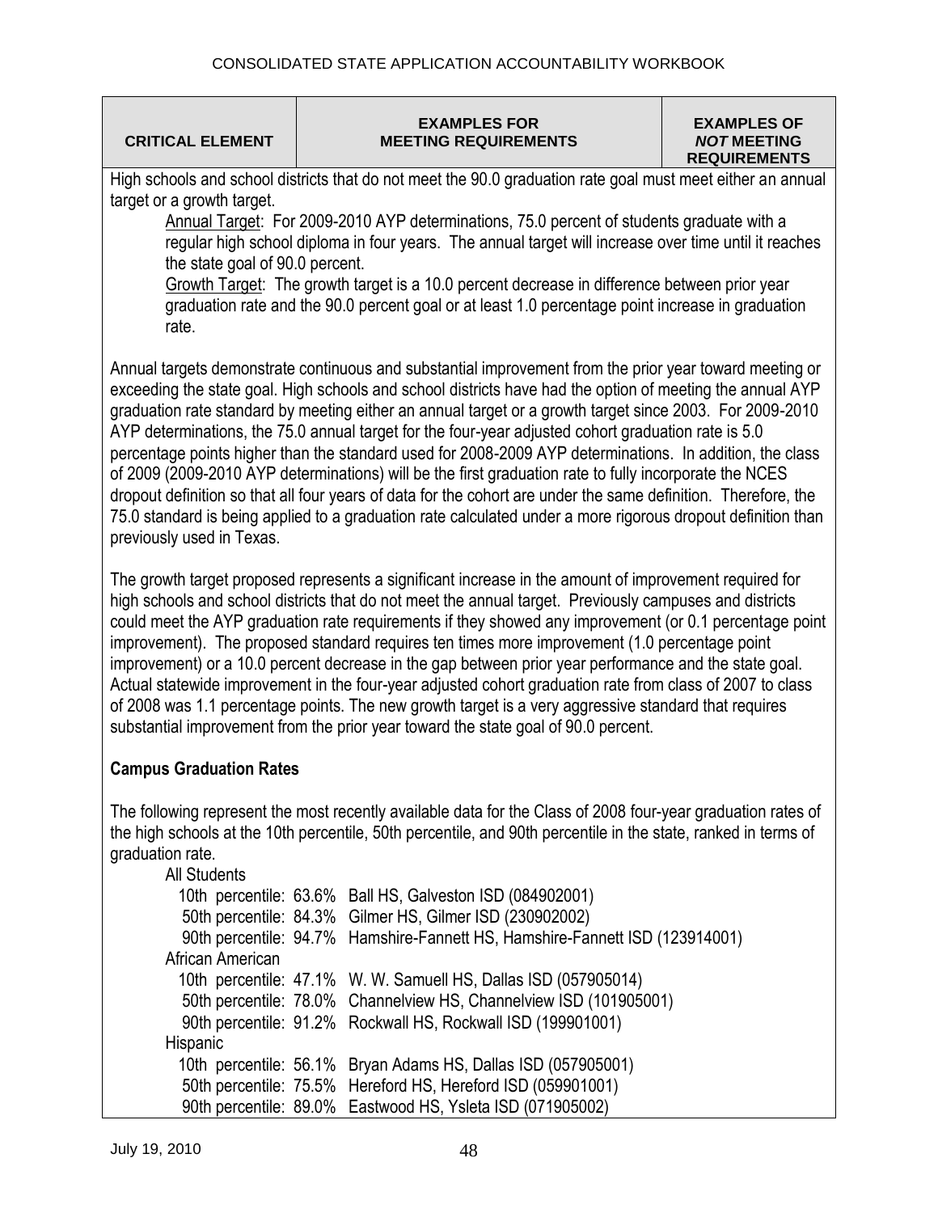| CRITICAL ELEMENT | EXAMPLES FOR MEETING REQUIREMENTS | EXAMPLES OF *NOT* MEETING REQUIREMENTS |
|---|---|---|

High schools and school districts that do not meet the 90.0 graduation rate goal must meet either an annual target or a growth target.

Annual Target: For 2009-2010 AYP determinations, 75.0 percent of students graduate with a regular high school diploma in four years. The annual target will increase over time until it reaches the state goal of 90.0 percent.

Growth Target: The growth target is a 10.0 percent decrease in difference between prior year graduation rate and the 90.0 percent goal or at least 1.0 percentage point increase in graduation rate.

Annual targets demonstrate continuous and substantial improvement from the prior year toward meeting or exceeding the state goal. High schools and school districts have had the option of meeting the annual AYP graduation rate standard by meeting either an annual target or a growth target since 2003. For 2009-2010 AYP determinations, the 75.0 annual target for the four-year adjusted cohort graduation rate is 5.0 percentage points higher than the standard used for 2008-2009 AYP determinations. In addition, the class of 2009 (2009-2010 AYP determinations) will be the first graduation rate to fully incorporate the NCES dropout definition so that all four years of data for the cohort are under the same definition. Therefore, the 75.0 standard is being applied to a graduation rate calculated under a more rigorous dropout definition than previously used in Texas.

The growth target proposed represents a significant increase in the amount of improvement required for high schools and school districts that do not meet the annual target. Previously campuses and districts could meet the AYP graduation rate requirements if they showed any improvement (or 0.1 percentage point improvement). The proposed standard requires ten times more improvement (1.0 percentage point improvement) or a 10.0 percent decrease in the gap between prior year performance and the state goal. Actual statewide improvement in the four-year adjusted cohort graduation rate from class of 2007 to class of 2008 was 1.1 percentage points. The new growth target is a very aggressive standard that requires substantial improvement from the prior year toward the state goal of 90.0 percent.

**Campus Graduation Rates**

The following represent the most recently available data for the Class of 2008 four-year graduation rates of the high schools at the 10th percentile, 50th percentile, and 90th percentile in the state, ranked in terms of graduation rate.

All Students
- 10th percentile: 63.6% Ball HS, Galveston ISD (084902001)
- 50th percentile: 84.3% Gilmer HS, Gilmer ISD (230902002)
- 90th percentile: 94.7% Hamshire-Fannett HS, Hamshire-Fannett ISD (123914001)

African American
- 10th percentile: 47.1% W. W. Samuell HS, Dallas ISD (057905014)
- 50th percentile: 78.0% Channelview HS, Channelview ISD (101905001)
- 90th percentile: 91.2% Rockwall HS, Rockwall ISD (199901001)

Hispanic
- 10th percentile: 56.1% Bryan Adams HS, Dallas ISD (057905001)
- 50th percentile: 75.5% Hereford HS, Hereford ISD (059901001)
- 90th percentile: 89.0% Eastwood HS, Ysleta ISD (071905002)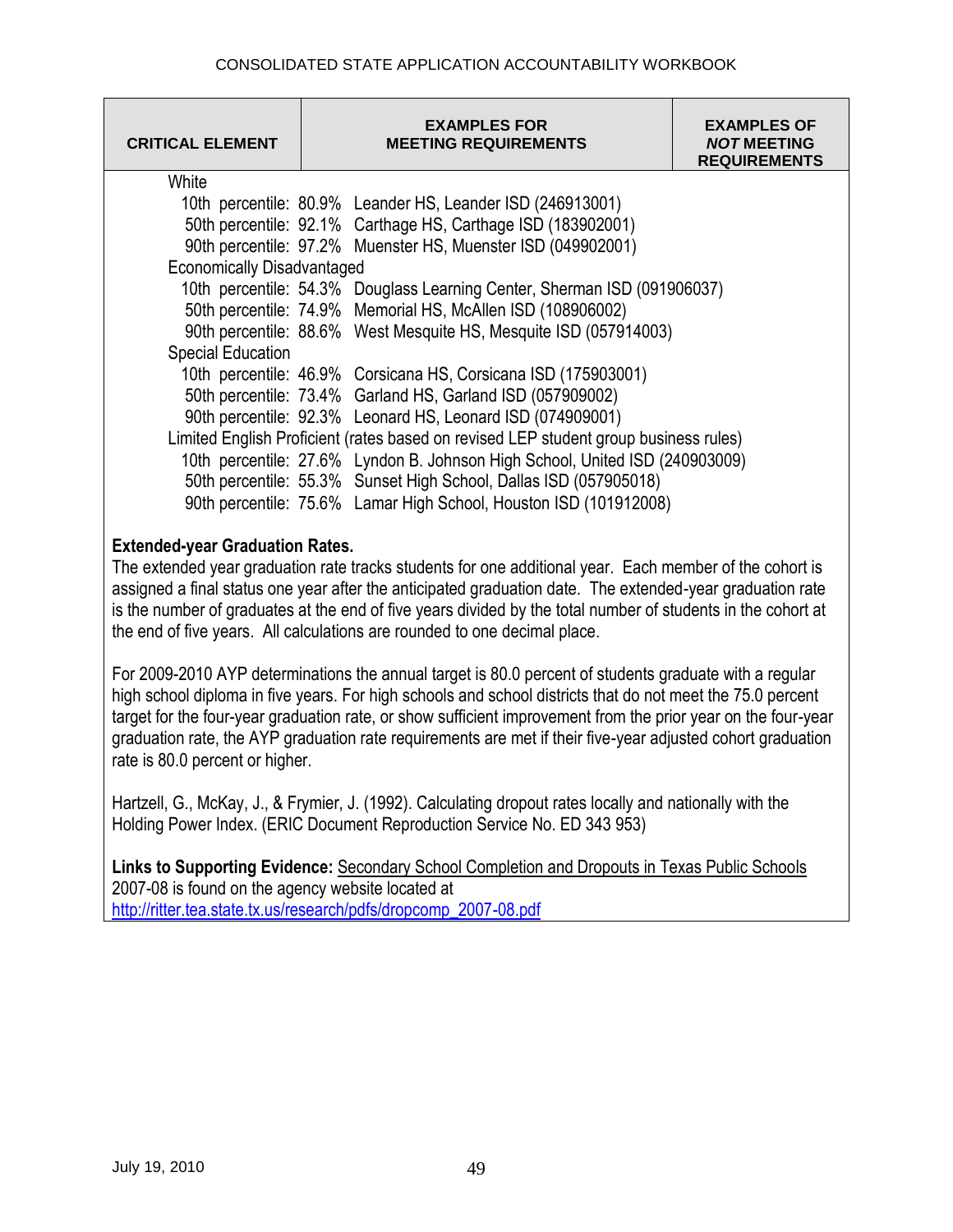| CRITICAL ELEMENT | EXAMPLES FOR MEETING REQUIREMENTS | EXAMPLES OF *NOT* MEETING REQUIREMENTS |
|---|---|---|

White
- 10th percentile: 80.9% Leander HS, Leander ISD (246913001)
- 50th percentile: 92.1% Carthage HS, Carthage ISD (183902001)
- 90th percentile: 97.2% Muenster HS, Muenster ISD (049902001)

Economically Disadvantaged
- 10th percentile: 54.3% Douglass Learning Center, Sherman ISD (091906037)
- 50th percentile: 74.9% Memorial HS, McAllen ISD (108906002)
- 90th percentile: 88.6% West Mesquite HS, Mesquite ISD (057914003)

Special Education
- 10th percentile: 46.9% Corsicana HS, Corsicana ISD (175903001)
- 50th percentile: 73.4% Garland HS, Garland ISD (057909002)
- 90th percentile: 92.3% Leonard HS, Leonard ISD (074909001)

Limited English Proficient (rates based on revised LEP student group business rules)
- 10th percentile: 27.6% Lyndon B. Johnson High School, United ISD (240903009)
- 50th percentile: 55.3% Sunset High School, Dallas ISD (057905018)
- 90th percentile: 75.6% Lamar High School, Houston ISD (101912008)

**Extended-year Graduation Rates.**
The extended year graduation rate tracks students for one additional year. Each member of the cohort is assigned a final status one year after the anticipated graduation date. The extended-year graduation rate is the number of graduates at the end of five years divided by the total number of students in the cohort at the end of five years. All calculations are rounded to one decimal place.

For 2009-2010 AYP determinations the annual target is 80.0 percent of students graduate with a regular high school diploma in five years. For high schools and school districts that do not meet the 75.0 percent target for the four-year graduation rate, or show sufficient improvement from the prior year on the four-year graduation rate, the AYP graduation rate requirements are met if their five-year adjusted cohort graduation rate is 80.0 percent or higher.

Hartzell, G., McKay, J., & Frymier, J. (1992). Calculating dropout rates locally and nationally with the Holding Power Index. (ERIC Document Reproduction Service No. ED 343 953)

**Links to Supporting Evidence:** Secondary School Completion and Dropouts in Texas Public Schools 2007-08 is found on the agency website located at http://ritter.tea.state.tx.us/research/pdfs/dropcomp_2007-08.pdf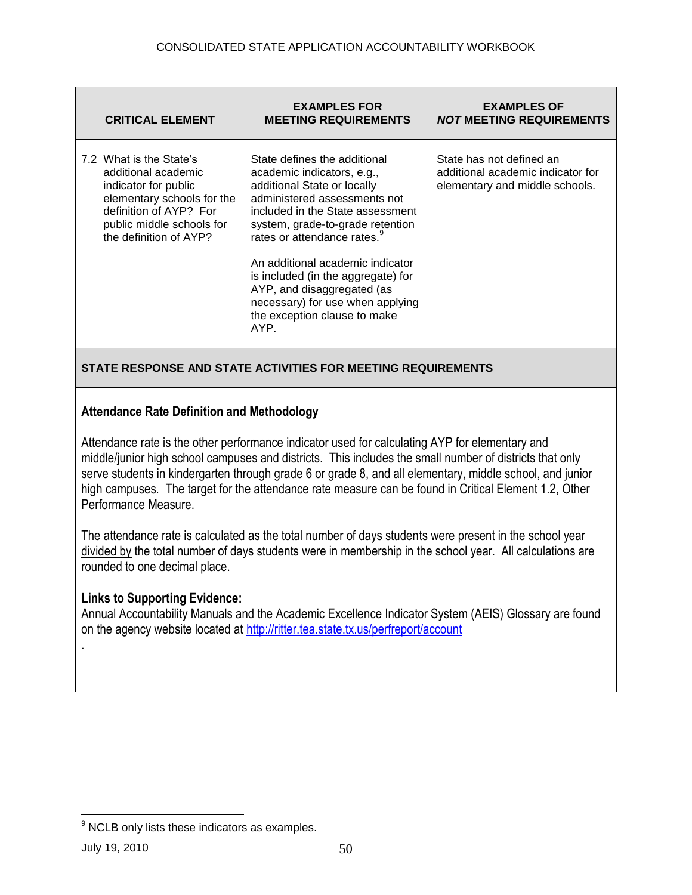| CRITICAL ELEMENT | EXAMPLES FOR MEETING REQUIREMENTS | EXAMPLES OF *NOT* MEETING REQUIREMENTS |
|---|---|---|
| 7.2 What is the State's additional academic indicator for public elementary schools for the definition of AYP? For public middle schools for the definition of AYP? | State defines the additional academic indicators, e.g., additional State or locally administered assessments not included in the State assessment system, grade-to-grade retention rates or attendance rates.[9]<br><br>An additional academic indicator is included (in the aggregate) for AYP, and disaggregated (as necessary) for use when applying the exception clause to make AYP. | State has not defined an additional academic indicator for elementary and middle schools. |

**STATE RESPONSE AND STATE ACTIVITIES FOR MEETING REQUIREMENTS**

**Attendance Rate Definition and Methodology**

Attendance rate is the other performance indicator used for calculating AYP for elementary and middle/junior high school campuses and districts. This includes the small number of districts that only serve students in kindergarten through grade 6 or grade 8, and all elementary, middle school, and junior high campuses. The target for the attendance rate measure can be found in Critical Element 1.2, Other Performance Measure.

The attendance rate is calculated as the total number of days students were present in the school year divided by the total number of days students were in membership in the school year. All calculations are rounded to one decimal place.

**Links to Supporting Evidence:**
Annual Accountability Manuals and the Academic Excellence Indicator System (AEIS) Glossary are found on the agency website located at http://ritter.tea.state.tx.us/perfreport/account

.

[9] NCLB only lists these indicators as examples.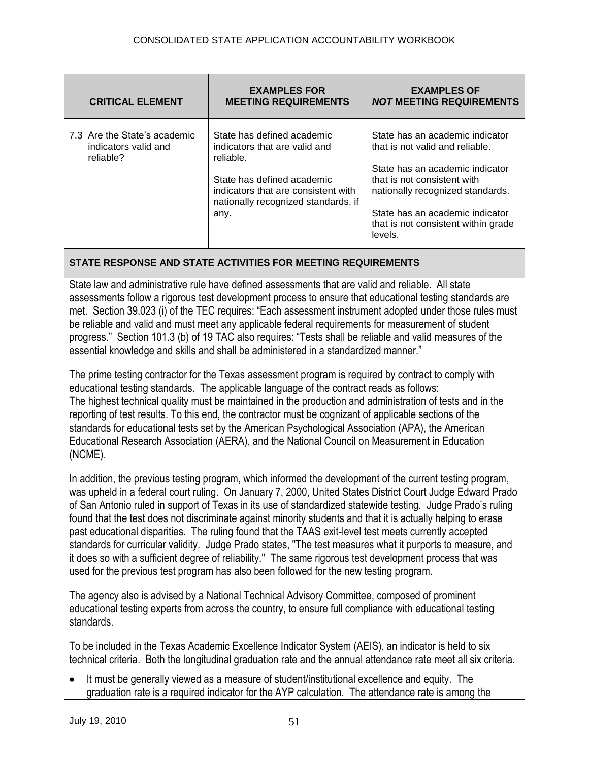| CRITICAL ELEMENT | EXAMPLES FOR MEETING REQUIREMENTS | EXAMPLES OF *NOT* MEETING REQUIREMENTS |
|---|---|---|
| 7.3 Are the State's academic indicators valid and reliable? | State has defined academic indicators that are valid and reliable.<br><br>State has defined academic indicators that are consistent with nationally recognized standards, if any. | State has an academic indicator that is not valid and reliable.<br><br>State has an academic indicator that is not consistent with nationally recognized standards.<br><br>State has an academic indicator that is not consistent within grade levels. |

**STATE RESPONSE AND STATE ACTIVITIES FOR MEETING REQUIREMENTS**

State law and administrative rule have defined assessments that are valid and reliable. All state assessments follow a rigorous test development process to ensure that educational testing standards are met. Section 39.023 (i) of the TEC requires: "Each assessment instrument adopted under those rules must be reliable and valid and must meet any applicable federal requirements for measurement of student progress." Section 101.3 (b) of 19 TAC also requires: "Tests shall be reliable and valid measures of the essential knowledge and skills and shall be administered in a standardized manner."

The prime testing contractor for the Texas assessment program is required by contract to comply with educational testing standards. The applicable language of the contract reads as follows:
The highest technical quality must be maintained in the production and administration of tests and in the reporting of test results. To this end, the contractor must be cognizant of applicable sections of the standards for educational tests set by the American Psychological Association (APA), the American Educational Research Association (AERA), and the National Council on Measurement in Education (NCME).

In addition, the previous testing program, which informed the development of the current testing program, was upheld in a federal court ruling. On January 7, 2000, United States District Court Judge Edward Prado of San Antonio ruled in support of Texas in its use of standardized statewide testing. Judge Prado's ruling found that the test does not discriminate against minority students and that it is actually helping to erase past educational disparities. The ruling found that the TAAS exit-level test meets currently accepted standards for curricular validity. Judge Prado states, "The test measures what it purports to measure, and it does so with a sufficient degree of reliability." The same rigorous test development process that was used for the previous test program has also been followed for the new testing program.

The agency also is advised by a National Technical Advisory Committee, composed of prominent educational testing experts from across the country, to ensure full compliance with educational testing standards.

To be included in the Texas Academic Excellence Indicator System (AEIS), an indicator is held to six technical criteria. Both the longitudinal graduation rate and the annual attendance rate meet all six criteria.

- It must be generally viewed as a measure of student/institutional excellence and equity. The graduation rate is a required indicator for the AYP calculation. The attendance rate is among the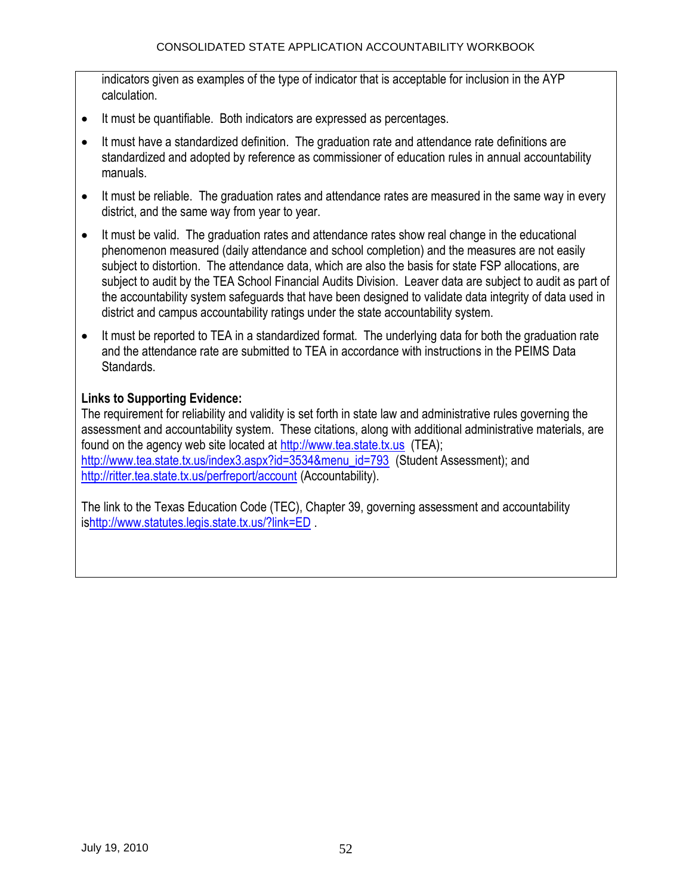indicators given as examples of the type of indicator that is acceptable for inclusion in the AYP calculation.

- It must be quantifiable. Both indicators are expressed as percentages.
- It must have a standardized definition. The graduation rate and attendance rate definitions are standardized and adopted by reference as commissioner of education rules in annual accountability manuals.
- It must be reliable. The graduation rates and attendance rates are measured in the same way in every district, and the same way from year to year.
- It must be valid. The graduation rates and attendance rates show real change in the educational phenomenon measured (daily attendance and school completion) and the measures are not easily subject to distortion. The attendance data, which are also the basis for state FSP allocations, are subject to audit by the TEA School Financial Audits Division. Leaver data are subject to audit as part of the accountability system safeguards that have been designed to validate data integrity of data used in district and campus accountability ratings under the state accountability system.
- It must be reported to TEA in a standardized format. The underlying data for both the graduation rate and the attendance rate are submitted to TEA in accordance with instructions in the PEIMS Data Standards.

**Links to Supporting Evidence:**
The requirement for reliability and validity is set forth in state law and administrative rules governing the assessment and accountability system. These citations, along with additional administrative materials, are found on the agency web site located at http://www.tea.state.tx.us (TEA); http://www.tea.state.tx.us/index3.aspx?id=3534&menu_id=793 (Student Assessment); and http://ritter.tea.state.tx.us/perfreport/account (Accountability).

The link to the Texas Education Code (TEC), Chapter 39, governing assessment and accountability ishttp://www.statutes.legis.state.tx.us/?link=ED .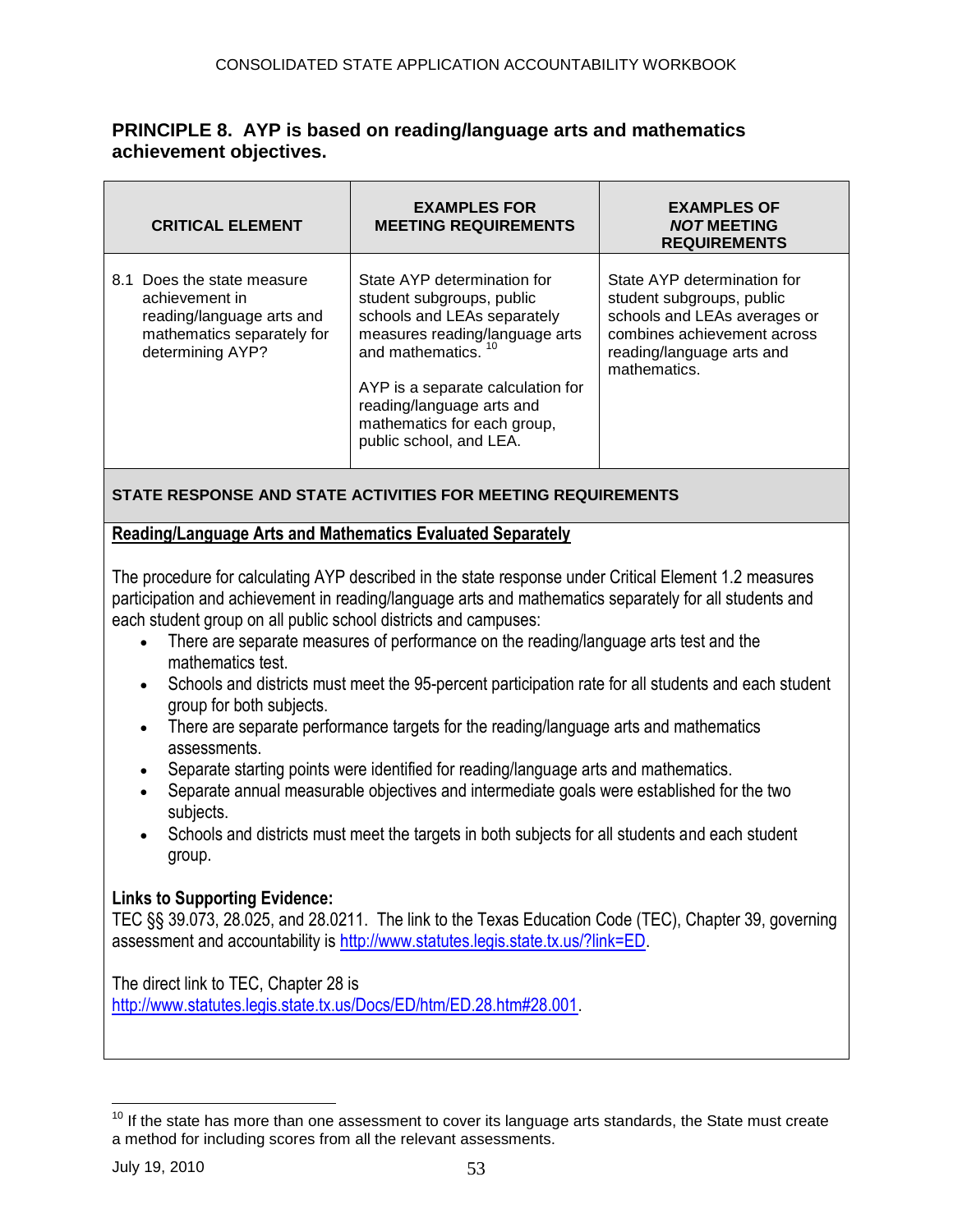## PRINCIPLE 8. AYP is based on reading/language arts and mathematics achievement objectives.

| CRITICAL ELEMENT | EXAMPLES FOR MEETING REQUIREMENTS | EXAMPLES OF *NOT* MEETING REQUIREMENTS |
|---|---|---|
| 8.1 Does the state measure achievement in reading/language arts and mathematics separately for determining AYP? | State AYP determination for student subgroups, public schools and LEAs separately measures reading/language arts and mathematics. [10]<br><br>AYP is a separate calculation for reading/language arts and mathematics for each group, public school, and LEA. | State AYP determination for student subgroups, public schools and LEAs averages or combines achievement across reading/language arts and mathematics. |

**STATE RESPONSE AND STATE ACTIVITIES FOR MEETING REQUIREMENTS**

**Reading/Language Arts and Mathematics Evaluated Separately**

The procedure for calculating AYP described in the state response under Critical Element 1.2 measures participation and achievement in reading/language arts and mathematics separately for all students and each student group on all public school districts and campuses:

- There are separate measures of performance on the reading/language arts test and the mathematics test.
- Schools and districts must meet the 95-percent participation rate for all students and each student group for both subjects.
- There are separate performance targets for the reading/language arts and mathematics assessments.
- Separate starting points were identified for reading/language arts and mathematics.
- Separate annual measurable objectives and intermediate goals were established for the two subjects.
- Schools and districts must meet the targets in both subjects for all students and each student group.

**Links to Supporting Evidence:**
TEC §§ 39.073, 28.025, and 28.0211. The link to the Texas Education Code (TEC), Chapter 39, governing assessment and accountability is http://www.statutes.legis.state.tx.us/?link=ED.

The direct link to TEC, Chapter 28 is
http://www.statutes.legis.state.tx.us/Docs/ED/htm/ED.28.htm#28.001.

[10] If the state has more than one assessment to cover its language arts standards, the State must create a method for including scores from all the relevant assessments.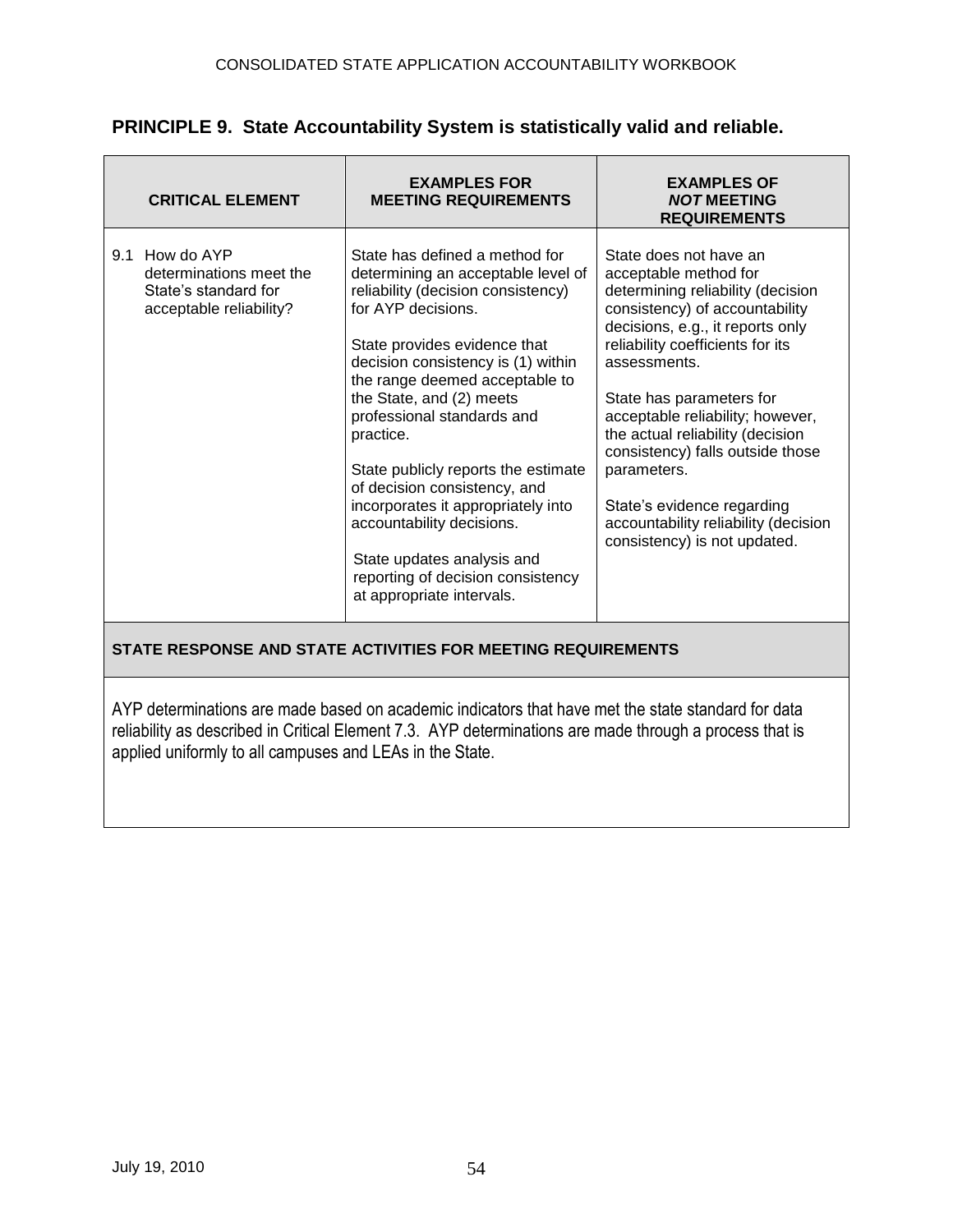## PRINCIPLE 9. State Accountability System is statistically valid and reliable.

| CRITICAL ELEMENT | EXAMPLES FOR MEETING REQUIREMENTS | EXAMPLES OF *NOT* MEETING REQUIREMENTS |
|---|---|---|
| 9.1 How do AYP determinations meet the State's standard for acceptable reliability? | State has defined a method for determining an acceptable level of reliability (decision consistency) for AYP decisions.<br><br>State provides evidence that decision consistency is (1) within the range deemed acceptable to the State, and (2) meets professional standards and practice.<br><br>State publicly reports the estimate of decision consistency, and incorporates it appropriately into accountability decisions.<br><br>State updates analysis and reporting of decision consistency at appropriate intervals. | State does not have an acceptable method for determining reliability (decision consistency) of accountability decisions, e.g., it reports only reliability coefficients for its assessments.<br><br>State has parameters for acceptable reliability; however, the actual reliability (decision consistency) falls outside those parameters.<br><br>State's evidence regarding accountability reliability (decision consistency) is not updated. |

**STATE RESPONSE AND STATE ACTIVITIES FOR MEETING REQUIREMENTS**

AYP determinations are made based on academic indicators that have met the state standard for data reliability as described in Critical Element 7.3. AYP determinations are made through a process that is applied uniformly to all campuses and LEAs in the State.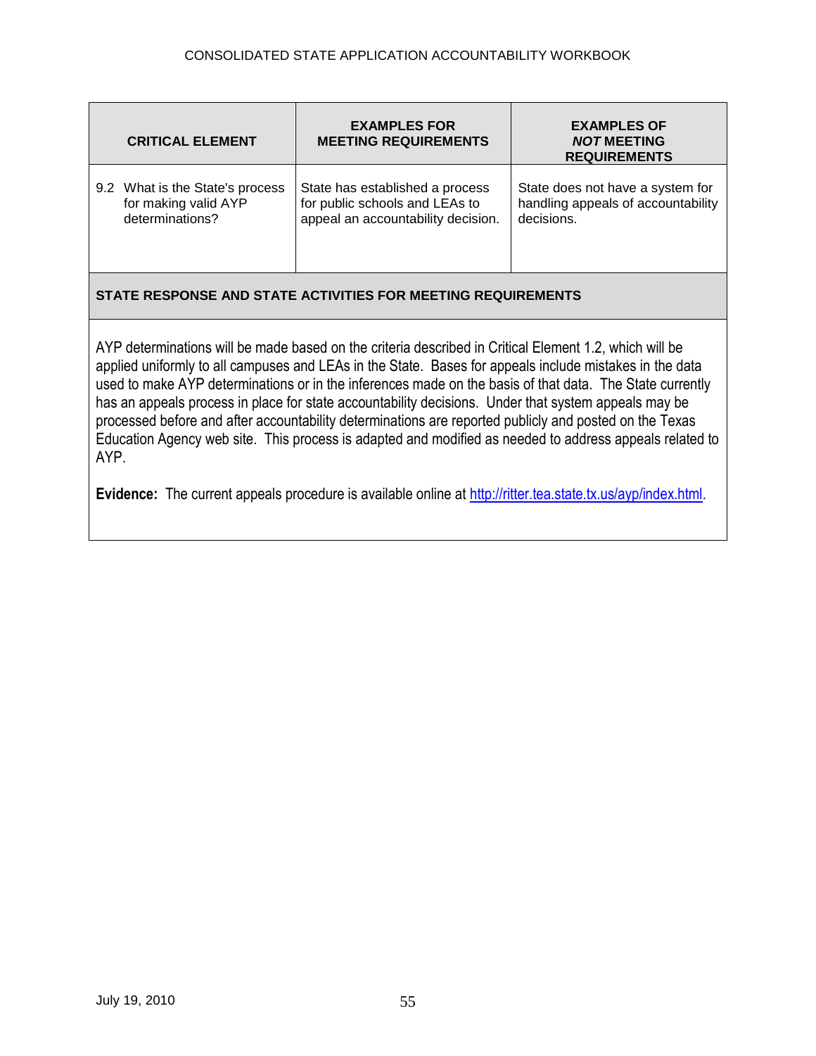| CRITICAL ELEMENT | EXAMPLES FOR MEETING REQUIREMENTS | EXAMPLES OF *NOT* MEETING REQUIREMENTS |
|---|---|---|
| 9.2 What is the State's process for making valid AYP determinations? | State has established a process for public schools and LEAs to appeal an accountability decision. | State does not have a system for handling appeals of accountability decisions. |

**STATE RESPONSE AND STATE ACTIVITIES FOR MEETING REQUIREMENTS**

AYP determinations will be made based on the criteria described in Critical Element 1.2, which will be applied uniformly to all campuses and LEAs in the State. Bases for appeals include mistakes in the data used to make AYP determinations or in the inferences made on the basis of that data. The State currently has an appeals process in place for state accountability decisions. Under that system appeals may be processed before and after accountability determinations are reported publicly and posted on the Texas Education Agency web site. This process is adapted and modified as needed to address appeals related to AYP.

**Evidence:** The current appeals procedure is available online at http://ritter.tea.state.tx.us/ayp/index.html.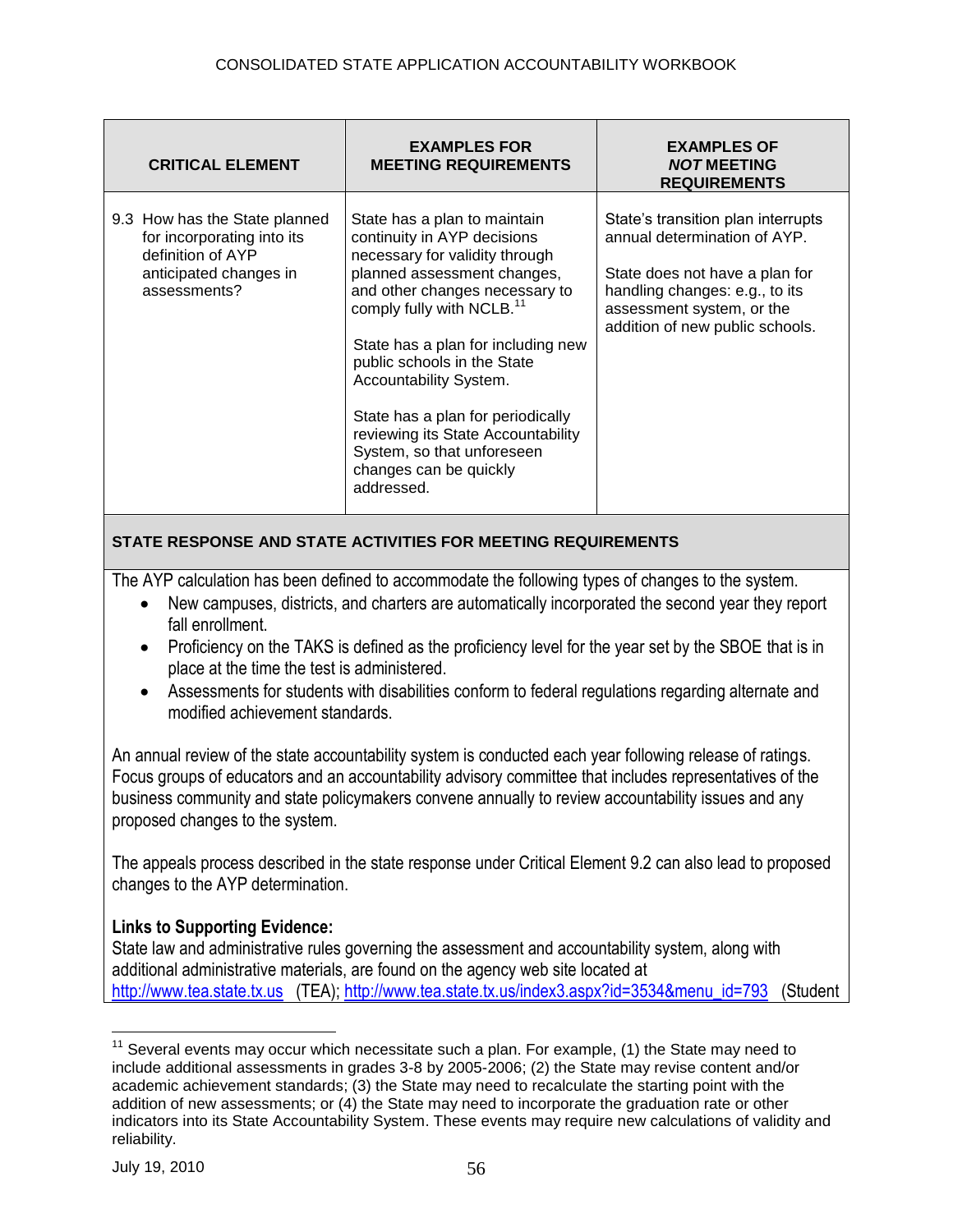| CRITICAL ELEMENT | EXAMPLES FOR MEETING REQUIREMENTS | EXAMPLES OF *NOT* MEETING REQUIREMENTS |
|---|---|---|
| 9.3 How has the State planned for incorporating into its definition of AYP anticipated changes in assessments? | State has a plan to maintain continuity in AYP decisions necessary for validity through planned assessment changes, and other changes necessary to comply fully with NCLB.[11]<br><br>State has a plan for including new public schools in the State Accountability System.<br><br>State has a plan for periodically reviewing its State Accountability System, so that unforeseen changes can be quickly addressed. | State's transition plan interrupts annual determination of AYP.<br><br>State does not have a plan for handling changes: e.g., to its assessment system, or the addition of new public schools. |

**STATE RESPONSE AND STATE ACTIVITIES FOR MEETING REQUIREMENTS**

The AYP calculation has been defined to accommodate the following types of changes to the system.

- New campuses, districts, and charters are automatically incorporated the second year they report fall enrollment.
- Proficiency on the TAKS is defined as the proficiency level for the year set by the SBOE that is in place at the time the test is administered.
- Assessments for students with disabilities conform to federal regulations regarding alternate and modified achievement standards.

An annual review of the state accountability system is conducted each year following release of ratings. Focus groups of educators and an accountability advisory committee that includes representatives of the business community and state policymakers convene annually to review accountability issues and any proposed changes to the system.

The appeals process described in the state response under Critical Element 9.2 can also lead to proposed changes to the AYP determination.

**Links to Supporting Evidence:**

State law and administrative rules governing the assessment and accountability system, along with additional administrative materials, are found on the agency web site located at http://www.tea.state.tx.us (TEA); http://www.tea.state.tx.us/index3.aspx?id=3534&menu_id=793 (Student

[11] Several events may occur which necessitate such a plan. For example, (1) the State may need to include additional assessments in grades 3-8 by 2005-2006; (2) the State may revise content and/or academic achievement standards; (3) the State may need to recalculate the starting point with the addition of new assessments; or (4) the State may need to incorporate the graduation rate or other indicators into its State Accountability System. These events may require new calculations of validity and reliability.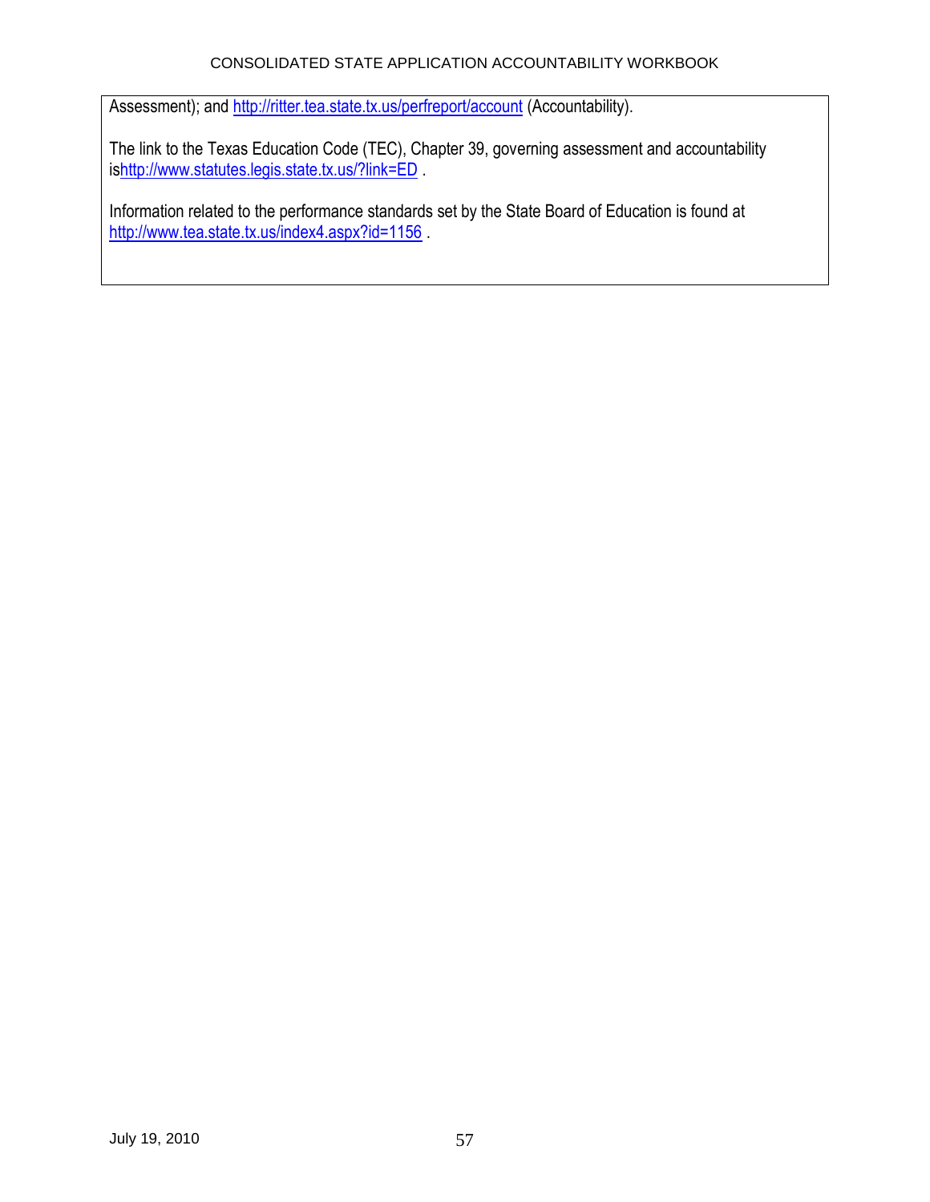Assessment); and http://ritter.tea.state.tx.us/perfreport/account (Accountability).

The link to the Texas Education Code (TEC), Chapter 39, governing assessment and accountability ishttp://www.statutes.legis.state.tx.us/?link=ED .

Information related to the performance standards set by the State Board of Education is found at http://www.tea.state.tx.us/index4.aspx?id=1156 .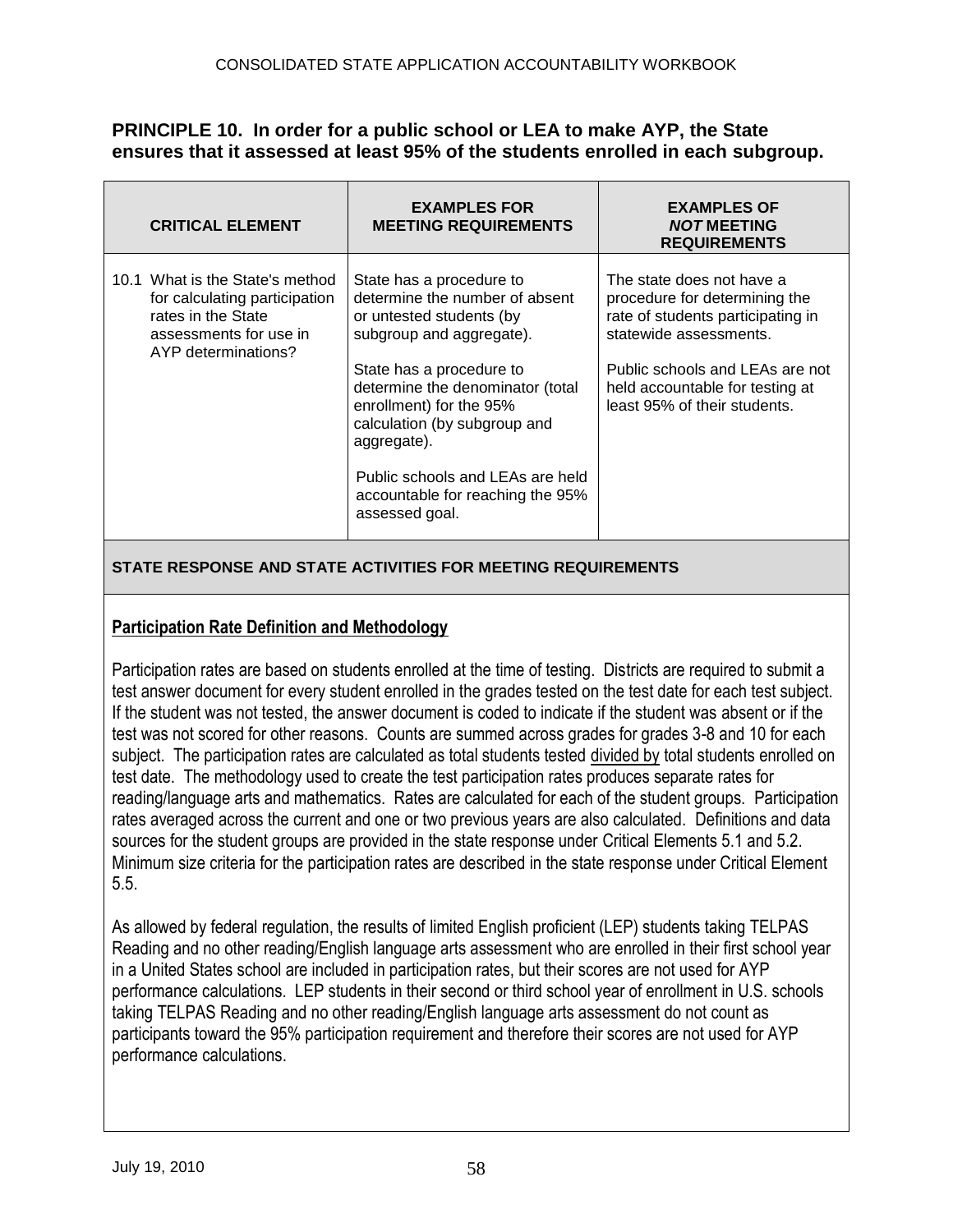## PRINCIPLE 10. In order for a public school or LEA to make AYP, the State ensures that it assessed at least 95% of the students enrolled in each subgroup.

| CRITICAL ELEMENT | EXAMPLES FOR MEETING REQUIREMENTS | EXAMPLES OF *NOT* MEETING REQUIREMENTS |
|---|---|---|
| 10.1 What is the State's method for calculating participation rates in the State assessments for use in AYP determinations? | State has a procedure to determine the number of absent or untested students (by subgroup and aggregate).<br><br>State has a procedure to determine the denominator (total enrollment) for the 95% calculation (by subgroup and aggregate).<br><br>Public schools and LEAs are held accountable for reaching the 95% assessed goal. | The state does not have a procedure for determining the rate of students participating in statewide assessments.<br><br>Public schools and LEAs are not held accountable for testing at least 95% of their students. |

**STATE RESPONSE AND STATE ACTIVITIES FOR MEETING REQUIREMENTS**

**Participation Rate Definition and Methodology**

Participation rates are based on students enrolled at the time of testing. Districts are required to submit a test answer document for every student enrolled in the grades tested on the test date for each test subject. If the student was not tested, the answer document is coded to indicate if the student was absent or if the test was not scored for other reasons. Counts are summed across grades for grades 3-8 and 10 for each subject. The participation rates are calculated as total students tested divided by total students enrolled on test date. The methodology used to create the test participation rates produces separate rates for reading/language arts and mathematics. Rates are calculated for each of the student groups. Participation rates averaged across the current and one or two previous years are also calculated. Definitions and data sources for the student groups are provided in the state response under Critical Elements 5.1 and 5.2. Minimum size criteria for the participation rates are described in the state response under Critical Element 5.5.

As allowed by federal regulation, the results of limited English proficient (LEP) students taking TELPAS Reading and no other reading/English language arts assessment who are enrolled in their first school year in a United States school are included in participation rates, but their scores are not used for AYP performance calculations. LEP students in their second or third school year of enrollment in U.S. schools taking TELPAS Reading and no other reading/English language arts assessment do not count as participants toward the 95% participation requirement and therefore their scores are not used for AYP performance calculations.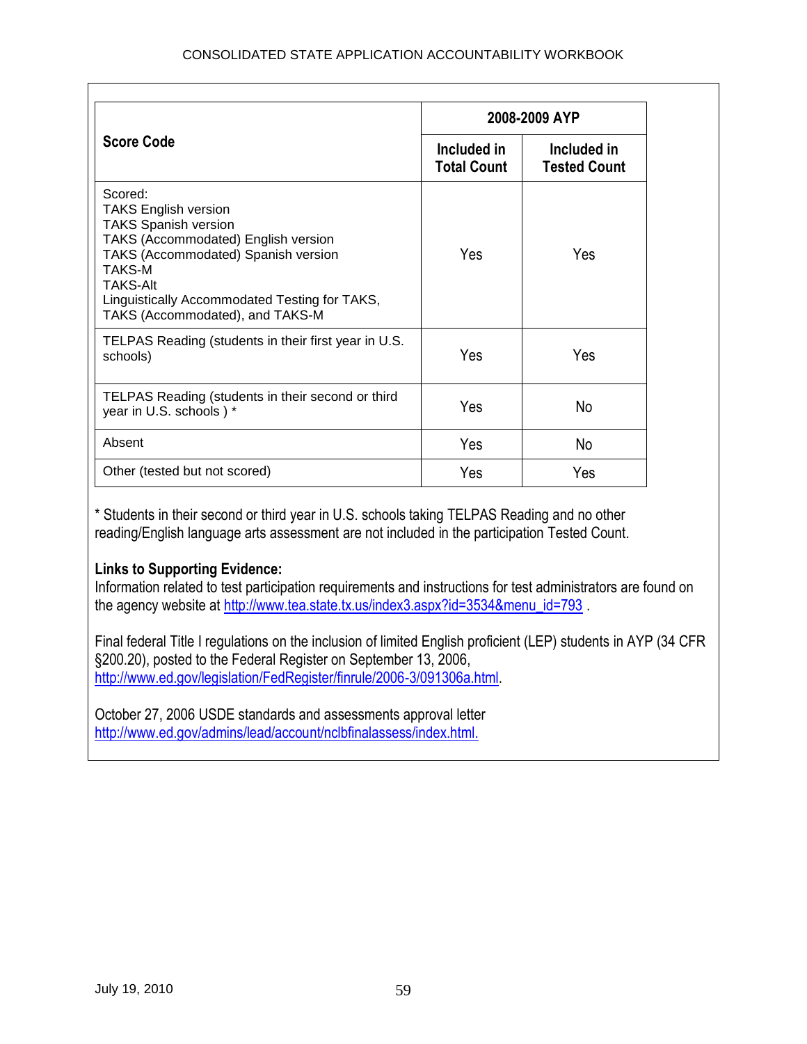| Score Code | 2008-2009 AYP | |
|---|---|---|
| | Included in Total Count | Included in Tested Count |
| Scored:<br>TAKS English version<br>TAKS Spanish version<br>TAKS (Accommodated) English version<br>TAKS (Accommodated) Spanish version<br>TAKS-M<br>TAKS-Alt<br>Linguistically Accommodated Testing for TAKS, TAKS (Accommodated), and TAKS-M | Yes | Yes |
| TELPAS Reading (students in their first year in U.S. schools) | Yes | Yes |
| TELPAS Reading (students in their second or third year in U.S. schools ) * | Yes | No |
| Absent | Yes | No |
| Other (tested but not scored) | Yes | Yes |

* Students in their second or third year in U.S. schools taking TELPAS Reading and no other reading/English language arts assessment are not included in the participation Tested Count.

**Links to Supporting Evidence:**
Information related to test participation requirements and instructions for test administrators are found on the agency website at http://www.tea.state.tx.us/index3.aspx?id=3534&menu_id=793 .

Final federal Title I regulations on the inclusion of limited English proficient (LEP) students in AYP (34 CFR §200.20), posted to the Federal Register on September 13, 2006, http://www.ed.gov/legislation/FedRegister/finrule/2006-3/091306a.html.

October 27, 2006 USDE standards and assessments approval letter http://www.ed.gov/admins/lead/account/nclbfinalassess/index.html.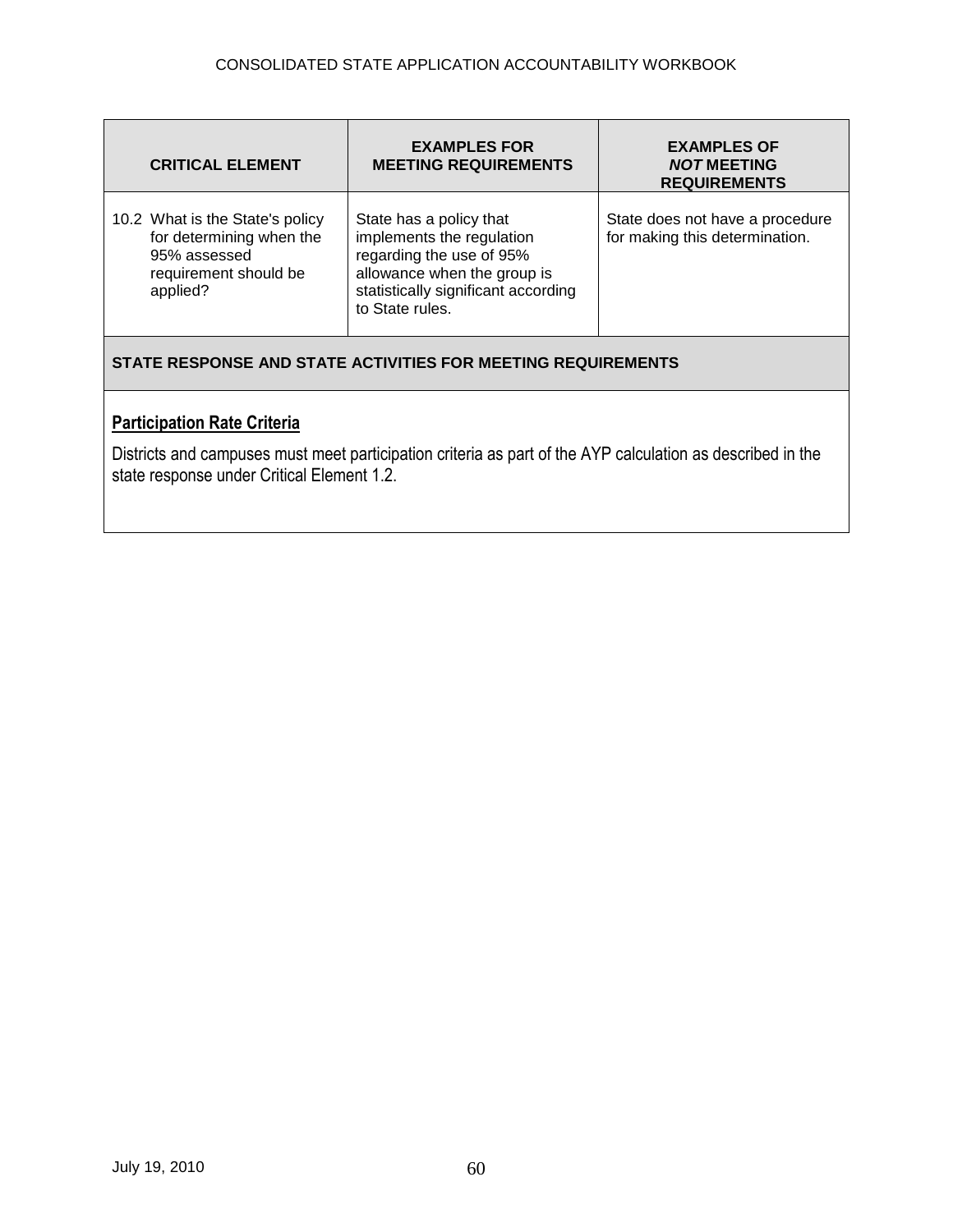| CRITICAL ELEMENT | EXAMPLES FOR MEETING REQUIREMENTS | EXAMPLES OF *NOT* MEETING REQUIREMENTS |
|---|---|---|
| 10.2 What is the State's policy for determining when the 95% assessed requirement should be applied? | State has a policy that implements the regulation regarding the use of 95% allowance when the group is statistically significant according to State rules. | State does not have a procedure for making this determination. |

**STATE RESPONSE AND STATE ACTIVITIES FOR MEETING REQUIREMENTS**

**<u>Participation Rate Criteria</u>**

Districts and campuses must meet participation criteria as part of the AYP calculation as described in the state response under Critical Element 1.2.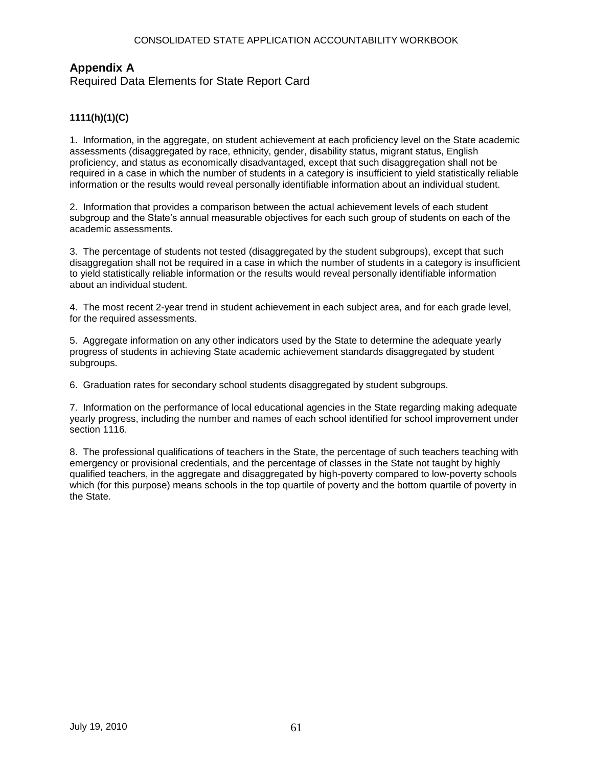## Appendix A

Required Data Elements for State Report Card

**1111(h)(1)(C)**

1. Information, in the aggregate, on student achievement at each proficiency level on the State academic assessments (disaggregated by race, ethnicity, gender, disability status, migrant status, English proficiency, and status as economically disadvantaged, except that such disaggregation shall not be required in a case in which the number of students in a category is insufficient to yield statistically reliable information or the results would reveal personally identifiable information about an individual student.

2. Information that provides a comparison between the actual achievement levels of each student subgroup and the State's annual measurable objectives for each such group of students on each of the academic assessments.

3. The percentage of students not tested (disaggregated by the student subgroups), except that such disaggregation shall not be required in a case in which the number of students in a category is insufficient to yield statistically reliable information or the results would reveal personally identifiable information about an individual student.

4. The most recent 2-year trend in student achievement in each subject area, and for each grade level, for the required assessments.

5. Aggregate information on any other indicators used by the State to determine the adequate yearly progress of students in achieving State academic achievement standards disaggregated by student subgroups.

6. Graduation rates for secondary school students disaggregated by student subgroups.

7. Information on the performance of local educational agencies in the State regarding making adequate yearly progress, including the number and names of each school identified for school improvement under section 1116.

8. The professional qualifications of teachers in the State, the percentage of such teachers teaching with emergency or provisional credentials, and the percentage of classes in the State not taught by highly qualified teachers, in the aggregate and disaggregated by high-poverty compared to low-poverty schools which (for this purpose) means schools in the top quartile of poverty and the bottom quartile of poverty in the State.